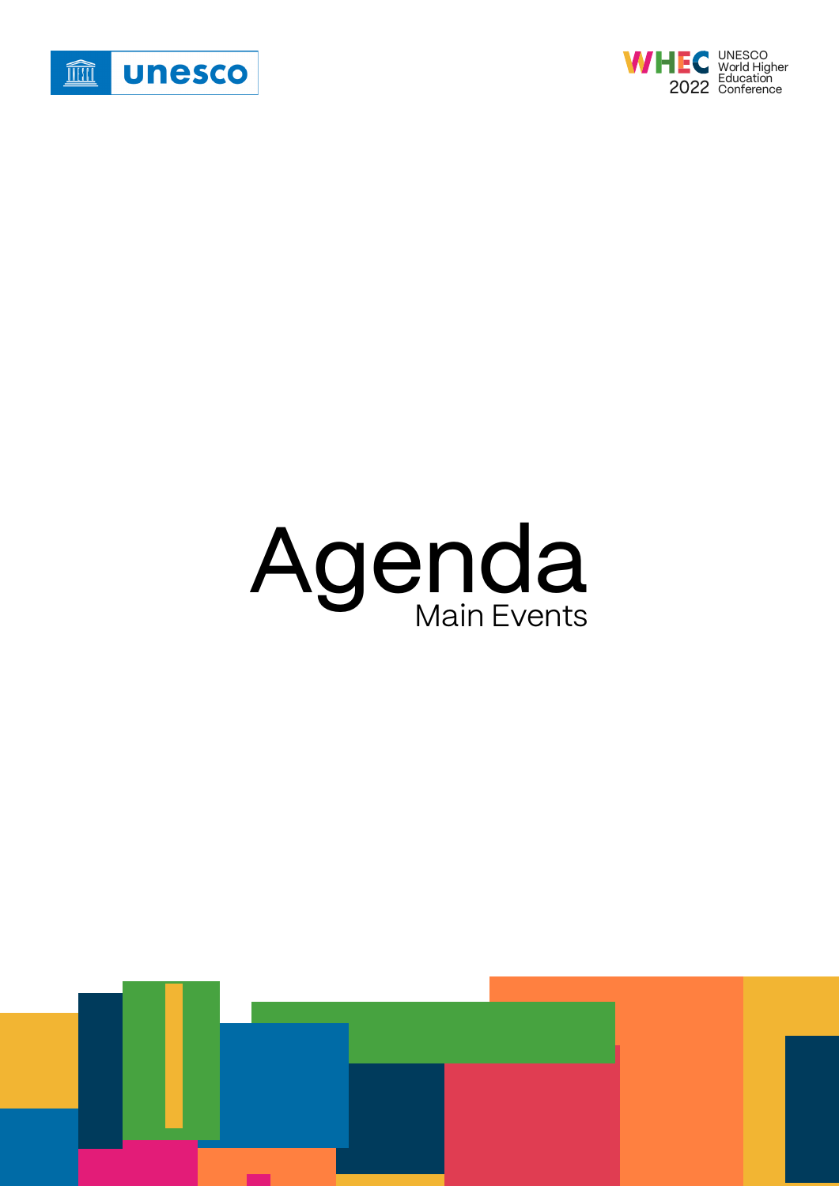unesco

WHEC 2022 UNESCO World Higher Education Conference

# Agenda

## Main Events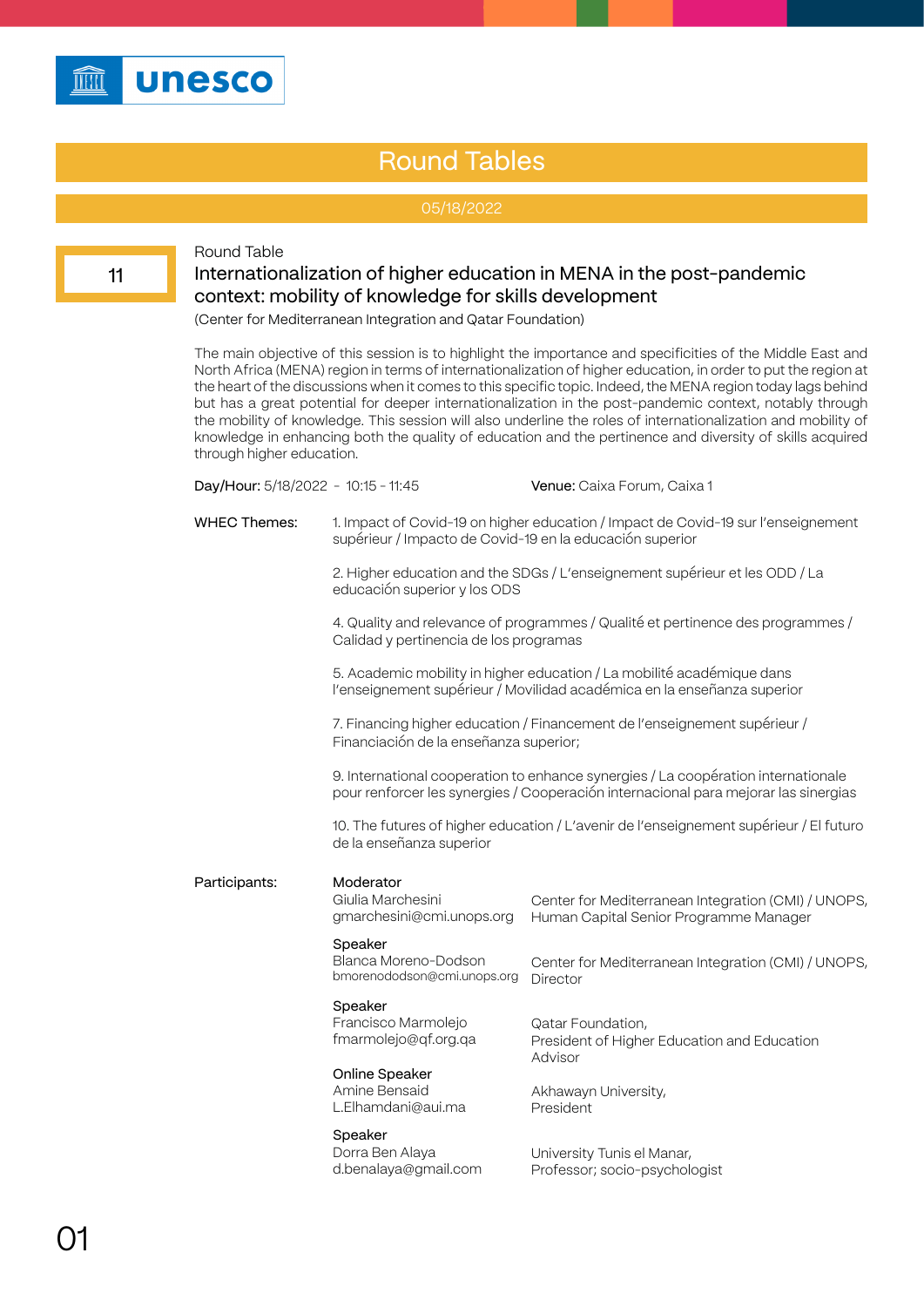# Round Tables

05/18/2022

**11**

Round Table

## Internationalization of higher education in MENA in the post-pandemic context: mobility of knowledge for skills development

(Center for Mediterranean Integration and Qatar Foundation)

The main objective of this session is to highlight the importance and specificities of the Middle East and North Africa (MENA) region in terms of internationalization of higher education, in order to put the region at the heart of the discussions when it comes to this specific topic. Indeed, the MENA region today lags behind but has a great potential for deeper internationalization in the post-pandemic context, notably through the mobility of knowledge. This session will also underline the roles of internationalization and mobility of knowledge in enhancing both the quality of education and the pertinence and diversity of skills acquired through higher education.

**Day/Hour:** 5/18/2022 - 10:15 - 11:45

**Venue:** Caixa Forum, Caixa 1

**WHEC Themes:**

1. Impact of Covid-19 on higher education / Impact de Covid-19 sur l'enseignement supérieur / Impacto de Covid-19 en la educación superior

2. Higher education and the SDGs / L'enseignement supérieur et les ODD / La educación superior y los ODS

4. Quality and relevance of programmes / Qualité et pertinence des programmes / Calidad y pertinencia de los programas

5. Academic mobility in higher education / La mobilité académique dans l'enseignement supérieur / Movilidad académica en la enseñanza superior

7. Financing higher education / Financement de l'enseignement supérieur / Financiación de la enseñanza superior;

9. International cooperation to enhance synergies / La coopération internationale pour renforcer les synergies / Cooperación internacional para mejorar las sinergias

10. The futures of higher education / L'avenir de l'enseignement supérieur / El futuro de la enseñanza superior

**Participants:**

Moderator
Giulia Marchesini
gmarchesini@cmi.unops.org
Center for Mediterranean Integration (CMI) / UNOPS, Human Capital Senior Programme Manager

Speaker
Blanca Moreno-Dodson
bmorenododson@cmi.unops.org
Center for Mediterranean Integration (CMI) / UNOPS, Director

Speaker
Francisco Marmolejo
fmarmolejo@qf.org.qa
Qatar Foundation, President of Higher Education and Education Advisor

Online Speaker
Amine Bensaid
L.Elhamdani@aui.ma
Akhawayn University, President

Speaker
Dorra Ben Alaya
d.benalaya@gmail.com
University Tunis el Manar, Professor; socio-psychologist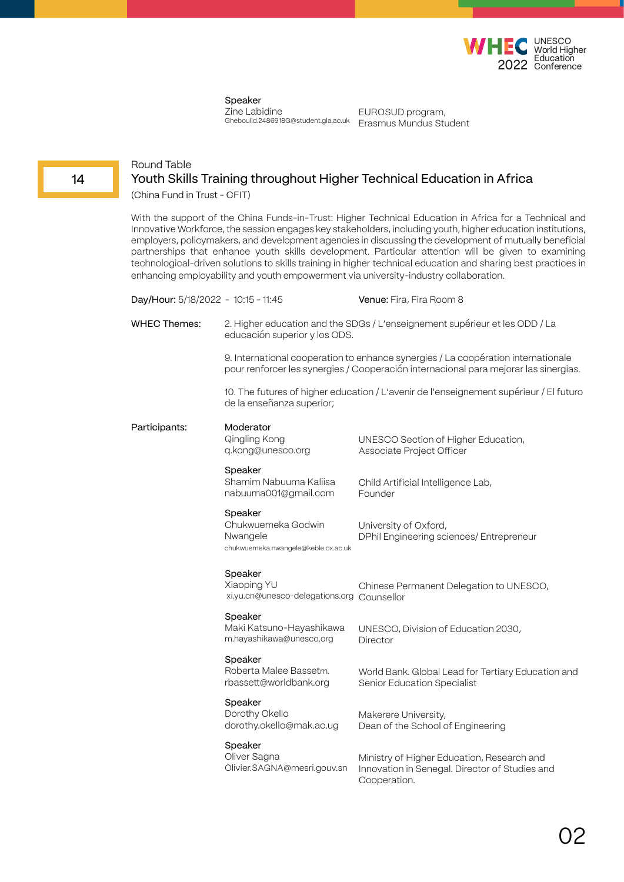Speaker
Zine Labidine
Gheboulid.2486918G@student.gla.ac.uk
EUROSUD program,
Erasmus Mundus Student

## 14

Round Table

## Youth Skills Training throughout Higher Technical Education in Africa

(China Fund in Trust - CFIT)

With the support of the China Funds-in-Trust: Higher Technical Education in Africa for a Technical and Innovative Workforce, the session engages key stakeholders, including youth, higher education institutions, employers, policymakers, and development agencies in discussing the development of mutually beneficial partnerships that enhance youth skills development. Particular attention will be given to examining technological-driven solutions to skills training in higher technical education and sharing best practices in enhancing employability and youth empowerment via university-industry collaboration.

**Day/Hour:** 5/18/2022 - 10:15 - 11:45

**Venue:** Fira, Fira Room 8

**WHEC Themes:**

2. Higher education and the SDGs / L'enseignement supérieur et les ODD / La educación superior y los ODS.

9. International cooperation to enhance synergies / La coopération internationale pour renforcer les synergies / Cooperación internacional para mejorar las sinergias.

10. The futures of higher education / L'avenir de l'enseignement supérieur / El futuro de la enseñanza superior;

**Participants:**

Moderator
Qingling Kong
q.kong@unesco.org
UNESCO Section of Higher Education, Associate Project Officer

Speaker
Shamim Nabuuma Kaliisa
nabuuma001@gmail.com
Child Artificial Intelligence Lab, Founder

Speaker
Chukwuemeka Godwin Nwangele
chukwuemeka.nwangele@keble.ox.ac.uk
University of Oxford, DPhil Engineering sciences/ Entrepreneur

Speaker
Xiaoping YU
xi.yu.cn@unesco-delegations.org
Chinese Permanent Delegation to UNESCO, Counsellor

Speaker
Maki Katsuno-Hayashikawa
m.hayashikawa@unesco.org
UNESCO, Division of Education 2030, Director

Speaker
Roberta Malee Bassetm.
rbassett@worldbank.org
World Bank. Global Lead for Tertiary Education and Senior Education Specialist

Speaker
Dorothy Okello
dorothy.okello@mak.ac.ug
Makerere University, Dean of the School of Engineering

Speaker
Oliver Sagna
Olivier.SAGNA@mesri.gouv.sn
Ministry of Higher Education, Research and Innovation in Senegal. Director of Studies and Cooperation.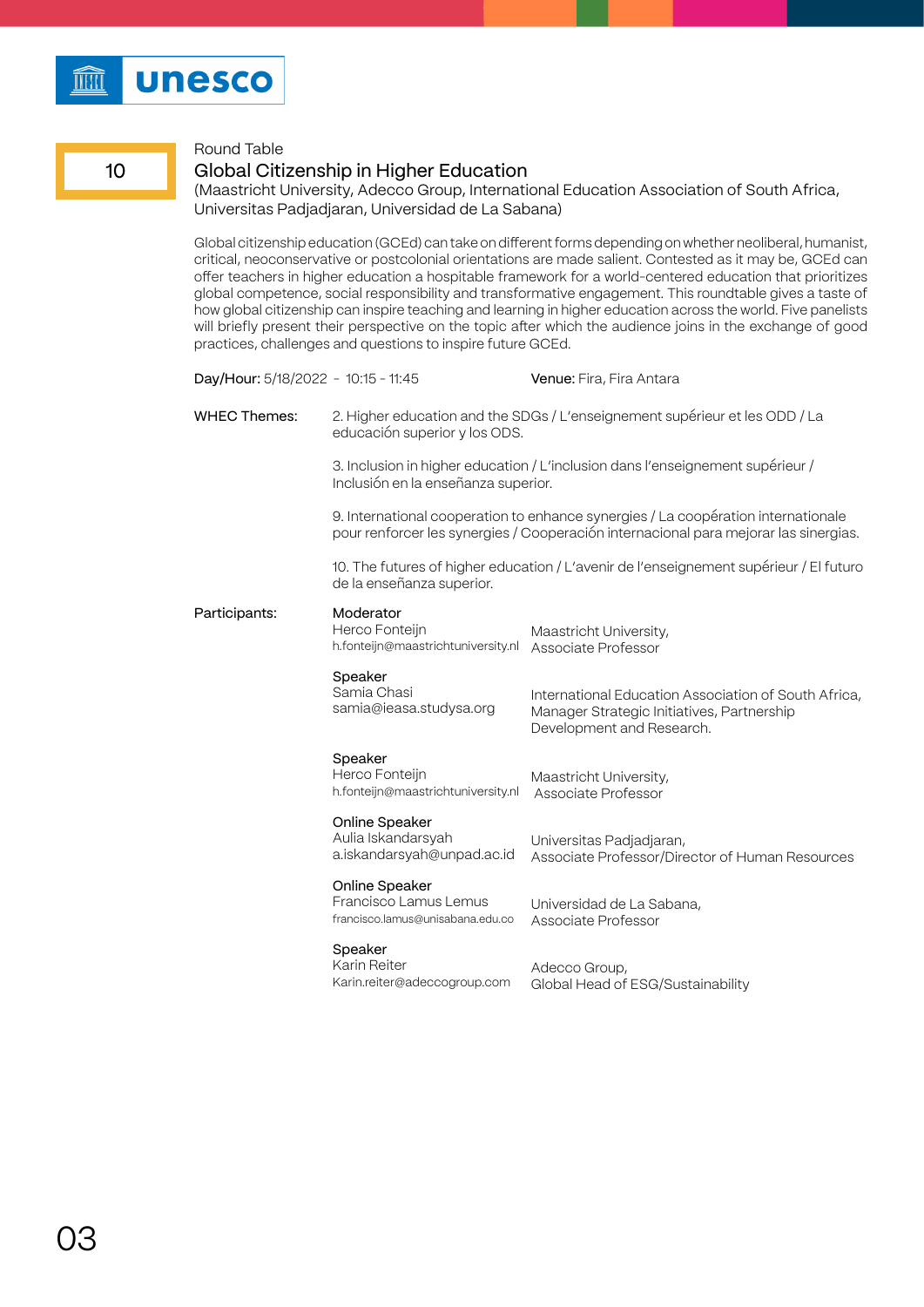10

Round Table

## Global Citizenship in Higher Education

(Maastricht University, Adecco Group, International Education Association of South Africa, Universitas Padjadjaran, Universidad de La Sabana)

Global citizenship education (GCEd) can take on different forms depending on whether neoliberal, humanist, critical, neoconservative or postcolonial orientations are made salient. Contested as it may be, GCEd can offer teachers in higher education a hospitable framework for a world-centered education that prioritizes global competence, social responsibility and transformative engagement. This roundtable gives a taste of how global citizenship can inspire teaching and learning in higher education across the world. Five panelists will briefly present their perspective on the topic after which the audience joins in the exchange of good practices, challenges and questions to inspire future GCEd.

**Day/Hour:** 5/18/2022 - 10:15 - 11:45 **Venue:** Fira, Fira Antara

**WHEC Themes:**

2. Higher education and the SDGs / L'enseignement supérieur et les ODD / La educación superior y los ODS.

3. Inclusion in higher education / L'inclusion dans l'enseignement supérieur / Inclusión en la enseñanza superior.

9. International cooperation to enhance synergies / La coopération internationale pour renforcer les synergies / Cooperación internacional para mejorar las sinergias.

10. The futures of higher education / L'avenir de l'enseignement supérieur / El futuro de la enseñanza superior.

**Participants:**

| | |
|---|---|
| Moderator<br>Herco Fonteijn<br>h.fonteijn@maastrichtuniversity.nl | Maastricht University,<br>Associate Professor |
| Speaker<br>Samia Chasi<br>samia@ieasa.studysa.org | International Education Association of South Africa,<br>Manager Strategic Initiatives, Partnership Development and Research. |
| Speaker<br>Herco Fonteijn<br>h.fonteijn@maastrichtuniversity.nl | Maastricht University,<br>Associate Professor |
| Online Speaker<br>Aulia Iskandarsyah<br>a.iskandarsyah@unpad.ac.id | Universitas Padjadjaran,<br>Associate Professor/Director of Human Resources |
| Online Speaker<br>Francisco Lamus Lemus<br>francisco.lamus@unisabana.edu.co | Universidad de La Sabana,<br>Associate Professor |
| Speaker<br>Karin Reiter<br>Karin.reiter@adeccogroup.com | Adecco Group,<br>Global Head of ESG/Sustainability |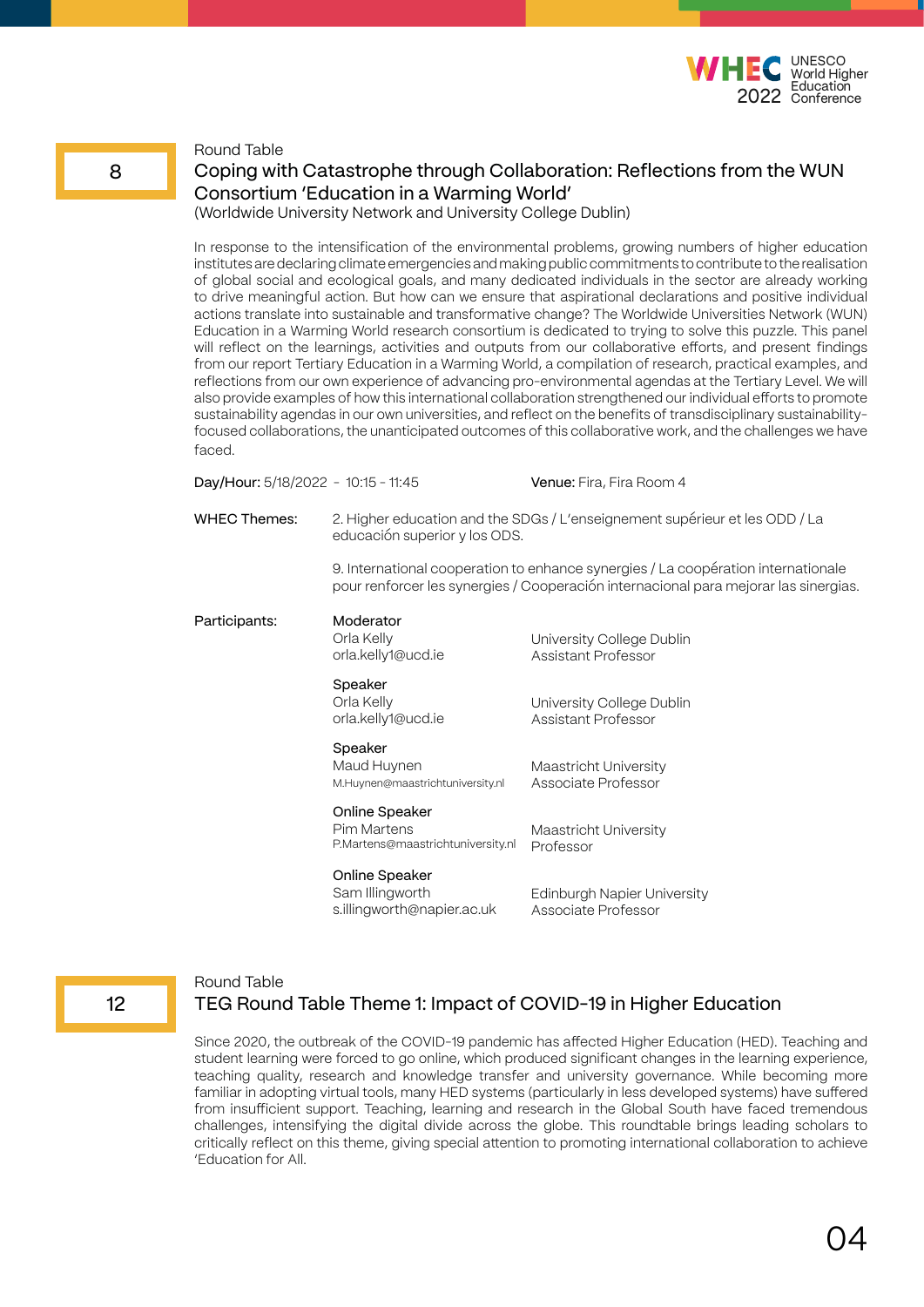**8**

Round Table

## Coping with Catastrophe through Collaboration: Reflections from the WUN Consortium 'Education in a Warming World'

(Worldwide University Network and University College Dublin)

In response to the intensification of the environmental problems, growing numbers of higher education institutes are declaring climate emergencies and making public commitments to contribute to the realisation of global social and ecological goals, and many dedicated individuals in the sector are already working to drive meaningful action. But how can we ensure that aspirational declarations and positive individual actions translate into sustainable and transformative change? The Worldwide Universities Network (WUN) Education in a Warming World research consortium is dedicated to trying to solve this puzzle. This panel will reflect on the learnings, activities and outputs from our collaborative efforts, and present findings from our report Tertiary Education in a Warming World, a compilation of research, practical examples, and reflections from our own experience of advancing pro-environmental agendas at the Tertiary Level. We will also provide examples of how this international collaboration strengthened our individual efforts to promote sustainability agendas in our own universities, and reflect on the benefits of transdisciplinary sustainability-focused collaborations, the unanticipated outcomes of this collaborative work, and the challenges we have faced.

**Day/Hour:** 5/18/2022 - 10:15 - 11:45

**Venue:** Fira, Fira Room 4

**WHEC Themes:**

2. Higher education and the SDGs / L'enseignement supérieur et les ODD / La educación superior y los ODS.

9. International cooperation to enhance synergies / La coopération internationale pour renforcer les synergies / Cooperación internacional para mejorar las sinergias.

**Participants:**

Moderator
Orla Kelly
orla.kelly1@ucd.ie
University College Dublin
Assistant Professor

Speaker
Orla Kelly
orla.kelly1@ucd.ie
University College Dublin
Assistant Professor

Speaker
Maud Huynen
M.Huynen@maastrichtuniversity.nl
Maastricht University
Associate Professor

Online Speaker
Pim Martens
P.Martens@maastrichtuniversity.nl
Maastricht University
Professor

Online Speaker
Sam Illingworth
s.illingworth@napier.ac.uk
Edinburgh Napier University
Associate Professor

**12**

Round Table

## TEG Round Table Theme 1: Impact of COVID-19 in Higher Education

Since 2020, the outbreak of the COVID-19 pandemic has affected Higher Education (HED). Teaching and student learning were forced to go online, which produced significant changes in the learning experience, teaching quality, research and knowledge transfer and university governance. While becoming more familiar in adopting virtual tools, many HED systems (particularly in less developed systems) have suffered from insufficient support. Teaching, learning and research in the Global South have faced tremendous challenges, intensifying the digital divide across the globe. This roundtable brings leading scholars to critically reflect on this theme, giving special attention to promoting international collaboration to achieve 'Education for All.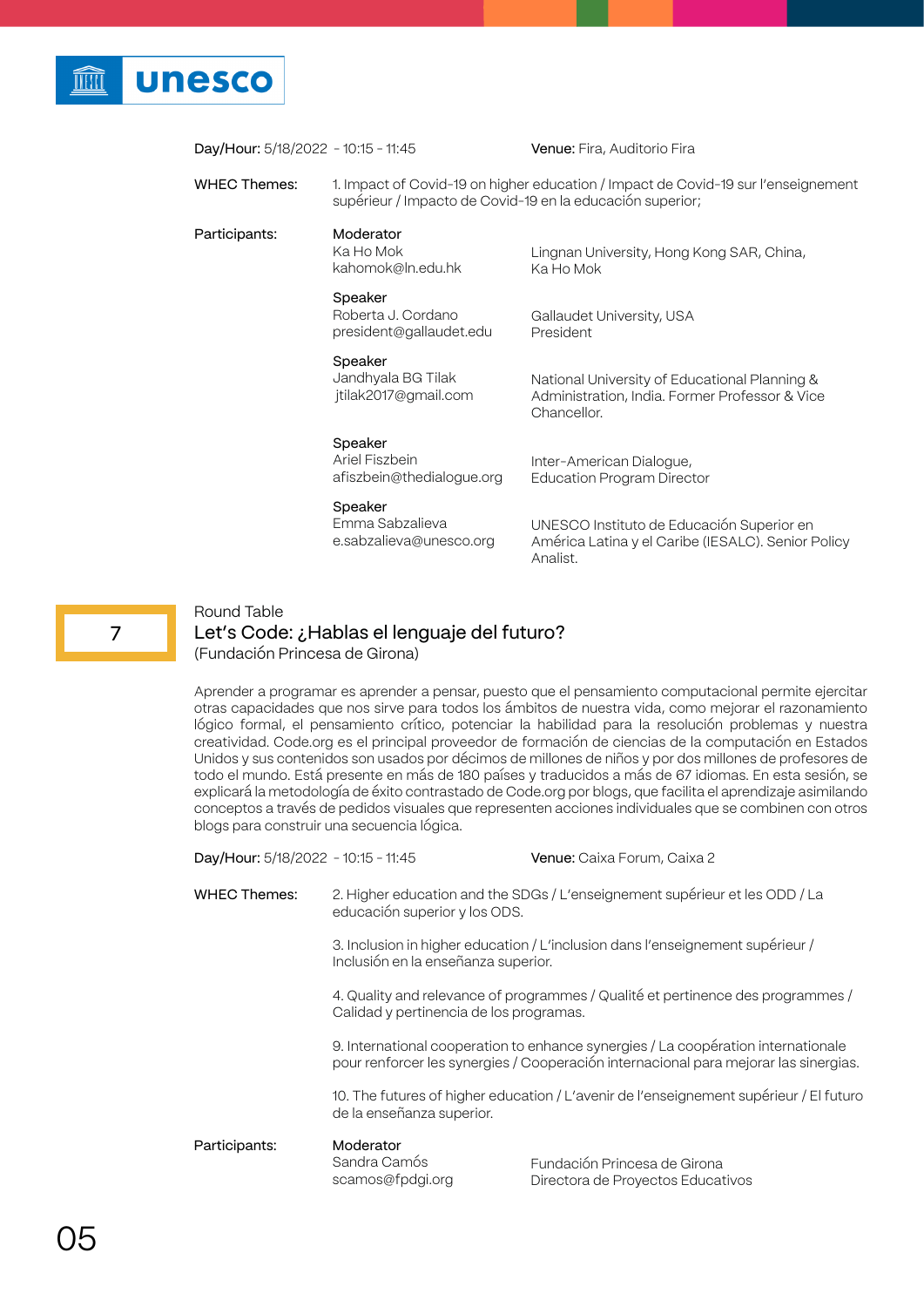**Day/Hour:** 5/18/2022 - 10:15 - 11:45 **Venue:** Fira, Auditorio Fira

**WHEC Themes:** 1. Impact of Covid-19 on higher education / Impact de Covid-19 sur l'enseignement supérieur / Impacto de Covid-19 en la educación superior;

**Participants:**

| | |
|---|---|
| Moderator<br>Ka Ho Mok<br>kahomok@ln.edu.hk | Lingnan University, Hong Kong SAR, China, Ka Ho Mok |
| Speaker<br>Roberta J. Cordano<br>president@gallaudet.edu | Gallaudet University, USA<br>President |
| Speaker<br>Jandhyala BG Tilak<br>jtilak2017@gmail.com | National University of Educational Planning & Administration, India. Former Professor & Vice Chancellor. |
| Speaker<br>Ariel Fiszbein<br>afiszbein@thedialogue.org | Inter-American Dialogue,<br>Education Program Director |
| Speaker<br>Emma Sabzalieva<br>e.sabzalieva@unesco.org | UNESCO Instituto de Educación Superior en América Latina y el Caribe (IESALC). Senior Policy Analist. |

7

Round Table

## Let's Code: ¿Hablas el lenguaje del futuro?

(Fundación Princesa de Girona)

Aprender a programar es aprender a pensar, puesto que el pensamiento computacional permite ejercitar otras capacidades que nos sirve para todos los ámbitos de nuestra vida, como mejorar el razonamiento lógico formal, el pensamiento crítico, potenciar la habilidad para la resolución problemas y nuestra creatividad. Code.org es el principal proveedor de formación de ciencias de la computación en Estados Unidos y sus contenidos son usados por décimos de millones de niños y por dos millones de profesores de todo el mundo. Está presente en más de 180 países y traducidos a más de 67 idiomas. En esta sesión, se explicará la metodología de éxito contrastado de Code.org por blogs, que facilita el aprendizaje asimilando conceptos a través de pedidos visuales que representen acciones individuales que se combinen con otros blogs para construir una secuencia lógica.

**Day/Hour:** 5/18/2022 - 10:15 - 11:45 **Venue:** Caixa Forum, Caixa 2

**WHEC Themes:**

2. Higher education and the SDGs / L'enseignement supérieur et les ODD / La educación superior y los ODS.

3. Inclusion in higher education / L'inclusion dans l'enseignement supérieur / Inclusión en la enseñanza superior.

4. Quality and relevance of programmes / Qualité et pertinence des programmes / Calidad y pertinencia de los programas.

9. International cooperation to enhance synergies / La coopération internationale pour renforcer les synergies / Cooperación internacional para mejorar las sinergias.

10. The futures of higher education / L'avenir de l'enseignement supérieur / El futuro de la enseñanza superior.

**Participants:**

| | |
|---|---|
| Moderator<br>Sandra Camós<br>scamos@fpdgi.org | Fundación Princesa de Girona<br>Directora de Proyectos Educativos |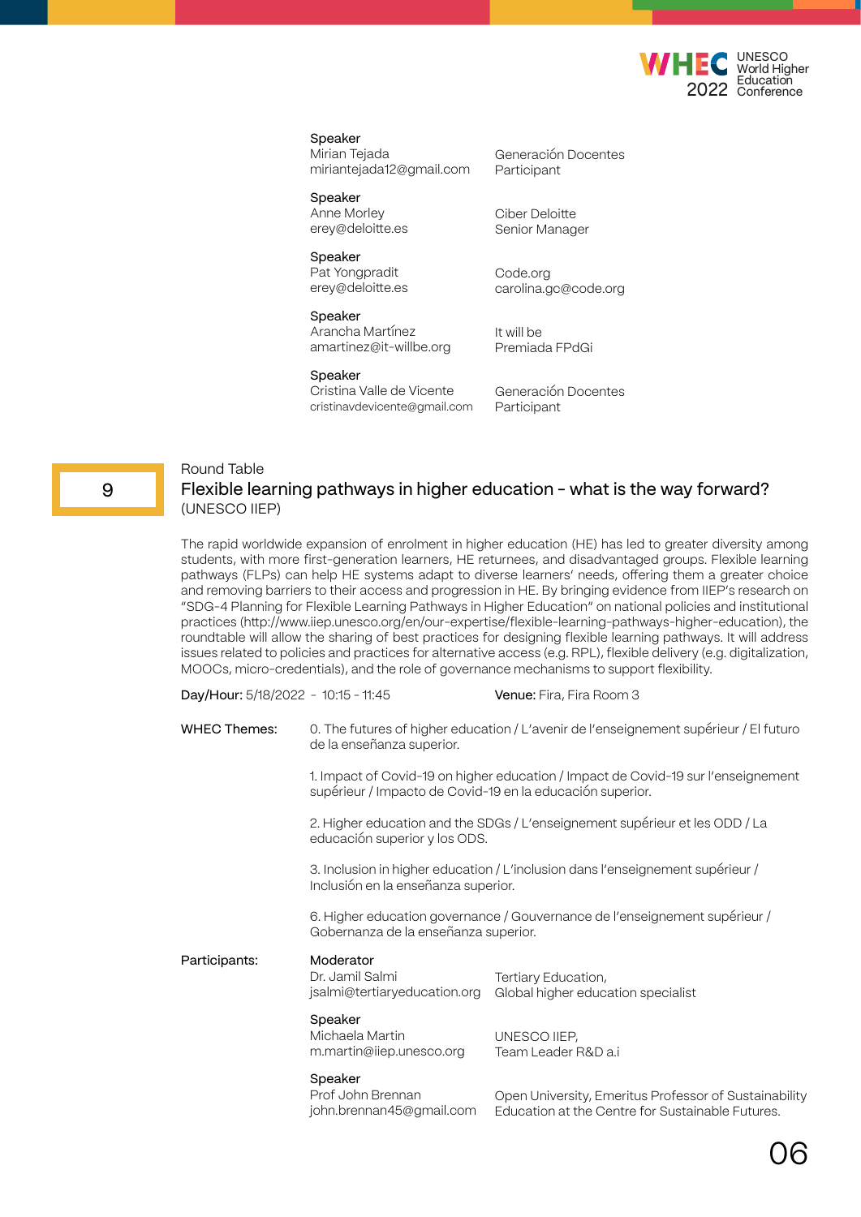Speaker
Mirian Tejada
miriantejada12@gmail.com

Generación Docentes
Participant

Speaker
Anne Morley
erey@deloitte.es

Ciber Deloitte
Senior Manager

Speaker
Pat Yongpradit
erey@deloitte.es

Code.org
carolina.gc@code.org

Speaker
Arancha Martínez
amartinez@it-willbe.org

It will be
Premiada FPdGi

Speaker
Cristina Valle de Vicente
cristinavdevicente@gmail.com

Generación Docentes
Participant

## 9

Round Table

## Flexible learning pathways in higher education - what is the way forward?

(UNESCO IIEP)

The rapid worldwide expansion of enrolment in higher education (HE) has led to greater diversity among students, with more first-generation learners, HE returnees, and disadvantaged groups. Flexible learning pathways (FLPs) can help HE systems adapt to diverse learners' needs, offering them a greater choice and removing barriers to their access and progression in HE. By bringing evidence from IIEP's research on "SDG-4 Planning for Flexible Learning Pathways in Higher Education" on national policies and institutional practices (http://www.iiep.unesco.org/en/our-expertise/flexible-learning-pathways-higher-education), the roundtable will allow the sharing of best practices for designing flexible learning pathways. It will address issues related to policies and practices for alternative access (e.g. RPL), flexible delivery (e.g. digitalization, MOOCs, micro-credentials), and the role of governance mechanisms to support flexibility.

**Day/Hour:** 5/18/2022 - 10:15 - 11:45

**Venue:** Fira, Fira Room 3

**WHEC Themes:**

0. The futures of higher education / L'avenir de l'enseignement supérieur / El futuro de la enseñanza superior.

1. Impact of Covid-19 on higher education / Impact de Covid-19 sur l'enseignement supérieur / Impacto de Covid-19 en la educación superior.

2. Higher education and the SDGs / L'enseignement supérieur et les ODD / La educación superior y los ODS.

3. Inclusion in higher education / L'inclusion dans l'enseignement supérieur / Inclusión en la enseñanza superior.

6. Higher education governance / Gouvernance de l'enseignement supérieur / Gobernanza de la enseñanza superior.

**Participants:**

Moderator
Dr. Jamil Salmi
jsalmi@tertiaryeducation.org

Tertiary Education,
Global higher education specialist

Speaker
Michaela Martin
m.martin@iiep.unesco.org

UNESCO IIEP,
Team Leader R&D a.i

Speaker
Prof John Brennan
john.brennan45@gmail.com

Open University, Emeritus Professor of Sustainability Education at the Centre for Sustainable Futures.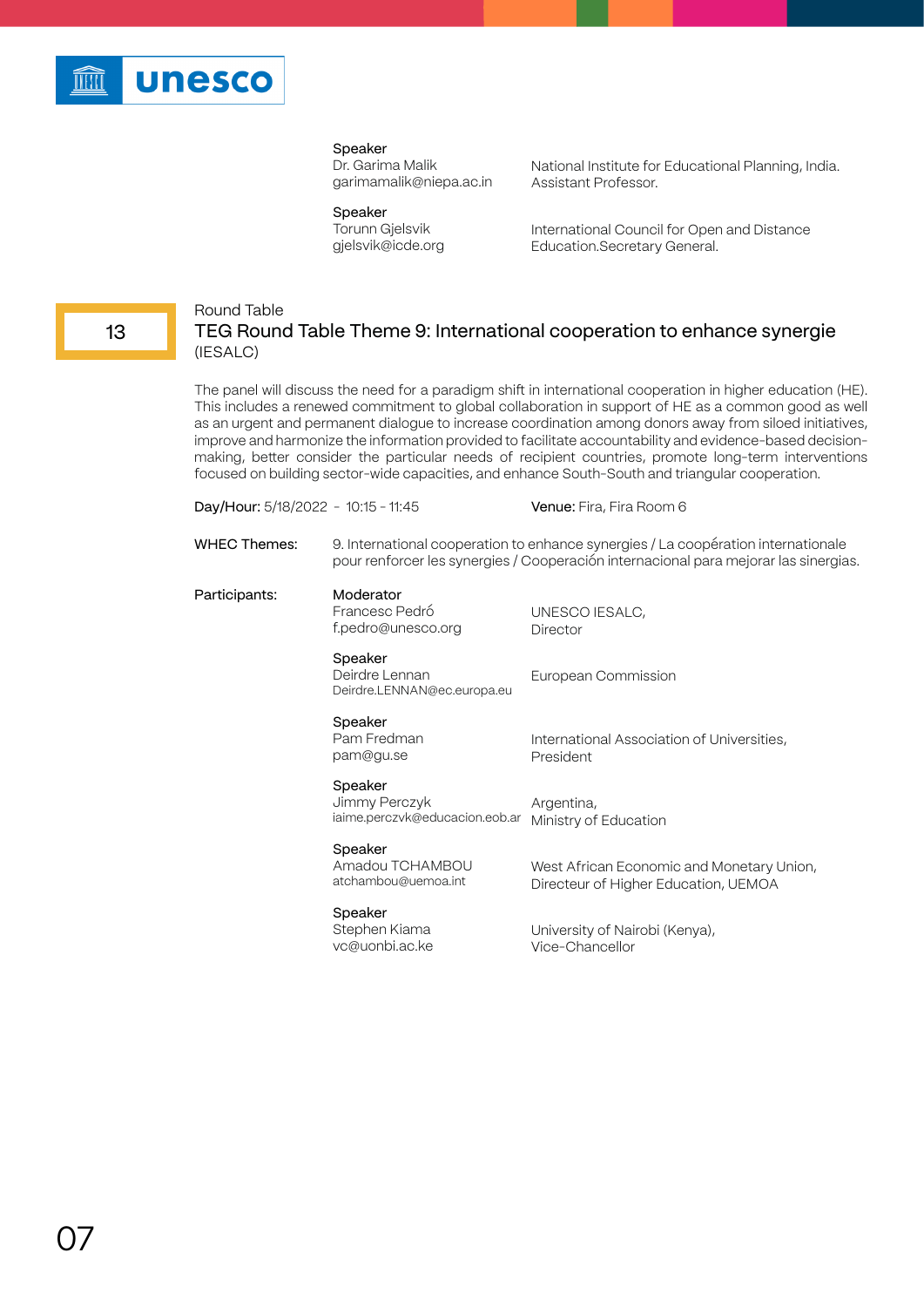Speaker
Dr. Garima Malik
garimamalik@niepa.ac.in

National Institute for Educational Planning, India. Assistant Professor.

Speaker
Torunn Gjelsvik
gjelsvik@icde.org

International Council for Open and Distance Education.Secretary General.

**13**

Round Table

## TEG Round Table Theme 9: International cooperation to enhance synergie

(IESALC)

The panel will discuss the need for a paradigm shift in international cooperation in higher education (HE). This includes a renewed commitment to global collaboration in support of HE as a common good as well as an urgent and permanent dialogue to increase coordination among donors away from siloed initiatives, improve and harmonize the information provided to facilitate accountability and evidence-based decision-making, better consider the particular needs of recipient countries, promote long-term interventions focused on building sector-wide capacities, and enhance South-South and triangular cooperation.

**Day/Hour:** 5/18/2022 - 10:15 - 11:45

**Venue:** Fira, Fira Room 6

**WHEC Themes:** 9. International cooperation to enhance synergies / La coopération internationale pour renforcer les synergies / Cooperación internacional para mejorar las sinergias.

**Participants:**

Moderator
Francesc Pedró
f.pedro@unesco.org

UNESCO IESALC,
Director

Speaker
Deirdre Lennan
Deirdre.LENNAN@ec.europa.eu

European Commission

Speaker
Pam Fredman
pam@gu.se

International Association of Universities,
President

Speaker
Jimmy Perczyk
jaime.perczyk@educacion.gob.ar

Argentina,
Ministry of Education

Speaker
Amadou TCHAMBOU
atchambou@uemoa.int

West African Economic and Monetary Union,
Directeur of Higher Education, UEMOA

Speaker
Stephen Kiama
vc@uonbi.ac.ke

University of Nairobi (Kenya),
Vice-Chancellor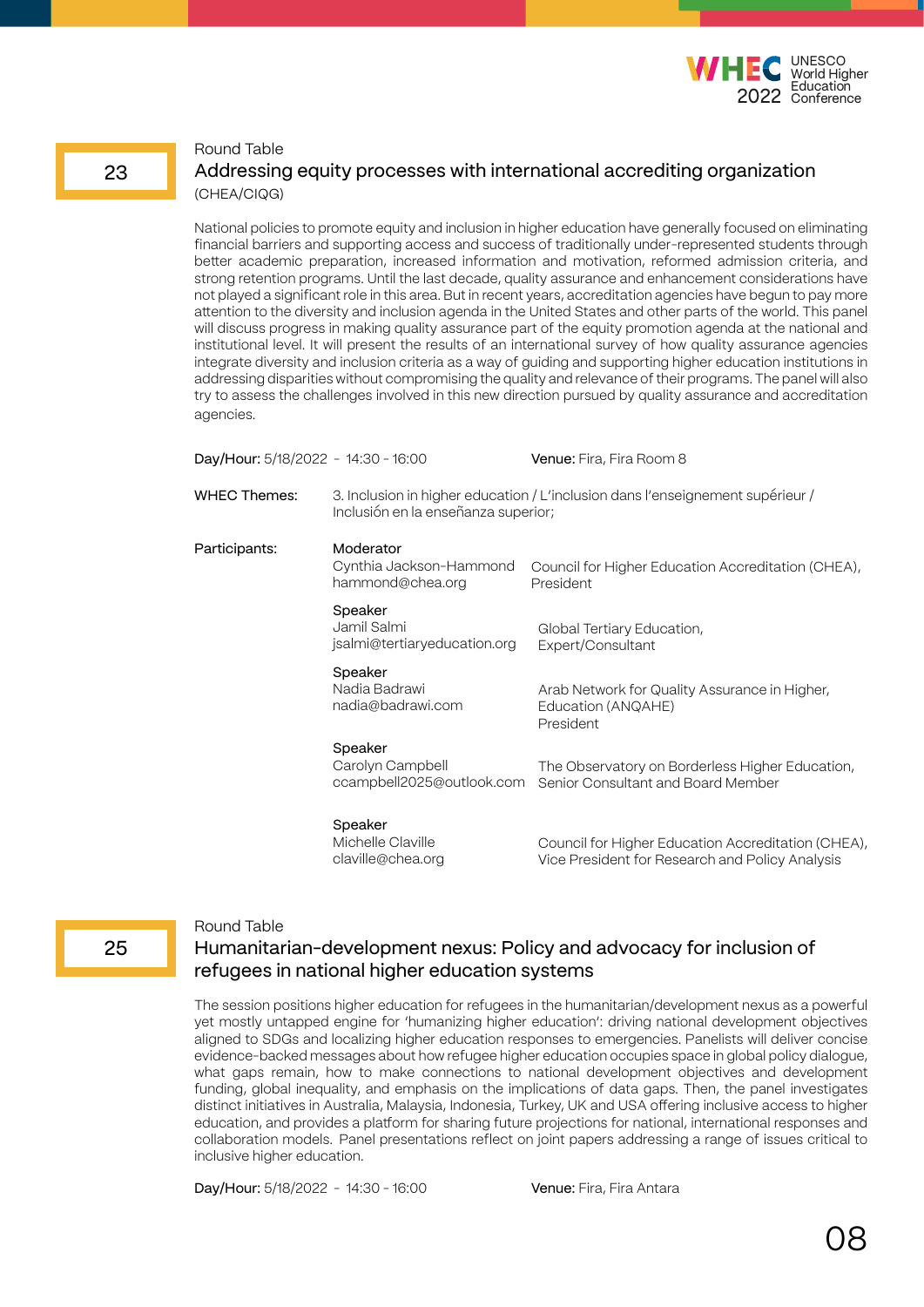23

Round Table

## Addressing equity processes with international accrediting organization

(CHEA/CIQG)

National policies to promote equity and inclusion in higher education have generally focused on eliminating financial barriers and supporting access and success of traditionally under-represented students through better academic preparation, increased information and motivation, reformed admission criteria, and strong retention programs. Until the last decade, quality assurance and enhancement considerations have not played a significant role in this area. But in recent years, accreditation agencies have begun to pay more attention to the diversity and inclusion agenda in the United States and other parts of the world. This panel will discuss progress in making quality assurance part of the equity promotion agenda at the national and institutional level. It will present the results of an international survey of how quality assurance agencies integrate diversity and inclusion criteria as a way of guiding and supporting higher education institutions in addressing disparities without compromising the quality and relevance of their programs. The panel will also try to assess the challenges involved in this new direction pursued by quality assurance and accreditation agencies.

**Day/Hour:** 5/18/2022 - 14:30 - 16:00

**Venue:** Fira, Fira Room 8

**WHEC Themes:** 3. Inclusion in higher education / L'inclusion dans l'enseignement supérieur / Inclusión en la enseñanza superior;

**Participants:**

| | | |
|---|---|---|
| Moderator | Cynthia Jackson-Hammond<br>hammond@chea.org | Council for Higher Education Accreditation (CHEA), President |
| Speaker | Jamil Salmi<br>jsalmi@tertiaryeducation.org | Global Tertiary Education, Expert/Consultant |
| Speaker | Nadia Badrawi<br>nadia@badrawi.com | Arab Network for Quality Assurance in Higher, Education (ANQAHE) President |
| Speaker | Carolyn Campbell<br>ccampbell2025@outlook.com | The Observatory on Borderless Higher Education, Senior Consultant and Board Member |
| Speaker | Michelle Claville<br>claville@chea.org | Council for Higher Education Accreditation (CHEA), Vice President for Research and Policy Analysis |

25

Round Table

## Humanitarian-development nexus: Policy and advocacy for inclusion of refugees in national higher education systems

The session positions higher education for refugees in the humanitarian/development nexus as a powerful yet mostly untapped engine for 'humanizing higher education': driving national development objectives aligned to SDGs and localizing higher education responses to emergencies. Panelists will deliver concise evidence-backed messages about how refugee higher education occupies space in global policy dialogue, what gaps remain, how to make connections to national development objectives and development funding, global inequality, and emphasis on the implications of data gaps. Then, the panel investigates distinct initiatives in Australia, Malaysia, Indonesia, Turkey, UK and USA offering inclusive access to higher education, and provides a platform for sharing future projections for national, international responses and collaboration models. Panel presentations reflect on joint papers addressing a range of issues critical to inclusive higher education.

**Day/Hour:** 5/18/2022 - 14:30 - 16:00

**Venue:** Fira, Fira Antara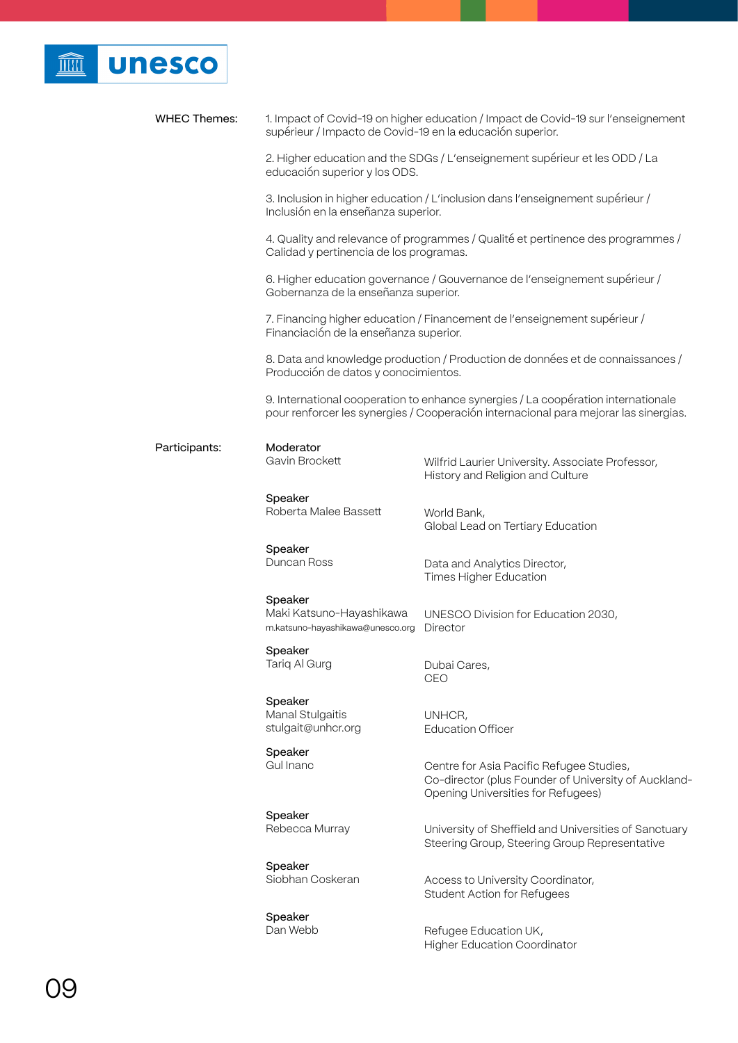WHEC Themes:

1. Impact of Covid-19 on higher education / Impact de Covid-19 sur l'enseignement supérieur / Impacto de Covid-19 en la educación superior.

2. Higher education and the SDGs / L'enseignement supérieur et les ODD / La educación superior y los ODS.

3. Inclusion in higher education / L'inclusion dans l'enseignement supérieur / Inclusión en la enseñanza superior.

4. Quality and relevance of programmes / Qualité et pertinence des programmes / Calidad y pertinencia de los programas.

6. Higher education governance / Gouvernance de l'enseignement supérieur / Gobernanza de la enseñanza superior.

7. Financing higher education / Financement de l'enseignement supérieur / Financiación de la enseñanza superior.

8. Data and knowledge production / Production de données et de connaissances / Producción de datos y conocimientos.

9. International cooperation to enhance synergies / La coopération internationale pour renforcer les synergies / Cooperación internacional para mejorar las sinergias.

Participants:

| | |
|---|---|
| Moderator<br>Gavin Brockett | Wilfrid Laurier University. Associate Professor, History and Religion and Culture |
| Speaker<br>Roberta Malee Bassett | World Bank,<br>Global Lead on Tertiary Education |
| Speaker<br>Duncan Ross | Data and Analytics Director,<br>Times Higher Education |
| Speaker<br>Maki Katsuno-Hayashikawa<br>m.katsuno-hayashikawa@unesco.org | UNESCO Division for Education 2030,<br>Director |
| Speaker<br>Tariq Al Gurg | Dubai Cares,<br>CEO |
| Speaker<br>Manal Stulgaitis<br>stulgait@unhcr.org | UNHCR,<br>Education Officer |
| Speaker<br>Gul Inanc | Centre for Asia Pacific Refugee Studies,<br>Co-director (plus Founder of University of Auckland-Opening Universities for Refugees) |
| Speaker<br>Rebecca Murray | University of Sheffield and Universities of Sanctuary Steering Group, Steering Group Representative |
| Speaker<br>Siobhan Coskeran | Access to University Coordinator,<br>Student Action for Refugees |
| Speaker<br>Dan Webb | Refugee Education UK,<br>Higher Education Coordinator |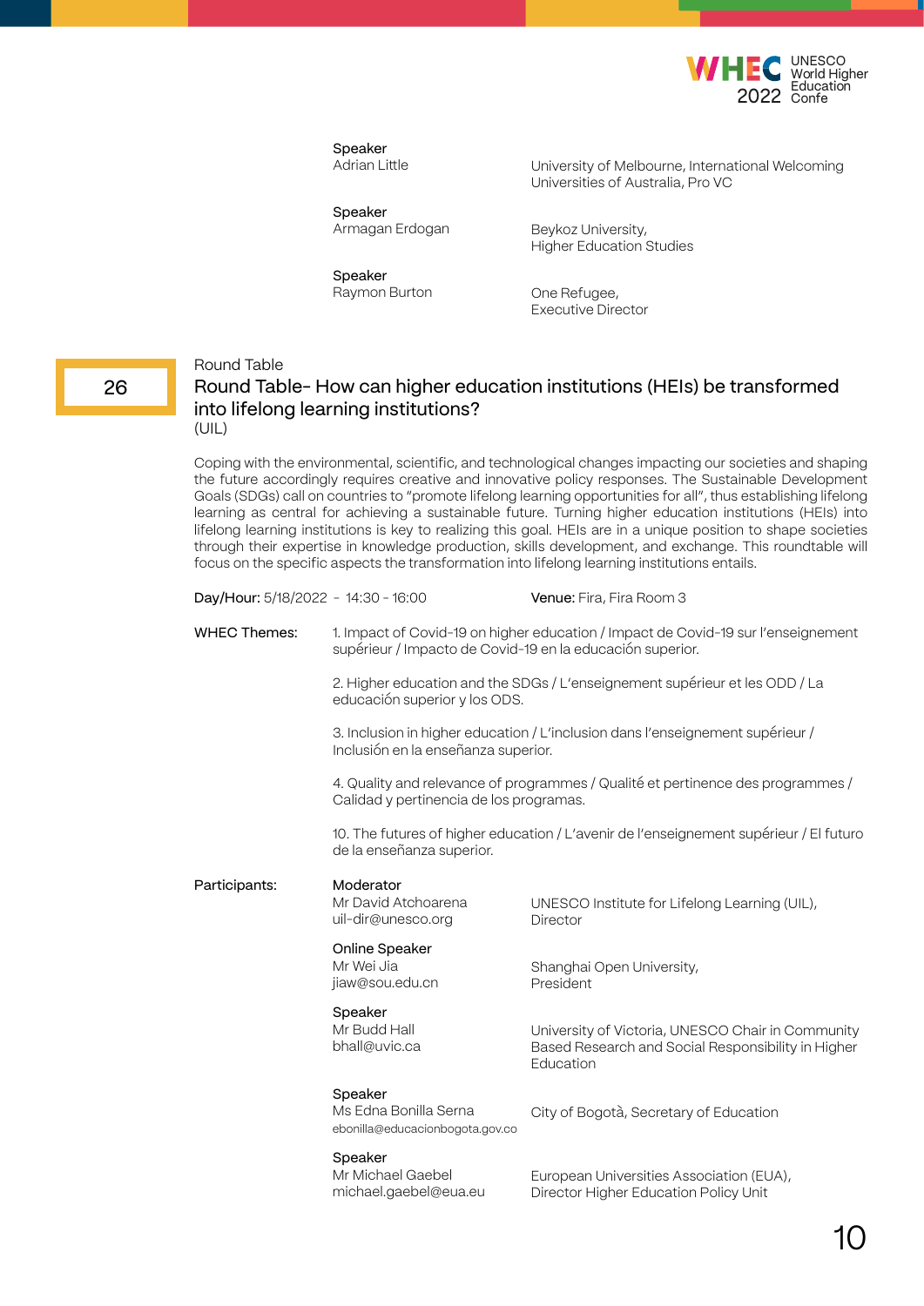Speaker
Adrian Little — University of Melbourne, International Welcoming Universities of Australia, Pro VC

Speaker
Armagan Erdogan — Beykoz University, Higher Education Studies

Speaker
Raymon Burton — One Refugee, Executive Director

## 26

Round Table

## Round Table- How can higher education institutions (HEIs) be transformed into lifelong learning institutions?

(UIL)

Coping with the environmental, scientific, and technological changes impacting our societies and shaping the future accordingly requires creative and innovative policy responses. The Sustainable Development Goals (SDGs) call on countries to "promote lifelong learning opportunities for all", thus establishing lifelong learning as central for achieving a sustainable future. Turning higher education institutions (HEIs) into lifelong learning institutions is key to realizing this goal. HEIs are in a unique position to shape societies through their expertise in knowledge production, skills development, and exchange. This roundtable will focus on the specific aspects the transformation into lifelong learning institutions entails.

**Day/Hour:** 5/18/2022 - 14:30 - 16:00 **Venue:** Fira, Fira Room 3

**WHEC Themes:**

1. Impact of Covid-19 on higher education / Impact de Covid-19 sur l'enseignement supérieur / Impacto de Covid-19 en la educación superior.

2. Higher education and the SDGs / L'enseignement supérieur et les ODD / La educación superior y los ODS.

3. Inclusion in higher education / L'inclusion dans l'enseignement supérieur / Inclusión en la enseñanza superior.

4. Quality and relevance of programmes / Qualité et pertinence des programmes / Calidad y pertinencia de los programas.

10. The futures of higher education / L'avenir de l'enseignement supérieur / El futuro de la enseñanza superior.

**Participants:**

Moderator
Mr David Atchoarena — UNESCO Institute for Lifelong Learning (UIL), Director
uil-dir@unesco.org

Online Speaker
Mr Wei Jia — Shanghai Open University, President
jiaw@sou.edu.cn

Speaker
Mr Budd Hall — University of Victoria, UNESCO Chair in Community Based Research and Social Responsibility in Higher Education
bhall@uvic.ca

Speaker
Ms Edna Bonilla Serna — City of Bogotà, Secretary of Education
ebonilla@educacionbogota.gov.co

Speaker
Mr Michael Gaebel — European Universities Association (EUA), Director Higher Education Policy Unit
michael.gaebel@eua.eu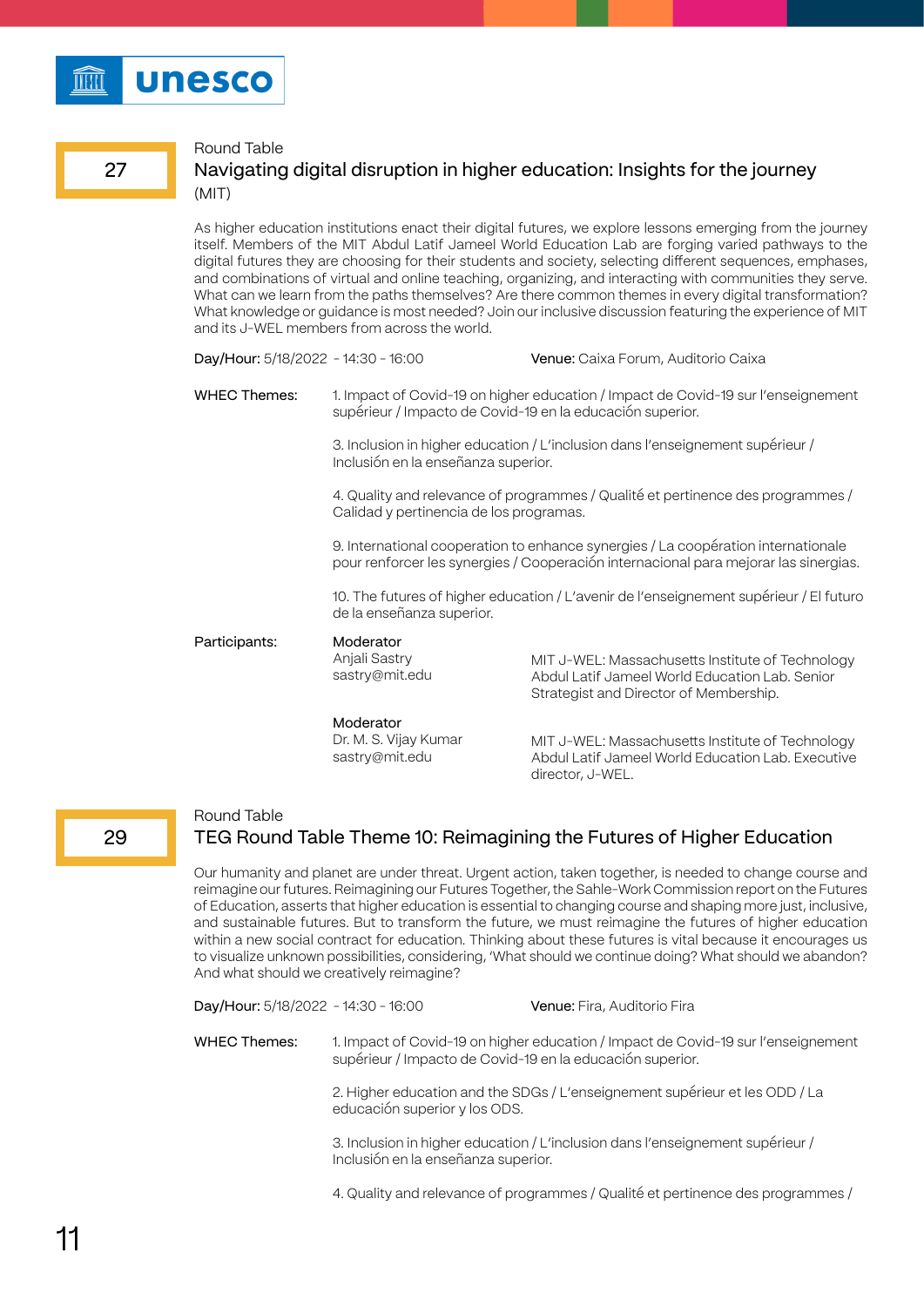27

Round Table

## Navigating digital disruption in higher education: Insights for the journey

(MIT)

As higher education institutions enact their digital futures, we explore lessons emerging from the journey itself. Members of the MIT Abdul Latif Jameel World Education Lab are forging varied pathways to the digital futures they are choosing for their students and society, selecting different sequences, emphases, and combinations of virtual and online teaching, organizing, and interacting with communities they serve. What can we learn from the paths themselves? Are there common themes in every digital transformation? What knowledge or guidance is most needed? Join our inclusive discussion featuring the experience of MIT and its J-WEL members from across the world.

**Day/Hour:** 5/18/2022 - 14:30 - 16:00 **Venue:** Caixa Forum, Auditorio Caixa

**WHEC Themes:**

1. Impact of Covid-19 on higher education / Impact de Covid-19 sur l'enseignement supérieur / Impacto de Covid-19 en la educación superior.

3. Inclusion in higher education / L'inclusion dans l'enseignement supérieur / Inclusión en la enseñanza superior.

4. Quality and relevance of programmes / Qualité et pertinence des programmes / Calidad y pertinencia de los programas.

9. International cooperation to enhance synergies / La coopération internationale pour renforcer les synergies / Cooperación internacional para mejorar las sinergias.

10. The futures of higher education / L'avenir de l'enseignement supérieur / El futuro de la enseñanza superior.

**Participants:**

Moderator
Anjali Sastry
sastry@mit.edu
MIT J-WEL: Massachusetts Institute of Technology Abdul Latif Jameel World Education Lab. Senior Strategist and Director of Membership.

Moderator
Dr. M. S. Vijay Kumar
sastry@mit.edu
MIT J-WEL: Massachusetts Institute of Technology Abdul Latif Jameel World Education Lab. Executive director, J-WEL.

29

Round Table

## TEG Round Table Theme 10: Reimagining the Futures of Higher Education

Our humanity and planet are under threat. Urgent action, taken together, is needed to change course and reimagine our futures. Reimagining our Futures Together, the Sahle-Work Commission report on the Futures of Education, asserts that higher education is essential to changing course and shaping more just, inclusive, and sustainable futures. But to transform the future, we must reimagine the futures of higher education within a new social contract for education. Thinking about these futures is vital because it encourages us to visualize unknown possibilities, considering, 'What should we continue doing? What should we abandon? And what should we creatively reimagine?

**Day/Hour:** 5/18/2022 - 14:30 - 16:00 **Venue:** Fira, Auditorio Fira

**WHEC Themes:**

1. Impact of Covid-19 on higher education / Impact de Covid-19 sur l'enseignement supérieur / Impacto de Covid-19 en la educación superior.

2. Higher education and the SDGs / L'enseignement supérieur et les ODD / La educación superior y los ODS.

3. Inclusion in higher education / L'inclusion dans l'enseignement supérieur / Inclusión en la enseñanza superior.

4. Quality and relevance of programmes / Qualité et pertinence des programmes /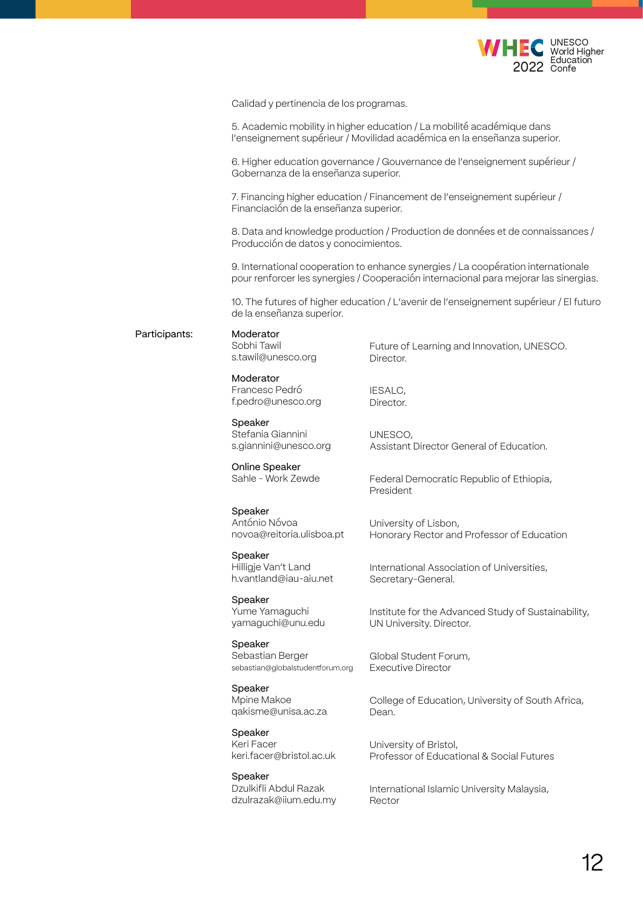Calidad y pertinencia de los programas.

5. Academic mobility in higher education / La mobilité académique dans l'enseignement supérieur / Movilidad académica en la enseñanza superior.

6. Higher education governance / Gouvernance de l'enseignement supérieur / Gobernanza de la enseñanza superior.

7. Financing higher education / Financement de l'enseignement supérieur / Financiación de la enseñanza superior.

8. Data and knowledge production / Production de données et de connaissances / Producción de datos y conocimientos.

9. International cooperation to enhance synergies / La coopération internationale pour renforcer les synergies / Cooperación internacional para mejorar las sinergias.

10. The futures of higher education / L'avenir de l'enseignement supérieur / El futuro de la enseñanza superior.

Participants:

| | | |
|---|---|---|
| Participants: | Moderator<br>Sobhi Tawil<br>s.tawil@unesco.org | Future of Learning and Innovation, UNESCO.<br>Director. |
| | Moderator<br>Francesc Pedró<br>f.pedro@unesco.org | IESALC,<br>Director. |
| | Speaker<br>Stefania Giannini<br>s.giannini@unesco.org | UNESCO,<br>Assistant Director General of Education. |
| | Online Speaker<br>Sahle - Work Zewde | Federal Democratic Republic of Ethiopia,<br>President |
| | Speaker<br>António Nóvoa<br>novoa@reitoria.ulisboa.pt | University of Lisbon,<br>Honorary Rector and Professor of Education |
| | Speaker<br>Hilligje Van't Land<br>h.vantland@iau-aiu.net | International Association of Universities,<br>Secretary-General. |
| | Speaker<br>Yume Yamaguchi<br>yamaguchi@unu.edu | Institute for the Advanced Study of Sustainability,<br>UN University. Director. |
| | Speaker<br>Sebastian Berger<br>sebastian@globalstudentforum.org | Global Student Forum,<br>Executive Director |
| | Speaker<br>Mpine Makoe<br>qakisme@unisa.ac.za | College of Education, University of South Africa,<br>Dean. |
| | Speaker<br>Keri Facer<br>keri.facer@bristol.ac.uk | University of Bristol,<br>Professor of Educational & Social Futures |
| | Speaker<br>Dzulkifli Abdul Razak<br>dzulrazak@iium.edu.my | International Islamic University Malaysia,<br>Rector |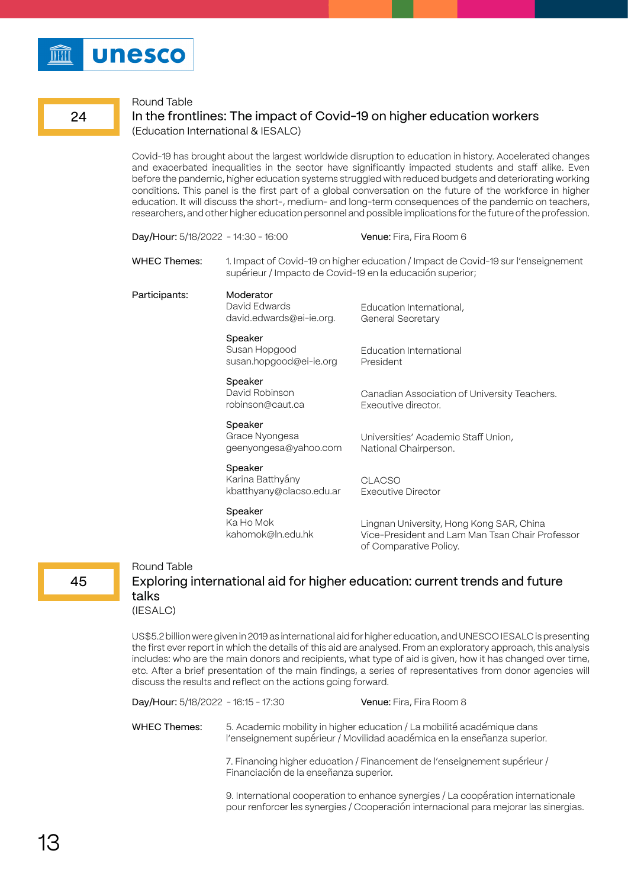**24**

Round Table

## In the frontlines: The impact of Covid-19 on higher education workers

(Education International & IESALC)

Covid-19 has brought about the largest worldwide disruption to education in history. Accelerated changes and exacerbated inequalities in the sector have significantly impacted students and staff alike. Even before the pandemic, higher education systems struggled with reduced budgets and deteriorating working conditions. This panel is the first part of a global conversation on the future of the workforce in higher education. It will discuss the short-, medium- and long-term consequences of the pandemic on teachers, researchers, and other higher education personnel and possible implications for the future of the profession.

**Day/Hour:** 5/18/2022 - 14:30 - 16:00

**Venue:** Fira, Fira Room 6

**WHEC Themes:** 1. Impact of Covid-19 on higher education / Impact de Covid-19 sur l'enseignement supérieur / Impacto de Covid-19 en la educación superior;

**Participants:**

Moderator
David Edwards
david.edwards@ei-ie.org.
Education International, General Secretary

Speaker
Susan Hopgood
susan.hopgood@ei-ie.org
Education International President

Speaker
David Robinson
robinson@caut.ca
Canadian Association of University Teachers. Executive director.

Speaker
Grace Nyongesa
geenyongesa@yahoo.com
Universities' Academic Staff Union, National Chairperson.

Speaker
Karina Batthyány
kbatthyany@clacso.edu.ar
CLACSO Executive Director

Speaker
Ka Ho Mok
kahomok@ln.edu.hk
Lingnan University, Hong Kong SAR, China Vice-President and Lam Man Tsan Chair Professor of Comparative Policy.

**45**

Round Table

## Exploring international aid for higher education: current trends and future talks

(IESALC)

US$5.2 billion were given in 2019 as international aid for higher education, and UNESCO IESALC is presenting the first ever report in which the details of this aid are analysed. From an exploratory approach, this analysis includes: who are the main donors and recipients, what type of aid is given, how it has changed over time, etc. After a brief presentation of the main findings, a series of representatives from donor agencies will discuss the results and reflect on the actions going forward.

**Day/Hour:** 5/18/2022 - 16:15 - 17:30

**Venue:** Fira, Fira Room 8

**WHEC Themes:**

5. Academic mobility in higher education / La mobilité académique dans l'enseignement supérieur / Movilidad académica en la enseñanza superior.

7. Financing higher education / Financement de l'enseignement supérieur / Financiación de la enseñanza superior.

9. International cooperation to enhance synergies / La coopération internationale pour renforcer les synergies / Cooperación internacional para mejorar las sinergias.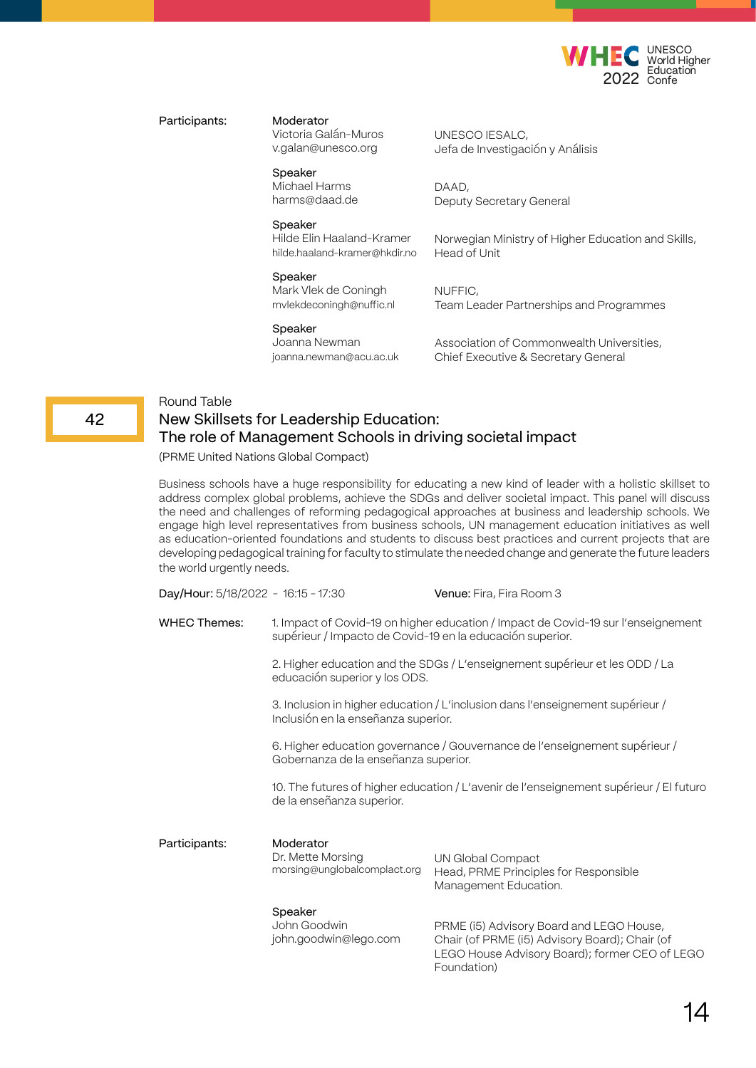Participants:

| | | |
|---|---|---|
| Moderator<br>Victoria Galán-Muros<br>v.galan@unesco.org | UNESCO IESALC,<br>Jefa de Investigación y Análisis | |
| Speaker<br>Michael Harms<br>harms@daad.de | DAAD,<br>Deputy Secretary General | |
| Speaker<br>Hilde Elin Haaland-Kramer<br>hilde.haaland-kramer@hkdir.no | Norwegian Ministry of Higher Education and Skills,<br>Head of Unit | |
| Speaker<br>Mark Vlek de Coningh<br>mvlekdeconingh@nuffic.nl | NUFFIC,<br>Team Leader Partnerships and Programmes | |
| Speaker<br>Joanna Newman<br>joanna.newman@acu.ac.uk | Association of Commonwealth Universities,<br>Chief Executive & Secretary General | |

42

Round Table

## New Skillsets for Leadership Education: The role of Management Schools in driving societal impact

(PRME United Nations Global Compact)

Business schools have a huge responsibility for educating a new kind of leader with a holistic skillset to address complex global problems, achieve the SDGs and deliver societal impact. This panel will discuss the need and challenges of reforming pedagogical approaches at business and leadership schools. We engage high level representatives from business schools, UN management education initiatives as well as education-oriented foundations and students to discuss best practices and current projects that are developing pedagogical training for faculty to stimulate the needed change and generate the future leaders the world urgently needs.

Day/Hour: 5/18/2022 - 16:15 - 17:30 Venue: Fira, Fira Room 3

WHEC Themes:

1. Impact of Covid-19 on higher education / Impact de Covid-19 sur l'enseignement supérieur / Impacto de Covid-19 en la educación superior.

2. Higher education and the SDGs / L'enseignement supérieur et les ODD / La educación superior y los ODS.

3. Inclusion in higher education / L'inclusion dans l'enseignement supérieur / Inclusión en la enseñanza superior.

6. Higher education governance / Gouvernance de l'enseignement supérieur / Gobernanza de la enseñanza superior.

10. The futures of higher education / L'avenir de l'enseignement supérieur / El futuro de la enseñanza superior.

Participants:

| | |
|---|---|
| Moderator<br>Dr. Mette Morsing<br>morsing@unglobalcomplact.org | UN Global Compact<br>Head, PRME Principles for Responsible Management Education. |
| Speaker<br>John Goodwin<br>john.goodwin@lego.com | PRME (i5) Advisory Board and LEGO House, Chair (of PRME (i5) Advisory Board); Chair (of LEGO House Advisory Board); former CEO of LEGO Foundation) |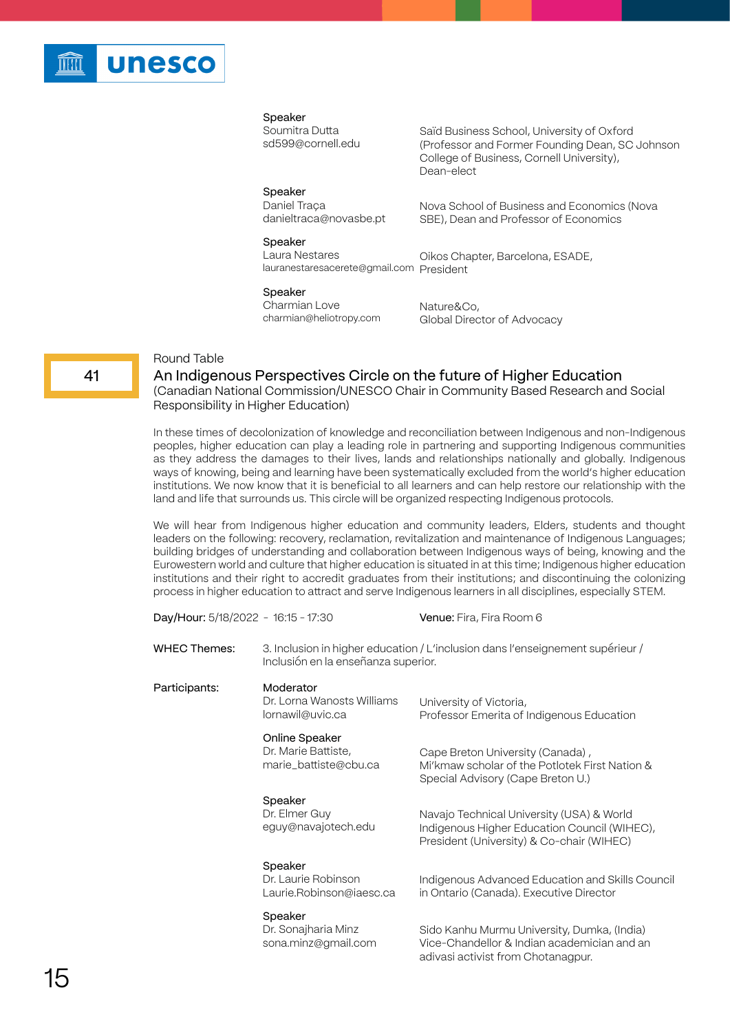Speaker
Soumitra Dutta
sd599@cornell.edu

Saïd Business School, University of Oxford (Professor and Former Founding Dean, SC Johnson College of Business, Cornell University), Dean-elect

Speaker
Daniel Traça
danieltraca@novasbe.pt

Nova School of Business and Economics (Nova SBE), Dean and Professor of Economics

Speaker
Laura Nestares
lauranestaresacerete@gmail.com

Oikos Chapter, Barcelona, ESADE, President

Speaker
Charmian Love
charmian@heliotropy.com

Nature&Co, Global Director of Advocacy

**41**

Round Table

## An Indigenous Perspectives Circle on the future of Higher Education

(Canadian National Commission/UNESCO Chair in Community Based Research and Social Responsibility in Higher Education)

In these times of decolonization of knowledge and reconciliation between Indigenous and non-Indigenous peoples, higher education can play a leading role in partnering and supporting Indigenous communities as they address the damages to their lives, lands and relationships nationally and globally. Indigenous ways of knowing, being and learning have been systematically excluded from the world's higher education institutions. We now know that it is beneficial to all learners and can help restore our relationship with the land and life that surrounds us. This circle will be organized respecting Indigenous protocols.

We will hear from Indigenous higher education and community leaders, Elders, students and thought leaders on the following: recovery, reclamation, revitalization and maintenance of Indigenous Languages; building bridges of understanding and collaboration between Indigenous ways of being, knowing and the Eurowestern world and culture that higher education is situated in at this time; Indigenous higher education institutions and their right to accredit graduates from their institutions; and discontinuing the colonizing process in higher education to attract and serve Indigenous learners in all disciplines, especially STEM.

**Day/Hour:** 5/18/2022 - 16:15 - 17:30

**Venue:** Fira, Fira Room 6

**WHEC Themes:** 3. Inclusion in higher education / L'inclusion dans l'enseignement supérieur / Inclusión en la enseñanza superior.

**Participants:**

Moderator
Dr. Lorna Wanosts Williams
lornawil@uvic.ca

University of Victoria, Professor Emerita of Indigenous Education

Online Speaker
Dr. Marie Battiste,
marie_battiste@cbu.ca

Cape Breton University (Canada) , Mi'kmaw scholar of the Potlotek First Nation & Special Advisory (Cape Breton U.)

Speaker
Dr. Elmer Guy
eguy@navajotech.edu

Navajo Technical University (USA) & World Indigenous Higher Education Council (WIHEC), President (University) & Co-chair (WIHEC)

Speaker
Dr. Laurie Robinson
Laurie.Robinson@iaesc.ca

Indigenous Advanced Education and Skills Council in Ontario (Canada). Executive Director

Speaker
Dr. Sonajharia Minz
sona.minz@gmail.com

Sido Kanhu Murmu University, Dumka, (India) Vice-Chandellor & Indian academician and an adivasi activist from Chotanagpur.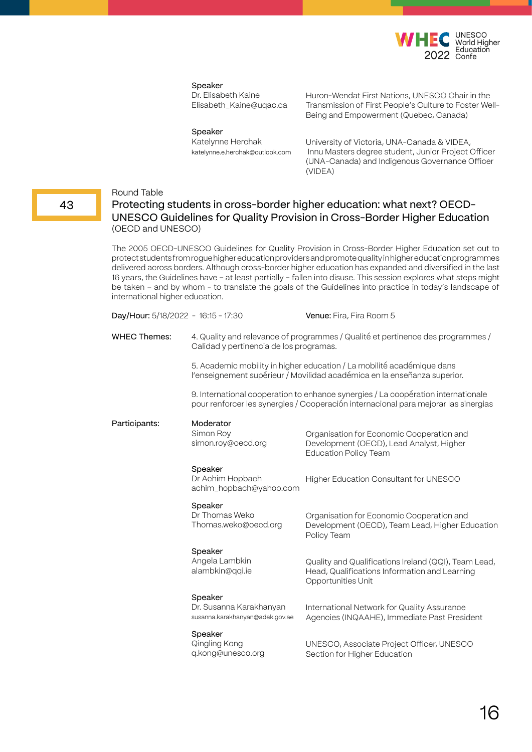Speaker
Dr. Elisabeth Kaine
Elisabeth_Kaine@uqac.ca

Huron-Wendat First Nations, UNESCO Chair in the Transmission of First People's Culture to Foster Well-Being and Empowerment (Quebec, Canada)

Speaker
Katelynne Herchak
katelynne.e.herchak@outlook.com

University of Victoria, UNA-Canada & VIDEA, Innu Masters degree student, Junior Project Officer (UNA-Canada) and Indigenous Governance Officer (VIDEA)

**43**

Round Table

## Protecting students in cross-border higher education: what next? OECD-UNESCO Guidelines for Quality Provision in Cross-Border Higher Education

(OECD and UNESCO)

The 2005 OECD-UNESCO Guidelines for Quality Provision in Cross-Border Higher Education set out to protect students from rogue higher education providers and promote quality in higher education programmes delivered across borders. Although cross-border higher education has expanded and diversified in the last 16 years, the Guidelines have – at least partially – fallen into disuse. This session explores what steps might be taken – and by whom – to translate the goals of the Guidelines into practice in today's landscape of international higher education.

**Day/Hour:** 5/18/2022 - 16:15 - 17:30

**Venue:** Fira, Fira Room 5

**WHEC Themes:**

4. Quality and relevance of programmes / Qualité et pertinence des programmes / Calidad y pertinencia de los programas.

5. Academic mobility in higher education / La mobilité académique dans l'enseignement supérieur / Movilidad académica en la enseñanza superior.

9. International cooperation to enhance synergies / La coopération internationale pour renforcer les synergies / Cooperación internacional para mejorar las sinergias

**Participants:**

Moderator
Simon Roy
simon.roy@oecd.org

Organisation for Economic Cooperation and Development (OECD), Lead Analyst, Higher Education Policy Team

Speaker
Dr Achim Hopbach
achim_hopbach@yahoo.com

Higher Education Consultant for UNESCO

Speaker
Dr Thomas Weko
Thomas.weko@oecd.org

Organisation for Economic Cooperation and Development (OECD), Team Lead, Higher Education Policy Team

Speaker
Angela Lambkin
alambkin@qqi.ie

Quality and Qualifications Ireland (QQI), Team Lead, Head, Qualifications Information and Learning Opportunities Unit

Speaker
Dr. Susanna Karakhanyan
susanna.karakhanyan@adek.gov.ae

International Network for Quality Assurance Agencies (INQAAHE), Immediate Past President

Speaker
Qingling Kong
q.kong@unesco.org

UNESCO, Associate Project Officer, UNESCO Section for Higher Education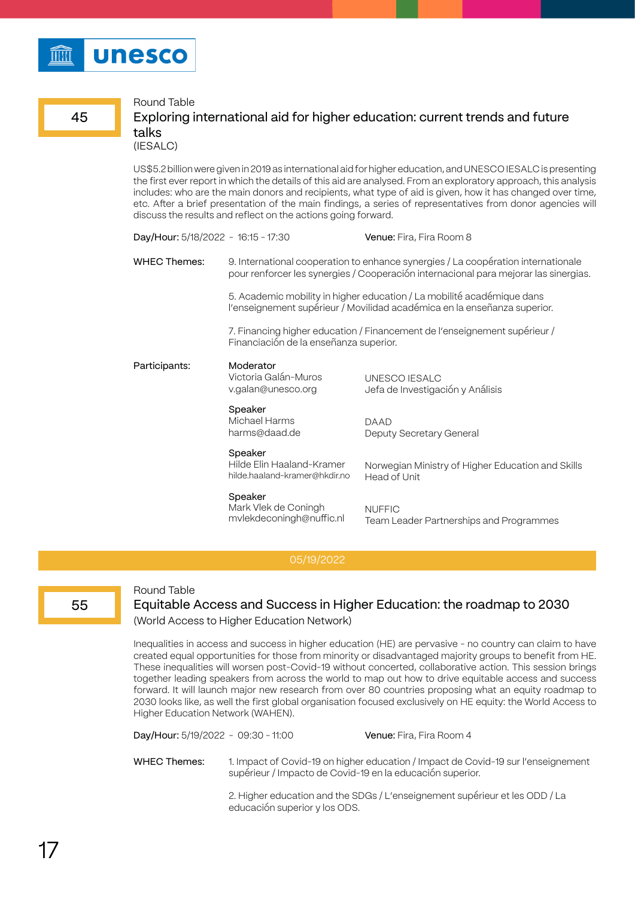45

Round Table

## Exploring international aid for higher education: current trends and future talks

(IESALC)

US$5.2 billion were given in 2019 as international aid for higher education, and UNESCO IESALC is presenting the first ever report in which the details of this aid are analysed. From an exploratory approach, this analysis includes: who are the main donors and recipients, what type of aid is given, how it has changed over time, etc. After a brief presentation of the main findings, a series of representatives from donor agencies will discuss the results and reflect on the actions going forward.

**Day/Hour:** 5/18/2022 - 16:15 - 17:30 **Venue:** Fira, Fira Room 8

**WHEC Themes:**

9. International cooperation to enhance synergies / La coopération internationale pour renforcer les synergies / Cooperación internacional para mejorar las sinergias.

5. Academic mobility in higher education / La mobilité académique dans l'enseignement supérieur / Movilidad académica en la enseñanza superior.

7. Financing higher education / Financement de l'enseignement supérieur / Financiación de la enseñanza superior.

**Participants:**

Moderator
Victoria Galán-Muros
v.galan@unesco.org
UNESCO IESALC
Jefa de Investigación y Análisis

Speaker
Michael Harms
harms@daad.de
DAAD
Deputy Secretary General

Speaker
Hilde Elin Haaland-Kramer
hilde.haaland-kramer@hkdir.no
Norwegian Ministry of Higher Education and Skills
Head of Unit

Speaker
Mark Vlek de Coningh
mvlekdeconingh@nuffic.nl
NUFFIC
Team Leader Partnerships and Programmes

05/19/2022

55

Round Table

## Equitable Access and Success in Higher Education: the roadmap to 2030

(World Access to Higher Education Network)

Inequalities in access and success in higher education (HE) are pervasive - no country can claim to have created equal opportunities for those from minority or disadvantaged majority groups to benefit from HE. These inequalities will worsen post-Covid-19 without concerted, collaborative action. This session brings together leading speakers from across the world to map out how to drive equitable access and success forward. It will launch major new research from over 80 countries proposing what an equity roadmap to 2030 looks like, as well the first global organisation focused exclusively on HE equity: the World Access to Higher Education Network (WAHEN).

**Day/Hour:** 5/19/2022 - 09:30 - 11:00 **Venue:** Fira, Fira Room 4

**WHEC Themes:**

1. Impact of Covid-19 on higher education / Impact de Covid-19 sur l'enseignement supérieur / Impacto de Covid-19 en la educación superior.

2. Higher education and the SDGs / L'enseignement supérieur et les ODD / La educación superior y los ODS.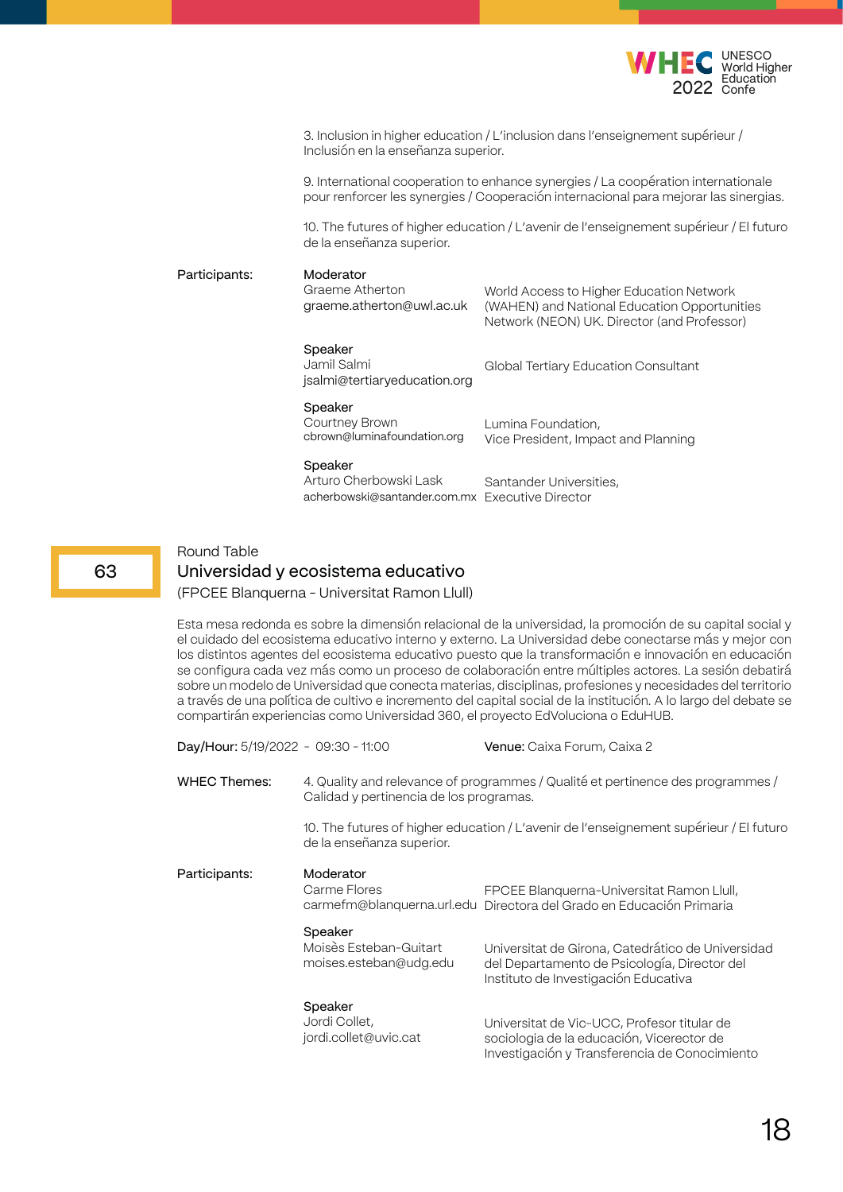3. Inclusion in higher education / L'inclusion dans l'enseignement supérieur / Inclusión en la enseñanza superior.

9. International cooperation to enhance synergies / La coopération internationale pour renforcer les synergies / Cooperación internacional para mejorar las sinergias.

10. The futures of higher education / L'avenir de l'enseignement supérieur / El futuro de la enseñanza superior.

**Participants:**

| | |
|---|---|
| Moderator<br>Graeme Atherton<br>graeme.atherton@uwl.ac.uk | World Access to Higher Education Network (WAHEN) and National Education Opportunities Network (NEON) UK. Director (and Professor) |
| Speaker<br>Jamil Salmi<br>jsalmi@tertiaryeducation.org | Global Tertiary Education Consultant |
| Speaker<br>Courtney Brown<br>cbrown@luminafoundation.org | Lumina Foundation,<br>Vice President, Impact and Planning |
| Speaker<br>Arturo Cherbowski Lask<br>acherbowski@santander.com.mx | Santander Universities,<br>Executive Director |

63

Round Table

## Universidad y ecosistema educativo

(FPCEE Blanquerna - Universitat Ramon Llull)

Esta mesa redonda es sobre la dimensión relacional de la universidad, la promoción de su capital social y el cuidado del ecosistema educativo interno y externo. La Universidad debe conectarse más y mejor con los distintos agentes del ecosistema educativo puesto que la transformación e innovación en educación se configura cada vez más como un proceso de colaboración entre múltiples actores. La sesión debatirá sobre un modelo de Universidad que conecta materias, disciplinas, profesiones y necesidades del territorio a través de una política de cultivo e incremento del capital social de la institución. A lo largo del debate se compartirán experiencias como Universidad 360, el proyecto EdVoluciona o EduHUB.

**Day/Hour:** 5/19/2022 - 09:30 - 11:00 **Venue:** Caixa Forum, Caixa 2

**WHEC Themes:**

4. Quality and relevance of programmes / Qualité et pertinence des programmes / Calidad y pertinencia de los programas.

10. The futures of higher education / L'avenir de l'enseignement supérieur / El futuro de la enseñanza superior.

**Participants:**

| | |
|---|---|
| Moderator<br>Carme Flores<br>carmefm@blanquerna.url.edu | FPCEE Blanquerna-Universitat Ramon Llull,<br>Directora del Grado en Educación Primaria |
| Speaker<br>Moisès Esteban-Guitart<br>moises.esteban@udg.edu | Universitat de Girona, Catedrático de Universidad del Departamento de Psicología, Director del Instituto de Investigación Educativa |
| Speaker<br>Jordi Collet,<br>jordi.collet@uvic.cat | Universitat de Vic-UCC, Profesor titular de sociologia de la educación, Vicerector de Investigación y Transferencia de Conocimiento |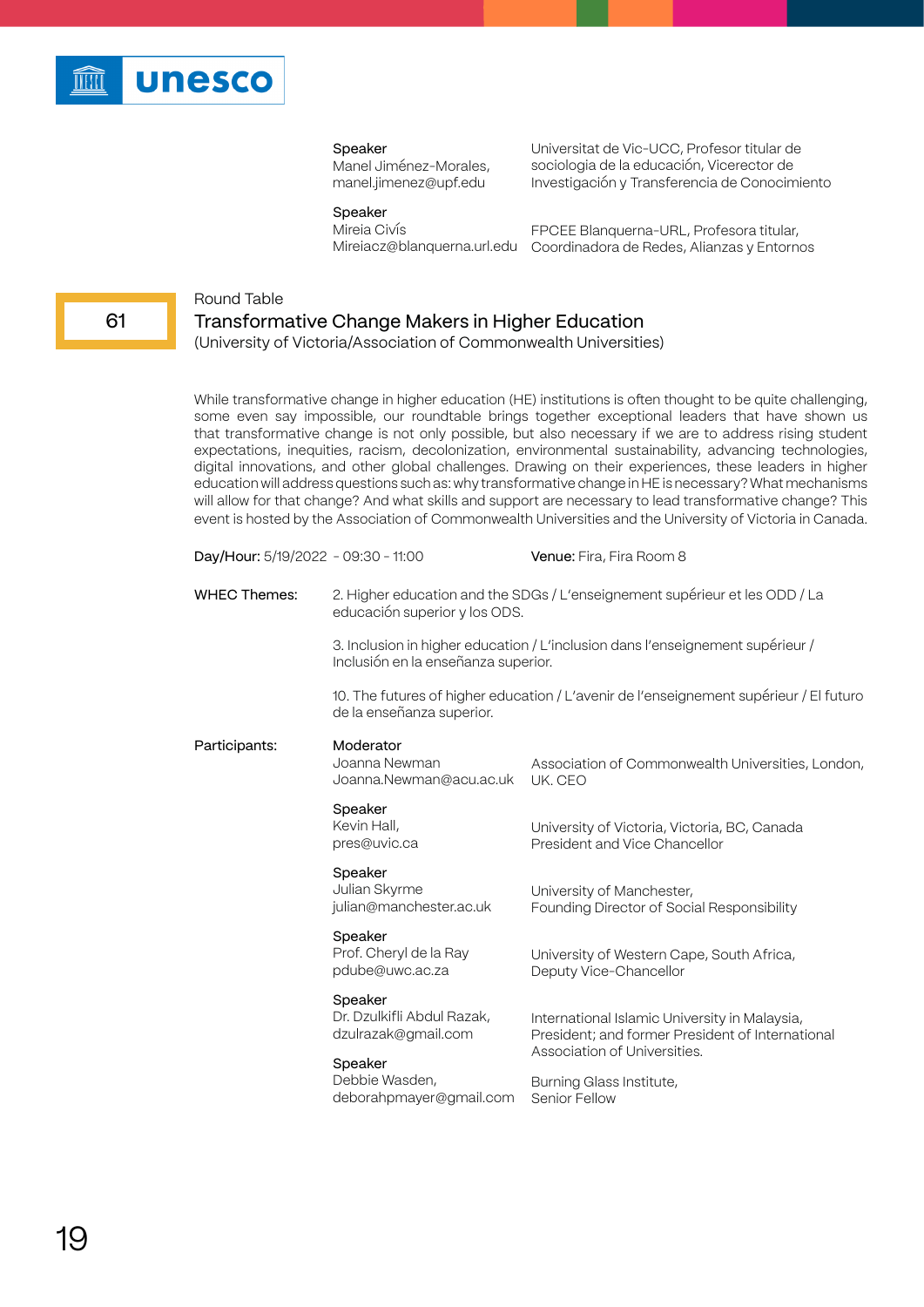Speaker
Manel Jiménez-Morales,
manel.jimenez@upf.edu

Universitat de Vic-UCC, Profesor titular de sociologia de la educación, Vicerector de Investigación y Transferencia de Conocimiento

Speaker
Mireia Civís
Mireiacz@blanquerna.url.edu

FPCEE Blanquerna-URL, Profesora titular, Coordinadora de Redes, Alianzas y Entornos

## 61

Round Table

## Transformative Change Makers in Higher Education

(University of Victoria/Association of Commonwealth Universities)

While transformative change in higher education (HE) institutions is often thought to be quite challenging, some even say impossible, our roundtable brings together exceptional leaders that have shown us that transformative change is not only possible, but also necessary if we are to address rising student expectations, inequities, racism, decolonization, environmental sustainability, advancing technologies, digital innovations, and other global challenges. Drawing on their experiences, these leaders in higher education will address questions such as: why transformative change in HE is necessary? What mechanisms will allow for that change? And what skills and support are necessary to lead transformative change? This event is hosted by the Association of Commonwealth Universities and the University of Victoria in Canada.

**Day/Hour:** 5/19/2022 - 09:30 - 11:00

**Venue:** Fira, Fira Room 8

**WHEC Themes:**

2. Higher education and the SDGs / L'enseignement supérieur et les ODD / La educación superior y los ODS.

3. Inclusion in higher education / L'inclusion dans l'enseignement supérieur / Inclusión en la enseñanza superior.

10. The futures of higher education / L'avenir de l'enseignement supérieur / El futuro de la enseñanza superior.

**Participants:**

Moderator
Joanna Newman
Joanna.Newman@acu.ac.uk

Association of Commonwealth Universities, London, UK. CEO

Speaker
Kevin Hall,
pres@uvic.ca

University of Victoria, Victoria, BC, Canada
President and Vice Chancellor

Speaker
Julian Skyrme
julian@manchester.ac.uk

University of Manchester,
Founding Director of Social Responsibility

Speaker
Prof. Cheryl de la Ray
pdube@uwc.ac.za

University of Western Cape, South Africa,
Deputy Vice-Chancellor

Speaker
Dr. Dzulkifli Abdul Razak,
dzulrazak@gmail.com

International Islamic University in Malaysia,
President; and former President of International Association of Universities.

Speaker
Debbie Wasden,
deborahpmayer@gmail.com

Burning Glass Institute,
Senior Fellow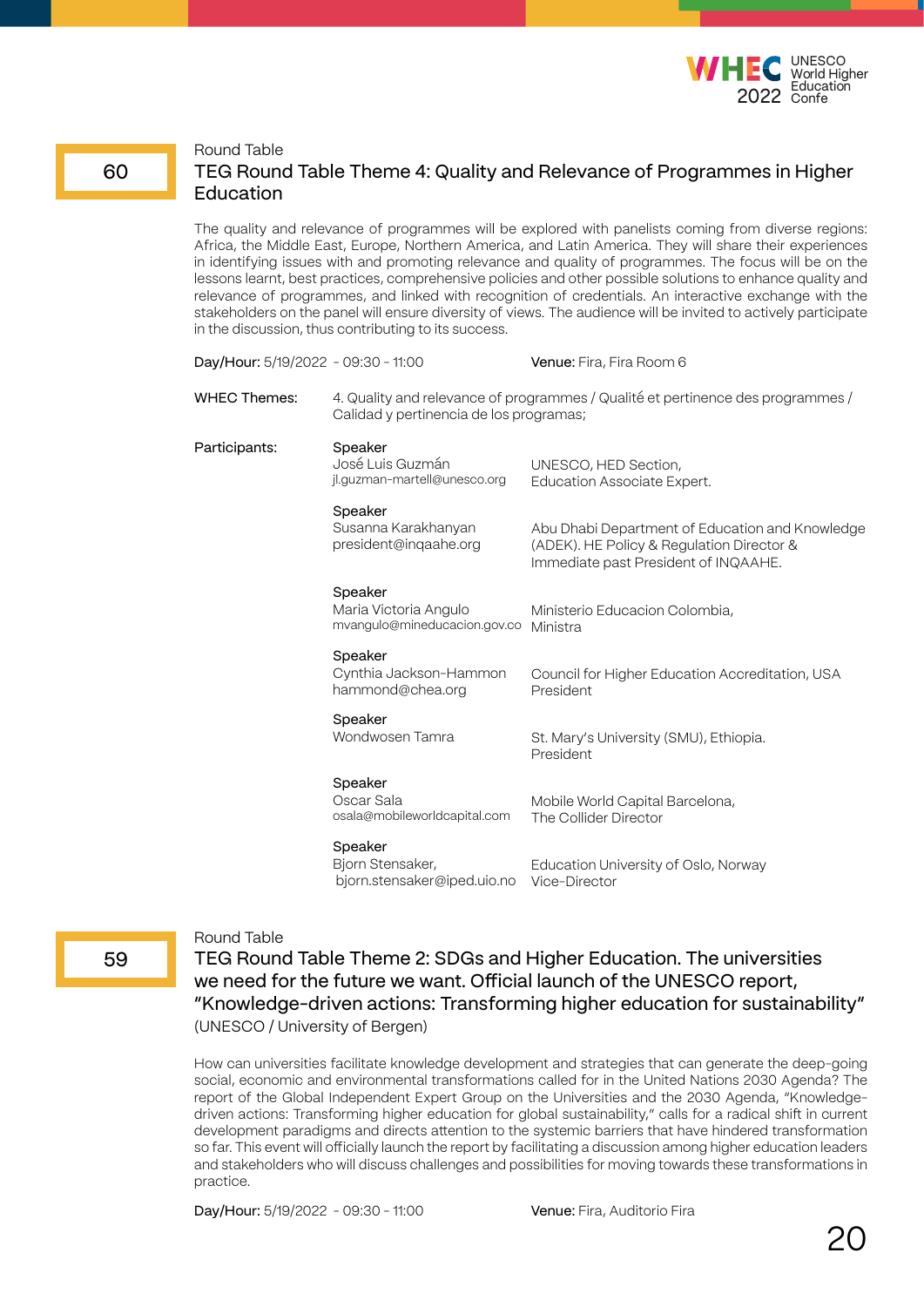**60**

Round Table

## TEG Round Table Theme 4: Quality and Relevance of Programmes in Higher Education

The quality and relevance of programmes will be explored with panelists coming from diverse regions: Africa, the Middle East, Europe, Northern America, and Latin America. They will share their experiences in identifying issues with and promoting relevance and quality of programmes. The focus will be on the lessons learnt, best practices, comprehensive policies and other possible solutions to enhance quality and relevance of programmes, and linked with recognition of credentials. An interactive exchange with the stakeholders on the panel will ensure diversity of views. The audience will be invited to actively participate in the discussion, thus contributing to its success.

**Day/Hour:** 5/19/2022 - 09:30 - 11:00

**Venue:** Fira, Fira Room 6

**WHEC Themes:** 4. Quality and relevance of programmes / Qualité et pertinence des programmes / Calidad y pertinencia de los programas;

**Participants:**

| | |
|---|---|
| Speaker<br>José Luis Guzmán<br>jl.guzman-martell@unesco.org | UNESCO, HED Section,<br>Education Associate Expert. |
| Speaker<br>Susanna Karakhanyan<br>president@inqaahe.org | Abu Dhabi Department of Education and Knowledge (ADEK). HE Policy & Regulation Director & Immediate past President of INQAAHE. |
| Speaker<br>Maria Victoria Angulo<br>mvangulo@mineducacion.gov.co | Ministerio Educacion Colombia,<br>Ministra |
| Speaker<br>Cynthia Jackson-Hammon<br>hammond@chea.org | Council for Higher Education Accreditation, USA<br>President |
| Speaker<br>Wondwosen Tamra | St. Mary's University (SMU), Ethiopia.<br>President |
| Speaker<br>Oscar Sala<br>osala@mobileworldcapital.com | Mobile World Capital Barcelona,<br>The Collider Director |
| Speaker<br>Bjorn Stensaker,<br>bjorn.stensaker@iped.uio.no | Education University of Oslo, Norway<br>Vice-Director |

**59**

Round Table

## TEG Round Table Theme 2: SDGs and Higher Education. The universities we need for the future we want. Official launch of the UNESCO report, "Knowledge-driven actions: Transforming higher education for sustainability"

(UNESCO / University of Bergen)

How can universities facilitate knowledge development and strategies that can generate the deep-going social, economic and environmental transformations called for in the United Nations 2030 Agenda? The report of the Global Independent Expert Group on the Universities and the 2030 Agenda, "Knowledge-driven actions: Transforming higher education for global sustainability," calls for a radical shift in current development paradigms and directs attention to the systemic barriers that have hindered transformation so far. This event will officially launch the report by facilitating a discussion among higher education leaders and stakeholders who will discuss challenges and possibilities for moving towards these transformations in practice.

**Day/Hour:** 5/19/2022 - 09:30 - 11:00

**Venue:** Fira, Auditorio Fira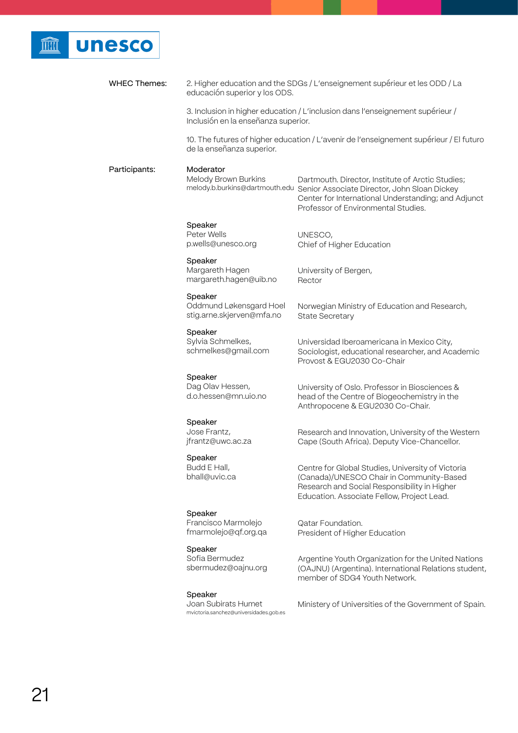WHEC Themes:

2. Higher education and the SDGs / L'enseignement supérieur et les ODD / La educación superior y los ODS.

3. Inclusion in higher education / L'inclusion dans l'enseignement supérieur / Inclusión en la enseñanza superior.

10. The futures of higher education / L'avenir de l'enseignement supérieur / El futuro de la enseñanza superior.

Participants:

| | |
|---|---|
| Moderator<br>Melody Brown Burkins<br>melody.b.burkins@dartmouth.edu | Dartmouth. Director, Institute of Arctic Studies; Senior Associate Director, John Sloan Dickey Center for International Understanding; and Adjunct Professor of Environmental Studies. |
| Speaker<br>Peter Wells<br>p.wells@unesco.org | UNESCO,<br>Chief of Higher Education |
| Speaker<br>Margareth Hagen<br>margareth.hagen@uib.no | University of Bergen,<br>Rector |
| Speaker<br>Oddmund Løkensgard Hoel<br>stig.arne.skjerven@mfa.no | Norwegian Ministry of Education and Research,<br>State Secretary |
| Speaker<br>Sylvia Schmelkes,<br>schmelkes@gmail.com | Universidad Iberoamericana in Mexico City, Sociologist, educational researcher, and Academic Provost & EGU2030 Co-Chair |
| Speaker<br>Dag Olav Hessen,<br>d.o.hessen@mn.uio.no | University of Oslo. Professor in Biosciences & head of the Centre of Biogeochemistry in the Anthropocene & EGU2030 Co-Chair. |
| Speaker<br>Jose Frantz,<br>jfrantz@uwc.ac.za | Research and Innovation, University of the Western Cape (South Africa). Deputy Vice-Chancellor. |
| Speaker<br>Budd E Hall,<br>bhall@uvic.ca | Centre for Global Studies, University of Victoria (Canada)/UNESCO Chair in Community-Based Research and Social Responsibility in Higher Education. Associate Fellow, Project Lead. |
| Speaker<br>Francisco Marmolejo<br>fmarmolejo@qf.org.qa | Qatar Foundation.<br>President of Higher Education |
| Speaker<br>Sofia Bermudez<br>sbermudez@oajnu.org | Argentine Youth Organization for the United Nations (OAJNU) (Argentina). International Relations student, member of SDG4 Youth Network. |
| Speaker<br>Joan Subirats Humet<br>mvictoria.sanchez@universidades.gob.es | Ministery of Universities of the Government of Spain. |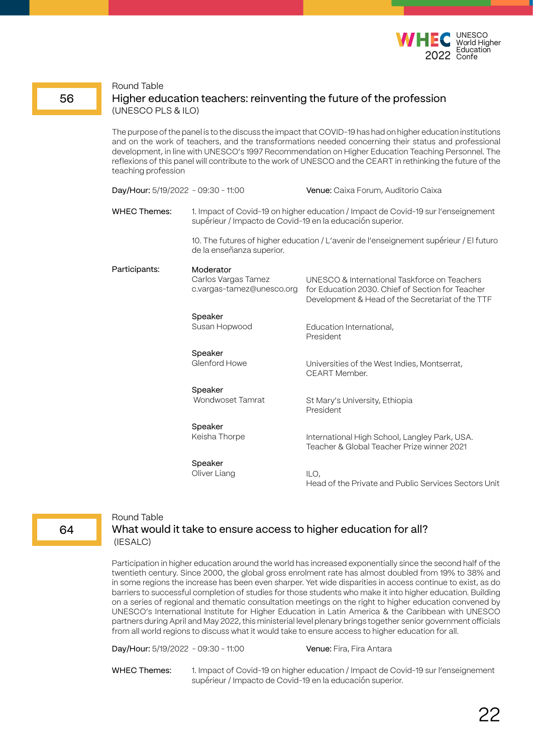56

Round Table

## Higher education teachers: reinventing the future of the profession

(UNESCO PLS & ILO)

The purpose of the panel is to the discuss the impact that COVID-19 has had on higher education institutions and on the work of teachers, and the transformations needed concerning their status and professional development, in line with UNESCO's 1997 Recommendation on Higher Education Teaching Personnel. The reflexions of this panel will contribute to the work of UNESCO and the CEART in rethinking the future of the teaching profession

**Day/Hour:** 5/19/2022 - 09:30 - 11:00 **Venue:** Caixa Forum, Auditorio Caixa

**WHEC Themes:**

1. Impact of Covid-19 on higher education / Impact de Covid-19 sur l'enseignement supérieur / Impacto de Covid-19 en la educación superior.

10. The futures of higher education / L'avenir de l'enseignement supérieur / El futuro de la enseñanza superior.

**Participants:**

| | |
|---|---|
| Moderator<br>Carlos Vargas Tamez<br>c.vargas-tamez@unesco.org | UNESCO & International Taskforce on Teachers for Education 2030. Chief of Section for Teacher Development & Head of the Secretariat of the TTF |
| Speaker<br>Susan Hopwood | Education International,<br>President |
| Speaker<br>Glenford Howe | Universities of the West Indies, Montserrat,<br>CEART Member. |
| Speaker<br>Wondwoset Tamrat | St Mary's University, Ethiopia<br>President |
| Speaker<br>Keisha Thorpe | International High School, Langley Park, USA.<br>Teacher & Global Teacher Prize winner 2021 |
| Speaker<br>Oliver Liang | ILO,<br>Head of the Private and Public Services Sectors Unit |

64

Round Table

## What would it take to ensure access to higher education for all?

(IESALC)

Participation in higher education around the world has increased exponentially since the second half of the twentieth century. Since 2000, the global gross enrolment rate has almost doubled from 19% to 38% and in some regions the increase has been even sharper. Yet wide disparities in access continue to exist, as do barriers to successful completion of studies for those students who make it into higher education. Building on a series of regional and thematic consultation meetings on the right to higher education convened by UNESCO's International Institute for Higher Education in Latin America & the Caribbean with UNESCO partners during April and May 2022, this ministerial level plenary brings together senior government officials from all world regions to discuss what it would take to ensure access to higher education for all.

**Day/Hour:** 5/19/2022 - 09:30 - 11:00 **Venue:** Fira, Fira Antara

**WHEC Themes:**

1. Impact of Covid-19 on higher education / Impact de Covid-19 sur l'enseignement supérieur / Impacto de Covid-19 en la educación superior.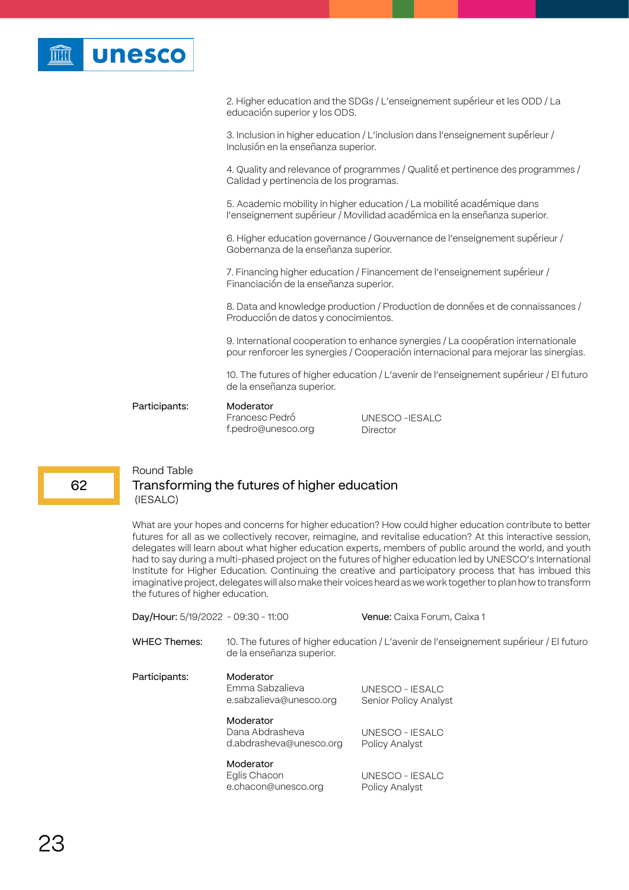2. Higher education and the SDGs / L'enseignement supérieur et les ODD / La educación superior y los ODS.

3. Inclusion in higher education / L'inclusion dans l'enseignement supérieur / Inclusión en la enseñanza superior.

4. Quality and relevance of programmes / Qualité et pertinence des programmes / Calidad y pertinencia de los programas.

5. Academic mobility in higher education / La mobilité académique dans l'enseignement supérieur / Movilidad académica en la enseñanza superior.

6. Higher education governance / Gouvernance de l'enseignement supérieur / Gobernanza de la enseñanza superior.

7. Financing higher education / Financement de l'enseignement supérieur / Financiación de la enseñanza superior.

8. Data and knowledge production / Production de données et de connaissances / Producción de datos y conocimientos.

9. International cooperation to enhance synergies / La coopération internationale pour renforcer les synergies / Cooperación internacional para mejorar las sinergias.

10. The futures of higher education / L'avenir de l'enseignement supérieur / El futuro de la enseñanza superior.

Participants:

Moderator
Francesc Pedró
f.pedro@unesco.org
UNESCO -IESALC
Director

## 62

Round Table

## Transforming the futures of higher education

(IESALC)

What are your hopes and concerns for higher education? How could higher education contribute to better futures for all as we collectively recover, reimagine, and revitalise education? At this interactive session, delegates will learn about what higher education experts, members of public around the world, and youth had to say during a multi-phased project on the futures of higher education led by UNESCO's International Institute for Higher Education. Continuing the creative and participatory process that has imbued this imaginative project, delegates will also make their voices heard as we work together to plan how to transform the futures of higher education.

**Day/Hour:** 5/19/2022 - 09:30 - 11:00

**Venue:** Caixa Forum, Caixa 1

WHEC Themes: 10. The futures of higher education / L'avenir de l'enseignement supérieur / El futuro de la enseñanza superior.

Participants:

Moderator
Emma Sabzalieva
e.sabzalieva@unesco.org
UNESCO - IESALC
Senior Policy Analyst

Moderator
Dana Abdrasheva
d.abdrasheva@unesco.org
UNESCO - IESALC
Policy Analyst

Moderator
Eglis Chacon
e.chacon@unesco.org
UNESCO - IESALC
Policy Analyst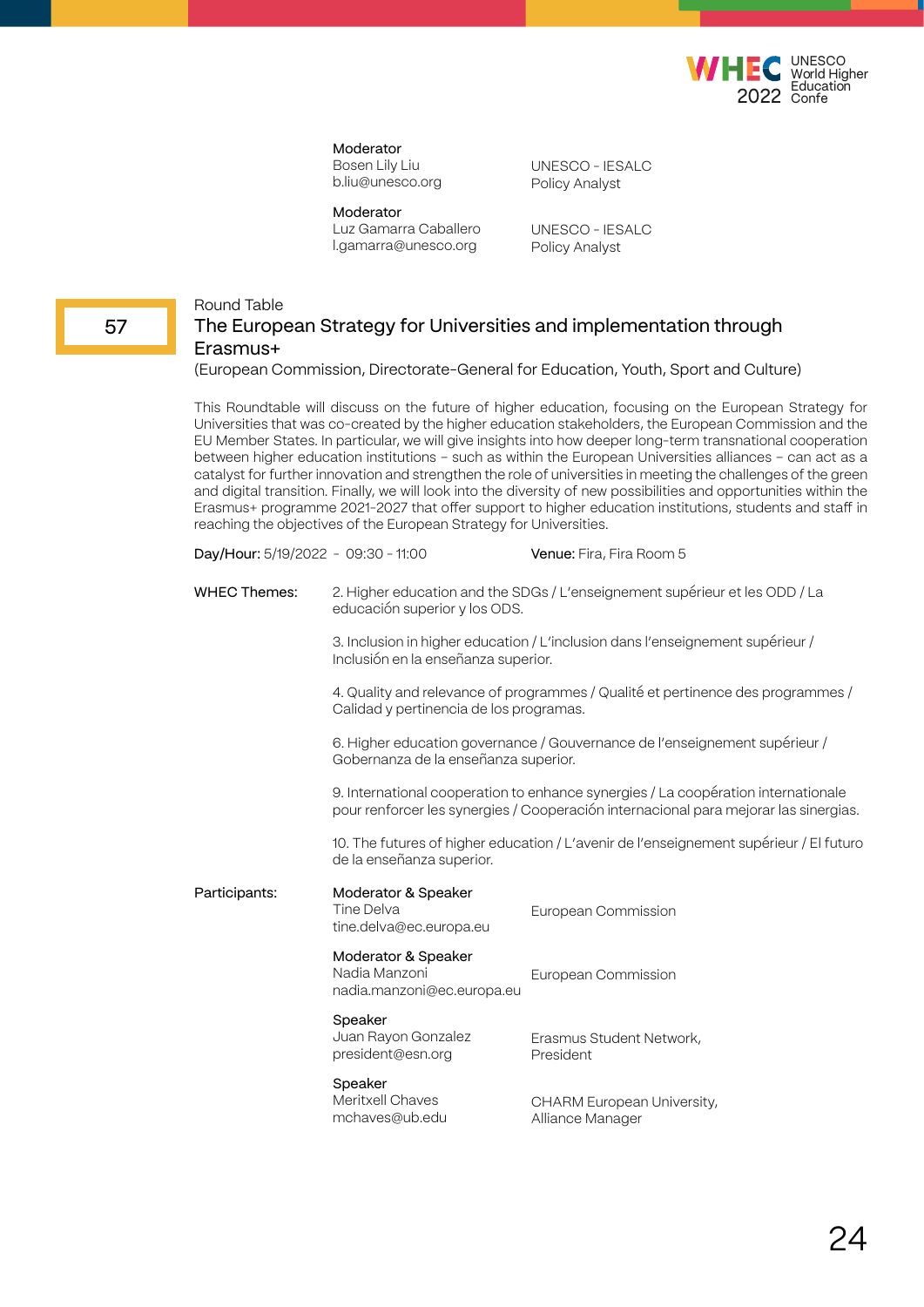Moderator
Bosen Lily Liu
b.liu@unesco.org

UNESCO - IESALC
Policy Analyst

Moderator
Luz Gamarra Caballero
l.gamarra@unesco.org

UNESCO - IESALC
Policy Analyst

57

Round Table

## The European Strategy for Universities and implementation through Erasmus+

(European Commission, Directorate-General for Education, Youth, Sport and Culture)

This Roundtable will discuss on the future of higher education, focusing on the European Strategy for Universities that was co-created by the higher education stakeholders, the European Commission and the EU Member States. In particular, we will give insights into how deeper long-term transnational cooperation between higher education institutions – such as within the European Universities alliances – can act as a catalyst for further innovation and strengthen the role of universities in meeting the challenges of the green and digital transition. Finally, we will look into the diversity of new possibilities and opportunities within the Erasmus+ programme 2021-2027 that offer support to higher education institutions, students and staff in reaching the objectives of the European Strategy for Universities.

**Day/Hour:** 5/19/2022 - 09:30 - 11:00

**Venue:** Fira, Fira Room 5

WHEC Themes:

2. Higher education and the SDGs / L'enseignement supérieur et les ODD / La educación superior y los ODS.

3. Inclusion in higher education / L'inclusion dans l'enseignement supérieur / Inclusión en la enseñanza superior.

4. Quality and relevance of programmes / Qualité et pertinence des programmes / Calidad y pertinencia de los programas.

6. Higher education governance / Gouvernance de l'enseignement supérieur / Gobernanza de la enseñanza superior.

9. International cooperation to enhance synergies / La coopération internationale pour renforcer les synergies / Cooperación internacional para mejorar las sinergias.

10. The futures of higher education / L'avenir de l'enseignement supérieur / El futuro de la enseñanza superior.

Participants:

Moderator & Speaker
Tine Delva
tine.delva@ec.europa.eu

European Commission

Moderator & Speaker
Nadia Manzoni
nadia.manzoni@ec.europa.eu

European Commission

Speaker
Juan Rayon Gonzalez
president@esn.org

Erasmus Student Network,
President

Speaker
Meritxell Chaves
mchaves@ub.edu

CHARM European University,
Alliance Manager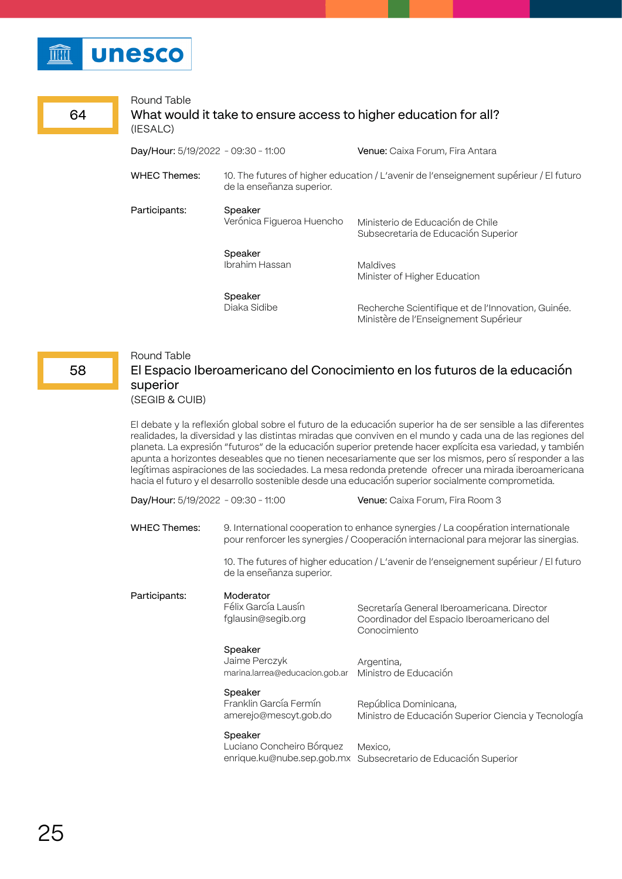**64**

Round Table

## What would it take to ensure access to higher education for all?

(IESALC)

**Day/Hour:** 5/19/2022 - 09:30 - 11:00

**Venue:** Caixa Forum, Fira Antara

**WHEC Themes:** 10. The futures of higher education / L'avenir de l'enseignement supérieur / El futuro de la enseñanza superior.

**Participants:**

Speaker
Verónica Figueroa Huencho
Ministerio de Educación de Chile
Subsecretaria de Educación Superior

Speaker
Ibrahim Hassan
Maldives
Minister of Higher Education

Speaker
Diaka Sidibe
Recherche Scientifique et de l'Innovation, Guinée.
Ministère de l'Enseignement Supérieur

**58**

Round Table

## El Espacio Iberoamericano del Conocimiento en los futuros de la educación superior

(SEGIB & CUIB)

El debate y la reflexión global sobre el futuro de la educación superior ha de ser sensible a las diferentes realidades, la diversidad y las distintas miradas que conviven en el mundo y cada una de las regiones del planeta. La expresión "futuros" de la educación superior pretende hacer explícita esa variedad, y también apunta a horizontes deseables que no tienen necesariamente que ser los mismos, pero sí responder a las legítimas aspiraciones de las sociedades. La mesa redonda pretende ofrecer una mirada iberoamericana hacia el futuro y el desarrollo sostenible desde una educación superior socialmente comprometida.

**Day/Hour:** 5/19/2022 - 09:30 - 11:00

**Venue:** Caixa Forum, Fira Room 3

**WHEC Themes:** 9. International cooperation to enhance synergies / La coopération internationale pour renforcer les synergies / Cooperación internacional para mejorar las sinergias.

10. The futures of higher education / L'avenir de l'enseignement supérieur / El futuro de la enseñanza superior.

**Participants:**

Moderator
Félix García Lausín
fglausin@segib.org
Secretaría General Iberoamericana. Director Coordinador del Espacio Iberoamericano del Conocimiento

Speaker
Jaime Perczyk
marina.larrea@educacion.gob.ar
Argentina,
Ministro de Educación

Speaker
Franklin García Fermín
amerejo@mescyt.gob.do
República Dominicana,
Ministro de Educación Superior Ciencia y Tecnología

Speaker
Luciano Concheiro Bórquez
enrique.ku@nube.sep.gob.mx
Mexico,
Subsecretario de Educación Superior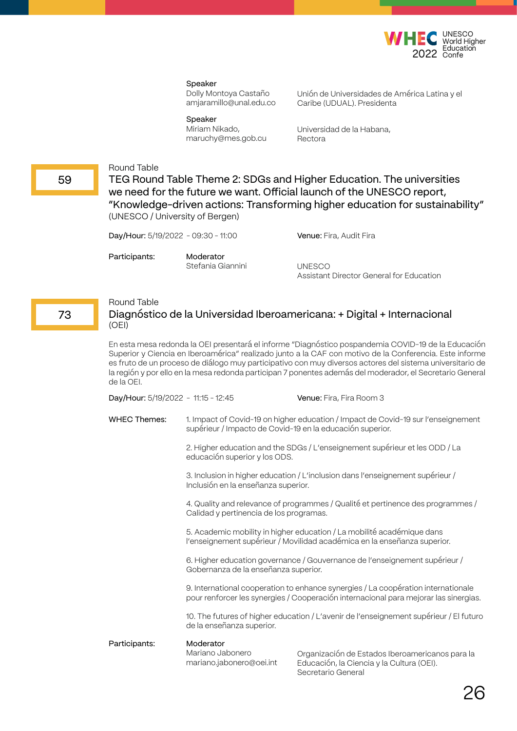Speaker
Dolly Montoya Castaño
amjaramillo@unal.edu.co

Unión de Universidades de América Latina y el Caribe (UDUAL). Presidenta

Speaker
Miriam Nikado,
maruchy@mes.gob.cu

Universidad de la Habana, Rectora

## 59

Round Table

### TEG Round Table Theme 2: SDGs and Higher Education. The universities we need for the future we want. Official launch of the UNESCO report, "Knowledge-driven actions: Transforming higher education for sustainability"

(UNESCO / University of Bergen)

**Day/Hour:** 5/19/2022 - 09:30 - 11:00

**Venue:** Fira, Audit Fira

**Participants:**

Moderator
Stefania Giannini

UNESCO
Assistant Director General for Education

## 73

Round Table

### Diagnóstico de la Universidad Iberoamericana: + Digital + Internacional

(OEI)

En esta mesa redonda la OEI presentará el informe "Diagnóstico pospandemia COVID-19 de la Educación Superior y Ciencia en Iberoamérica" realizado junto a la CAF con motivo de la Conferencia. Este informe es fruto de un proceso de diálogo muy participativo con muy diversos actores del sistema universitario de la región y por ello en la mesa redonda participan 7 ponentes además del moderador, el Secretario General de la OEI.

**Day/Hour:** 5/19/2022 - 11:15 - 12:45

**Venue:** Fira, Fira Room 3

**WHEC Themes:**

1. Impact of Covid-19 on higher education / Impact de Covid-19 sur l'enseignement supérieur / Impacto de Covid-19 en la educación superior.

2. Higher education and the SDGs / L'enseignement supérieur et les ODD / La educación superior y los ODS.

3. Inclusion in higher education / L'inclusion dans l'enseignement supérieur / Inclusión en la enseñanza superior.

4. Quality and relevance of programmes / Qualité et pertinence des programmes / Calidad y pertinencia de los programas.

5. Academic mobility in higher education / La mobilité académique dans l'enseignement supérieur / Movilidad académica en la enseñanza superior.

6. Higher education governance / Gouvernance de l'enseignement supérieur / Gobernanza de la enseñanza superior.

9. International cooperation to enhance synergies / La coopération internationale pour renforcer les synergies / Cooperación internacional para mejorar las sinergias.

10. The futures of higher education / L'avenir de l'enseignement supérieur / El futuro de la enseñanza superior.

**Participants:**

Moderator
Mariano Jabonero
mariano.jabonero@oei.int

Organización de Estados Iberoamericanos para la Educación, la Ciencia y la Cultura (OEI). Secretario General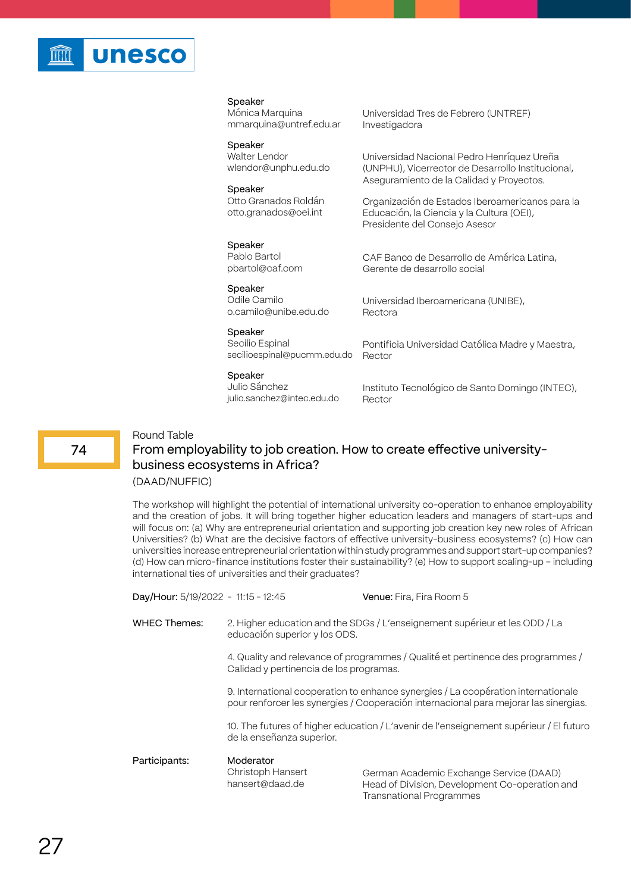Speaker
Mónica Marquina
mmarquina@untref.edu.ar

Universidad Tres de Febrero (UNTREF)
Investigadora

Speaker
Walter Lendor
wlendor@unphu.edu.do

Universidad Nacional Pedro Henríquez Ureña (UNPHU), Vicerrector de Desarrollo Institucional, Aseguramiento de la Calidad y Proyectos.

Speaker
Otto Granados Roldán
otto.granados@oei.int

Organización de Estados Iberoamericanos para la Educación, la Ciencia y la Cultura (OEI), Presidente del Consejo Asesor

Speaker
Pablo Bartol
pbartol@caf.com

CAF Banco de Desarrollo de América Latina, Gerente de desarrollo social

Speaker
Odile Camilo
o.camilo@unibe.edu.do

Universidad Iberoamericana (UNIBE), Rectora

Speaker
Secilio Espinal
secilioespinal@pucmm.edu.do

Pontificia Universidad Católica Madre y Maestra, Rector

Speaker
Julio Sánchez
julio.sanchez@intec.edu.do

Instituto Tecnológico de Santo Domingo (INTEC), Rector

74

Round Table

## From employability to job creation. How to create effective university-business ecosystems in Africa?

(DAAD/NUFFIC)

The workshop will highlight the potential of international university co-operation to enhance employability and the creation of jobs. It will bring together higher education leaders and managers of start-ups and will focus on: (a) Why are entrepreneurial orientation and supporting job creation key new roles of African Universities? (b) What are the decisive factors of effective university-business ecosystems? (c) How can universities increase entrepreneurial orientation within study programmes and support start-up companies? (d) How can micro-finance institutions foster their sustainability? (e) How to support scaling-up – including international ties of universities and their graduates?

**Day/Hour:** 5/19/2022 - 11:15 - 12:45 **Venue:** Fira, Fira Room 5

**WHEC Themes:**

2. Higher education and the SDGs / L'enseignement supérieur et les ODD / La educación superior y los ODS.

4. Quality and relevance of programmes / Qualité et pertinence des programmes / Calidad y pertinencia de los programas.

9. International cooperation to enhance synergies / La coopération internationale pour renforcer les synergies / Cooperación internacional para mejorar las sinergias.

10. The futures of higher education / L'avenir de l'enseignement supérieur / El futuro de la enseñanza superior.

**Participants:**

Moderator
Christoph Hansert
hansert@daad.de

German Academic Exchange Service (DAAD)
Head of Division, Development Co-operation and Transnational Programmes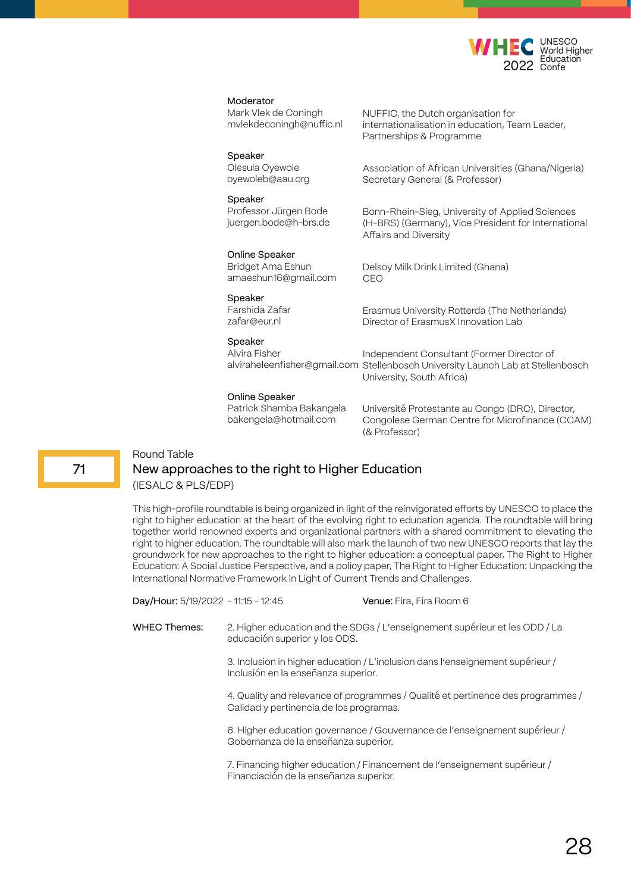Moderator
Mark Vlek de Coningh
mvlekdeconingh@nuffic.nl

NUFFIC, the Dutch organisation for internationalisation in education, Team Leader, Partnerships & Programme

Speaker
Olesula Oyewole
oyewoleb@aau.org

Association of African Universities (Ghana/Nigeria) Secretary General (& Professor)

Speaker
Professor Jürgen Bode
juergen.bode@h-brs.de

Bonn-Rhein-Sieg, University of Applied Sciences (H-BRS) (Germany), Vice President for International Affairs and Diversity

Online Speaker
Bridget Ama Eshun
amaeshun16@gmail.com

Delsoy Milk Drink Limited (Ghana) CEO

Speaker
Farshida Zafar
zafar@eur.nl

Erasmus University Rotterda (The Netherlands) Director of ErasmusX Innovation Lab

Speaker
Alvira Fisher
alviraheleenfisher@gmail.com

Independent Consultant (Former Director of Stellenbosch University Launch Lab at Stellenbosch University, South Africa)

Online Speaker
Patrick Shamba Bakangela
bakengela@hotmail.com

Université Protestante au Congo (DRC), Director, Congolese German Centre for Microfinance (CCAM) (& Professor)

71

Round Table

## New approaches to the right to Higher Education

(IESALC & PLS/EDP)

This high-profile roundtable is being organized in light of the reinvigorated efforts by UNESCO to place the right to higher education at the heart of the evolving right to education agenda. The roundtable will bring together world renowned experts and organizational partners with a shared commitment to elevating the right to higher education. The roundtable will also mark the launch of two new UNESCO reports that lay the groundwork for new approaches to the right to higher education: a conceptual paper, The Right to Higher Education: A Social Justice Perspective, and a policy paper, The Right to Higher Education: Unpacking the International Normative Framework in Light of Current Trends and Challenges.

**Day/Hour:** 5/19/2022 - 11:15 - 12:45

**Venue:** Fira, Fira Room 6

**WHEC Themes:**

2. Higher education and the SDGs / L'enseignement supérieur et les ODD / La educación superior y los ODS.

3. Inclusion in higher education / L'inclusion dans l'enseignement supérieur / Inclusión en la enseñanza superior.

4. Quality and relevance of programmes / Qualité et pertinence des programmes / Calidad y pertinencia de los programas.

6. Higher education governance / Gouvernance de l'enseignement supérieur / Gobernanza de la enseñanza superior.

7. Financing higher education / Financement de l'enseignement supérieur / Financiación de la enseñanza superior.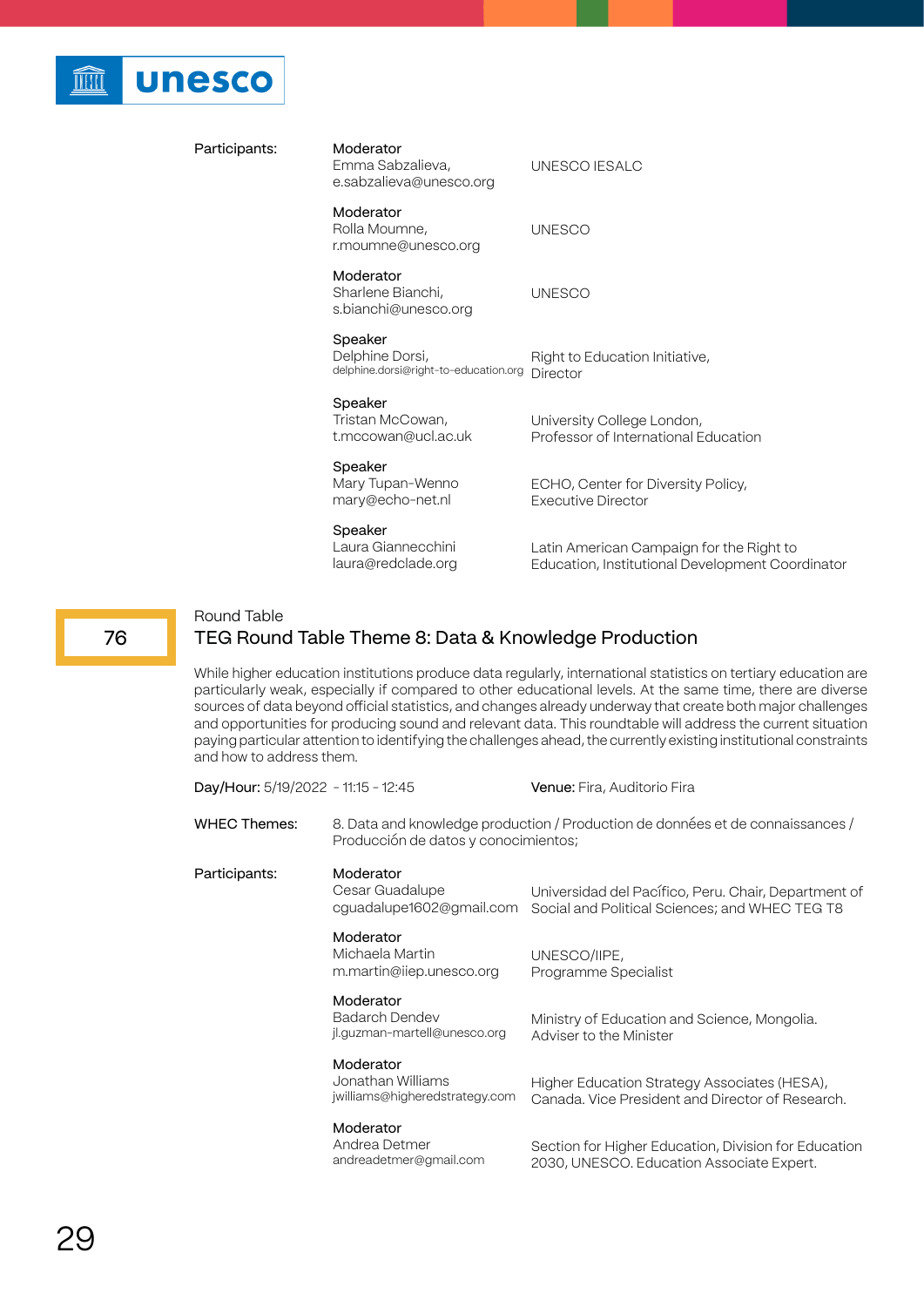Participants:

| Role / Name | Affiliation |
|---|---|
| Moderator<br>Emma Sabzalieva,<br>e.sabzalieva@unesco.org | UNESCO IESALC |
| Moderator<br>Rolla Moumne,<br>r.moumne@unesco.org | UNESCO |
| Moderator<br>Sharlene Bianchi,<br>s.bianchi@unesco.org | UNESCO |
| Speaker<br>Delphine Dorsi,<br>delphine.dorsi@right-to-education.org | Right to Education Initiative, Director |
| Speaker<br>Tristan McCowan,<br>t.mccowan@ucl.ac.uk | University College London, Professor of International Education |
| Speaker<br>Mary Tupan-Wenno<br>mary@echo-net.nl | ECHO, Center for Diversity Policy, Executive Director |
| Speaker<br>Laura Giannecchini<br>laura@redclade.org | Latin American Campaign for the Right to Education, Institutional Development Coordinator |

**76**

Round Table

## TEG Round Table Theme 8: Data & Knowledge Production

While higher education institutions produce data regularly, international statistics on tertiary education are particularly weak, especially if compared to other educational levels. At the same time, there are diverse sources of data beyond official statistics, and changes already underway that create both major challenges and opportunities for producing sound and relevant data. This roundtable will address the current situation paying particular attention to identifying the challenges ahead, the currently existing institutional constraints and how to address them.

**Day/Hour:** 5/19/2022 - 11:15 - 12:45 **Venue:** Fira, Auditorio Fira

**WHEC Themes:** 8. Data and knowledge production / Production de données et de connaissances / Producción de datos y conocimientos;

Participants:

| Role / Name | Affiliation |
|---|---|
| Moderator<br>Cesar Guadalupe<br>cguadalupe1602@gmail.com | Universidad del Pacífico, Peru. Chair, Department of Social and Political Sciences; and WHEC TEG T8 |
| Moderator<br>Michaela Martin<br>m.martin@iiep.unesco.org | UNESCO/IIPE, Programme Specialist |
| Moderator<br>Badarch Dendev<br>jl.guzman-martell@unesco.org | Ministry of Education and Science, Mongolia. Adviser to the Minister |
| Moderator<br>Jonathan Williams<br>jwilliams@higheredstrategy.com | Higher Education Strategy Associates (HESA), Canada. Vice President and Director of Research. |
| Moderator<br>Andrea Detmer<br>andreadetmer@gmail.com | Section for Higher Education, Division for Education 2030, UNESCO. Education Associate Expert. |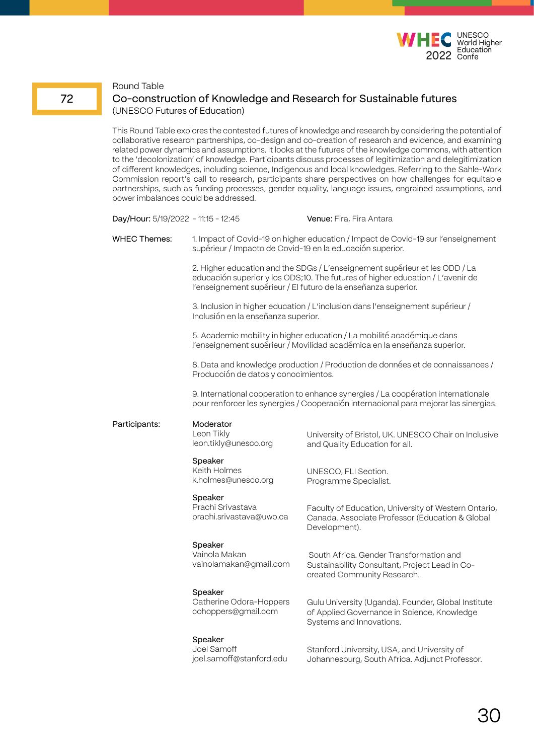72

Round Table

## Co-construction of Knowledge and Research for Sustainable futures

(UNESCO Futures of Education)

This Round Table explores the contested futures of knowledge and research by considering the potential of collaborative research partnerships, co-design and co-creation of research and evidence, and examining related power dynamics and assumptions. It looks at the futures of the knowledge commons, with attention to the 'decolonization' of knowledge. Participants discuss processes of legitimization and delegitimization of different knowledges, including science, Indigenous and local knowledges. Referring to the Sahle-Work Commission report's call to research, participants share perspectives on how challenges for equitable partnerships, such as funding processes, gender equality, language issues, engrained assumptions, and power imbalances could be addressed.

**Day/Hour:** 5/19/2022 - 11:15 - 12:45

**Venue:** Fira, Fira Antara

**WHEC Themes:**

1. Impact of Covid-19 on higher education / Impact de Covid-19 sur l'enseignement supérieur / Impacto de Covid-19 en la educación superior.

2. Higher education and the SDGs / L'enseignement supérieur et les ODD / La educación superior y los ODS;10. The futures of higher education / L'avenir de l'enseignement supérieur / El futuro de la enseñanza superior.

3. Inclusion in higher education / L'inclusion dans l'enseignement supérieur / Inclusión en la enseñanza superior.

5. Academic mobility in higher education / La mobilité académique dans l'enseignement supérieur / Movilidad académica en la enseñanza superior.

8. Data and knowledge production / Production de données et de connaissances / Producción de datos y conocimientos.

9. International cooperation to enhance synergies / La coopération internationale pour renforcer les synergies / Cooperación internacional para mejorar las sinergias.

**Participants:**

Moderator
Leon Tikly
leon.tikly@unesco.org
University of Bristol, UK. UNESCO Chair on Inclusive and Quality Education for all.

Speaker
Keith Holmes
k.holmes@unesco.org
UNESCO, FLI Section. Programme Specialist.

Speaker
Prachi Srivastava
prachi.srivastava@uwo.ca
Faculty of Education, University of Western Ontario, Canada. Associate Professor (Education & Global Development).

Speaker
Vainola Makan
vainolamakan@gmail.com
South Africa. Gender Transformation and Sustainability Consultant, Project Lead in Co-created Community Research.

Speaker
Catherine Odora-Hoppers
cohoppers@gmail.com
Gulu University (Uganda). Founder, Global Institute of Applied Governance in Science, Knowledge Systems and Innovations.

Speaker
Joel Samoff
joel.samoff@stanford.edu
Stanford University, USA, and University of Johannesburg, South Africa. Adjunct Professor.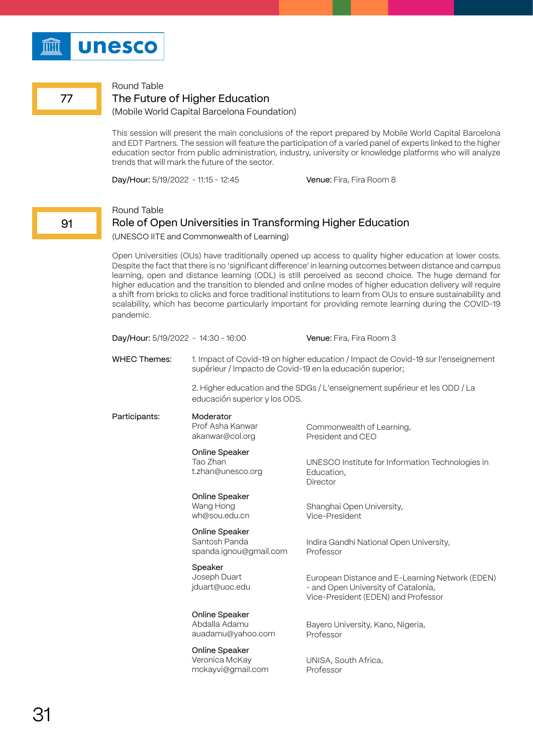**77**

Round Table

## The Future of Higher Education

(Mobile World Capital Barcelona Foundation)

This session will present the main conclusions of the report prepared by Mobile World Capital Barcelona and EDT Partners. The session will feature the participation of a varied panel of experts linked to the higher education sector from public administration, industry, university or knowledge platforms who will analyze trends that will mark the future of the sector.

**Day/Hour:** 5/19/2022 - 11:15 - 12:45 **Venue:** Fira, Fira Room 8

**91**

Round Table

## Role of Open Universities in Transforming Higher Education

(UNESCO IITE and Commonwealth of Learning)

Open Universities (OUs) have traditionally opened up access to quality higher education at lower costs. Despite the fact that there is no 'significant difference' in learning outcomes between distance and campus learning, open and distance learning (ODL) is still perceived as second choice. The huge demand for higher education and the transition to blended and online modes of higher education delivery will require a shift from bricks to clicks and force traditional institutions to learn from OUs to ensure sustainability and scalability, which has become particularly important for providing remote learning during the COVID-19 pandemic.

**Day/Hour:** 5/19/2022 - 14:30 - 16:00 **Venue:** Fira, Fira Room 3

**WHEC Themes:**

1. Impact of Covid-19 on higher education / Impact de Covid-19 sur l'enseignement supérieur / Impacto de Covid-19 en la educación superior;

2. Higher education and the SDGs / L'enseignement supérieur et les ODD / La educación superior y los ODS.

**Participants:**

| | |
|---|---|
| Moderator<br>Prof Asha Kanwar<br>akanwar@col.org | Commonwealth of Learning,<br>President and CEO |
| Online Speaker<br>Tao Zhan<br>t.zhan@unesco.org | UNESCO Institute for Information Technologies in Education,<br>Director |
| Online Speaker<br>Wang Hong<br>wh@sou.edu.cn | Shanghai Open University,<br>Vice-President |
| Online Speaker<br>Santosh Panda<br>spanda.ignou@gmail.com | Indira Gandhi National Open University,<br>Professor |
| Speaker<br>Joseph Duart<br>jduart@uoc.edu | European Distance and E-Learning Network (EDEN) - and Open University of Catalonia,<br>Vice-President (EDEN) and Professor |
| Online Speaker<br>Abdalla Adamu<br>auadamu@yahoo.com | Bayero University, Kano, Nigeria,<br>Professor |
| Online Speaker<br>Veronica McKay<br>mckayvi@gmail.com | UNISA, South Africa,<br>Professor |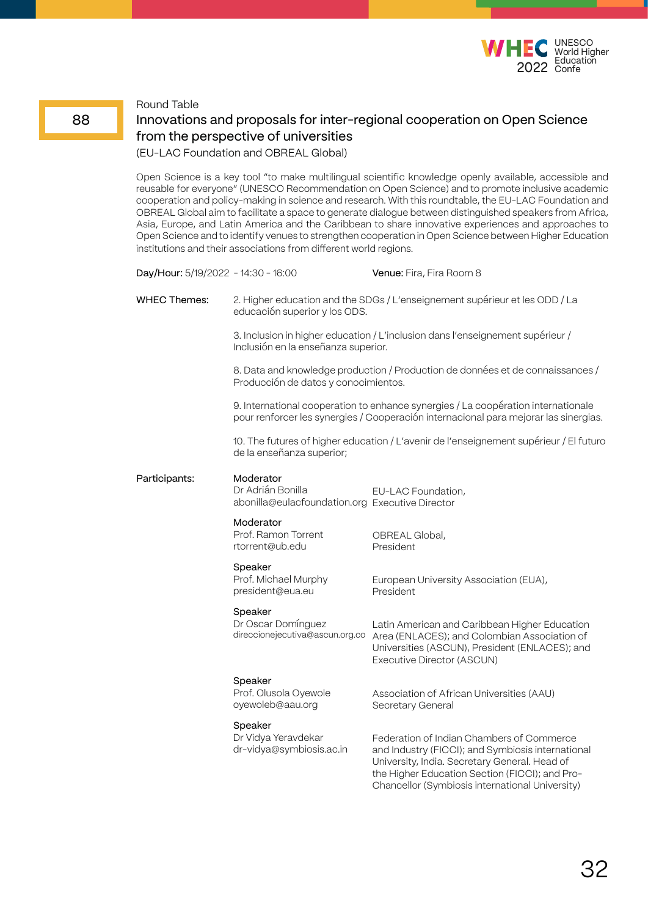88

Round Table

## Innovations and proposals for inter-regional cooperation on Open Science from the perspective of universities

(EU-LAC Foundation and OBREAL Global)

Open Science is a key tool "to make multilingual scientific knowledge openly available, accessible and reusable for everyone" (UNESCO Recommendation on Open Science) and to promote inclusive academic cooperation and policy-making in science and research. With this roundtable, the EU-LAC Foundation and OBREAL Global aim to facilitate a space to generate dialogue between distinguished speakers from Africa, Asia, Europe, and Latin America and the Caribbean to share innovative experiences and approaches to Open Science and to identify venues to strengthen cooperation in Open Science between Higher Education institutions and their associations from different world regions.

**Day/Hour:** 5/19/2022 - 14:30 - 16:00 **Venue:** Fira, Fira Room 8

**WHEC Themes:**

2. Higher education and the SDGs / L'enseignement supérieur et les ODD / La educación superior y los ODS.

3. Inclusion in higher education / L'inclusion dans l'enseignement supérieur / Inclusión en la enseñanza superior.

8. Data and knowledge production / Production de données et de connaissances / Producción de datos y conocimientos.

9. International cooperation to enhance synergies / La coopération internationale pour renforcer les synergies / Cooperación internacional para mejorar las sinergias.

10. The futures of higher education / L'avenir de l'enseignement supérieur / El futuro de la enseñanza superior;

**Participants:**

| | |
|---|---|
| Moderator<br>Dr Adrián Bonilla<br>abonilla@eulacfoundation.org | EU-LAC Foundation, Executive Director |
| Moderator<br>Prof. Ramon Torrent<br>rtorrent@ub.edu | OBREAL Global, President |
| Speaker<br>Prof. Michael Murphy<br>president@eua.eu | European University Association (EUA), President |
| Speaker<br>Dr Oscar Domínguez<br>direccionejecutiva@ascun.org.co | Latin American and Caribbean Higher Education Area (ENLACES); and Colombian Association of Universities (ASCUN), President (ENLACES); and Executive Director (ASCUN) |
| Speaker<br>Prof. Olusola Oyewole<br>oyewoleb@aau.org | Association of African Universities (AAU) Secretary General |
| Speaker<br>Dr Vidya Yeravdekar<br>dr-vidya@symbiosis.ac.in | Federation of Indian Chambers of Commerce and Industry (FICCI); and Symbiosis international University, India. Secretary General. Head of the Higher Education Section (FICCI); and Pro-Chancellor (Symbiosis international University) |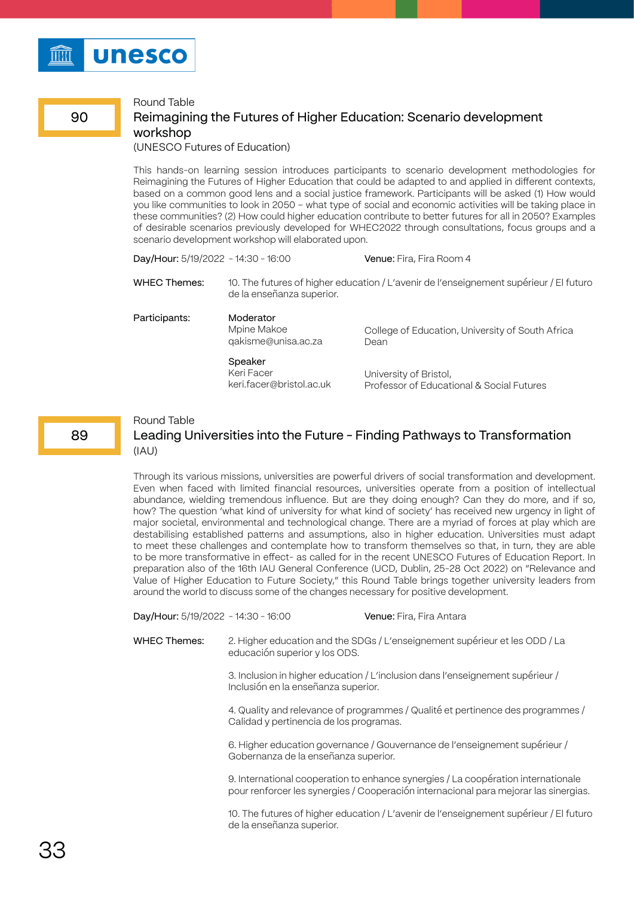90

Round Table

## Reimagining the Futures of Higher Education: Scenario development workshop

(UNESCO Futures of Education)

This hands-on learning session introduces participants to scenario development methodologies for Reimagining the Futures of Higher Education that could be adapted to and applied in different contexts, based on a common good lens and a social justice framework. Participants will be asked (1) How would you like communities to look in 2050 – what type of social and economic activities will be taking place in these communities? (2) How could higher education contribute to better futures for all in 2050? Examples of desirable scenarios previously developed for WHEC2022 through consultations, focus groups and a scenario development workshop will elaborated upon.

**Day/Hour:** 5/19/2022 - 14:30 - 16:00 **Venue:** Fira, Fira Room 4

**WHEC Themes:** 10. The futures of higher education / L'avenir de l'enseignement supérieur / El futuro de la enseñanza superior.

**Participants:**

Moderator
Mpine Makoe
qakisme@unisa.ac.za
College of Education, University of South Africa
Dean

Speaker
Keri Facer
keri.facer@bristol.ac.uk
University of Bristol,
Professor of Educational & Social Futures

89

Round Table

## Leading Universities into the Future - Finding Pathways to Transformation

(IAU)

Through its various missions, universities are powerful drivers of social transformation and development. Even when faced with limited financial resources, universities operate from a position of intellectual abundance, wielding tremendous influence. But are they doing enough? Can they do more, and if so, how? The question 'what kind of university for what kind of society' has received new urgency in light of major societal, environmental and technological change. There are a myriad of forces at play which are destabilising established patterns and assumptions, also in higher education. Universities must adapt to meet these challenges and contemplate how to transform themselves so that, in turn, they are able to be more transformative in effect- as called for in the recent UNESCO Futures of Education Report. In preparation also of the 16th IAU General Conference (UCD, Dublin, 25-28 Oct 2022) on "Relevance and Value of Higher Education to Future Society," this Round Table brings together university leaders from around the world to discuss some of the changes necessary for positive development.

**Day/Hour:** 5/19/2022 - 14:30 - 16:00 **Venue:** Fira, Fira Antara

**WHEC Themes:**

2. Higher education and the SDGs / L'enseignement supérieur et les ODD / La educación superior y los ODS.

3. Inclusion in higher education / L'inclusion dans l'enseignement supérieur / Inclusión en la enseñanza superior.

4. Quality and relevance of programmes / Qualité et pertinence des programmes / Calidad y pertinencia de los programas.

6. Higher education governance / Gouvernance de l'enseignement supérieur / Gobernanza de la enseñanza superior.

9. International cooperation to enhance synergies / La coopération internationale pour renforcer les synergies / Cooperación internacional para mejorar las sinergias.

10. The futures of higher education / L'avenir de l'enseignement supérieur / El futuro de la enseñanza superior.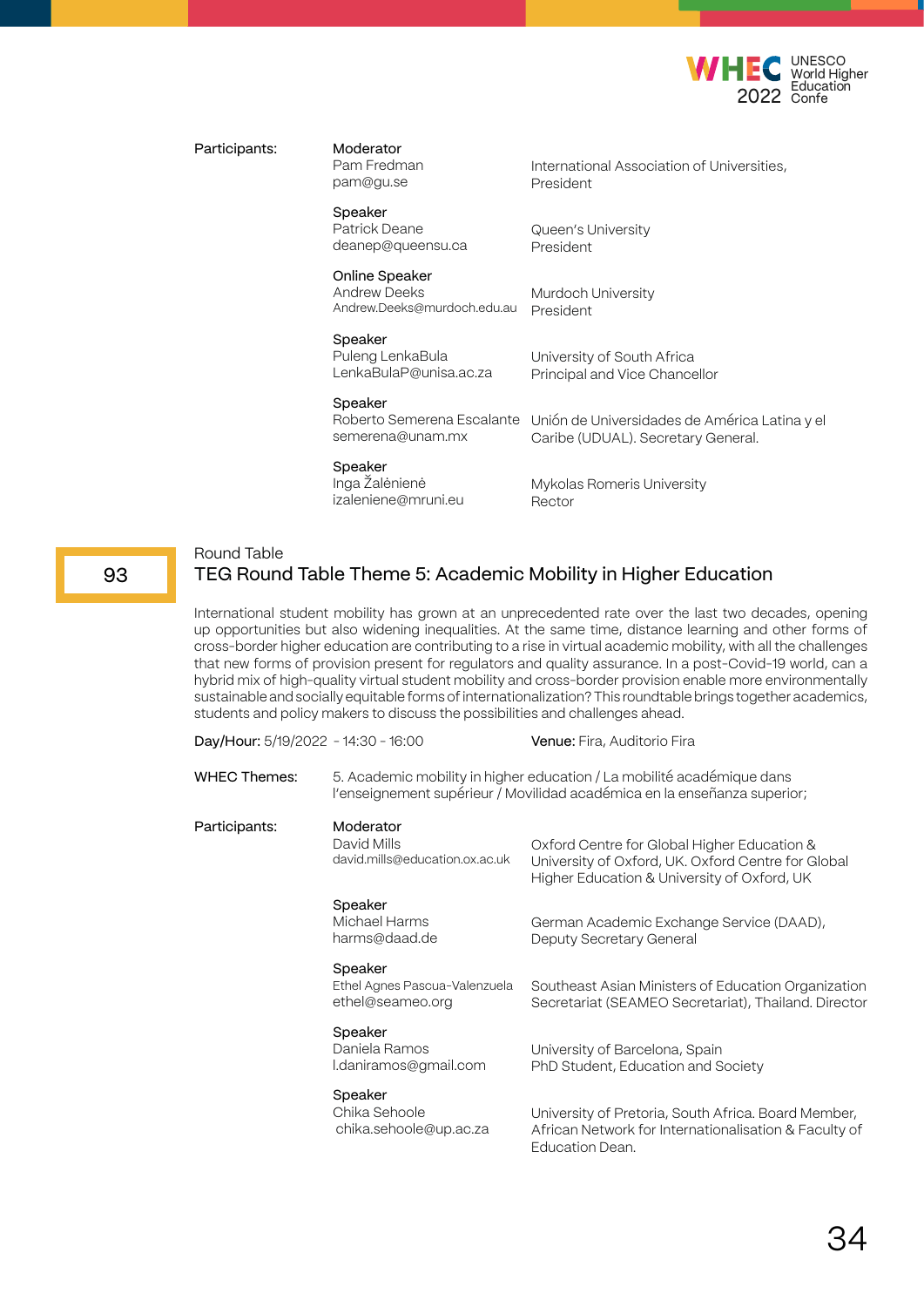Participants:

| | |
|---|---|
| Moderator<br>Pam Fredman<br>pam@gu.se | International Association of Universities, President |
| Speaker<br>Patrick Deane<br>deanep@queensu.ca | Queen's University<br>President |
| Online Speaker<br>Andrew Deeks<br>Andrew.Deeks@murdoch.edu.au | Murdoch University<br>President |
| Speaker<br>Puleng LenkaBula<br>LenkaBulaP@unisa.ac.za | University of South Africa<br>Principal and Vice Chancellor |
| Speaker<br>Roberto Semerena Escalante<br>semerena@unam.mx | Unión de Universidades de América Latina y el Caribe (UDUAL). Secretary General. |
| Speaker<br>Inga Žalėnienė<br>izaleniene@mruni.eu | Mykolas Romeris University<br>Rector |

93

Round Table

## TEG Round Table Theme 5: Academic Mobility in Higher Education

International student mobility has grown at an unprecedented rate over the last two decades, opening up opportunities but also widening inequalities. At the same time, distance learning and other forms of cross-border higher education are contributing to a rise in virtual academic mobility, with all the challenges that new forms of provision present for regulators and quality assurance. In a post-Covid-19 world, can a hybrid mix of high-quality virtual student mobility and cross-border provision enable more environmentally sustainable and socially equitable forms of internationalization? This roundtable brings together academics, students and policy makers to discuss the possibilities and challenges ahead.

**Day/Hour:** 5/19/2022 - 14:30 - 16:00 **Venue:** Fira, Auditorio Fira

**WHEC Themes:** 5. Academic mobility in higher education / La mobilité académique dans l'enseignement supérieur / Movilidad académica en la enseñanza superior;

Participants:

| | |
|---|---|
| Moderator<br>David Mills<br>david.mills@education.ox.ac.uk | Oxford Centre for Global Higher Education & University of Oxford, UK. Oxford Centre for Global Higher Education & University of Oxford, UK |
| Speaker<br>Michael Harms<br>harms@daad.de | German Academic Exchange Service (DAAD), Deputy Secretary General |
| Speaker<br>Ethel Agnes Pascua-Valenzuela<br>ethel@seameo.org | Southeast Asian Ministers of Education Organization Secretariat (SEAMEO Secretariat), Thailand. Director |
| Speaker<br>Daniela Ramos<br>l.daniramos@gmail.com | University of Barcelona, Spain<br>PhD Student, Education and Society |
| Speaker<br>Chika Sehoole<br>chika.sehoole@up.ac.za | University of Pretoria, South Africa. Board Member, African Network for Internationalisation & Faculty of Education Dean. |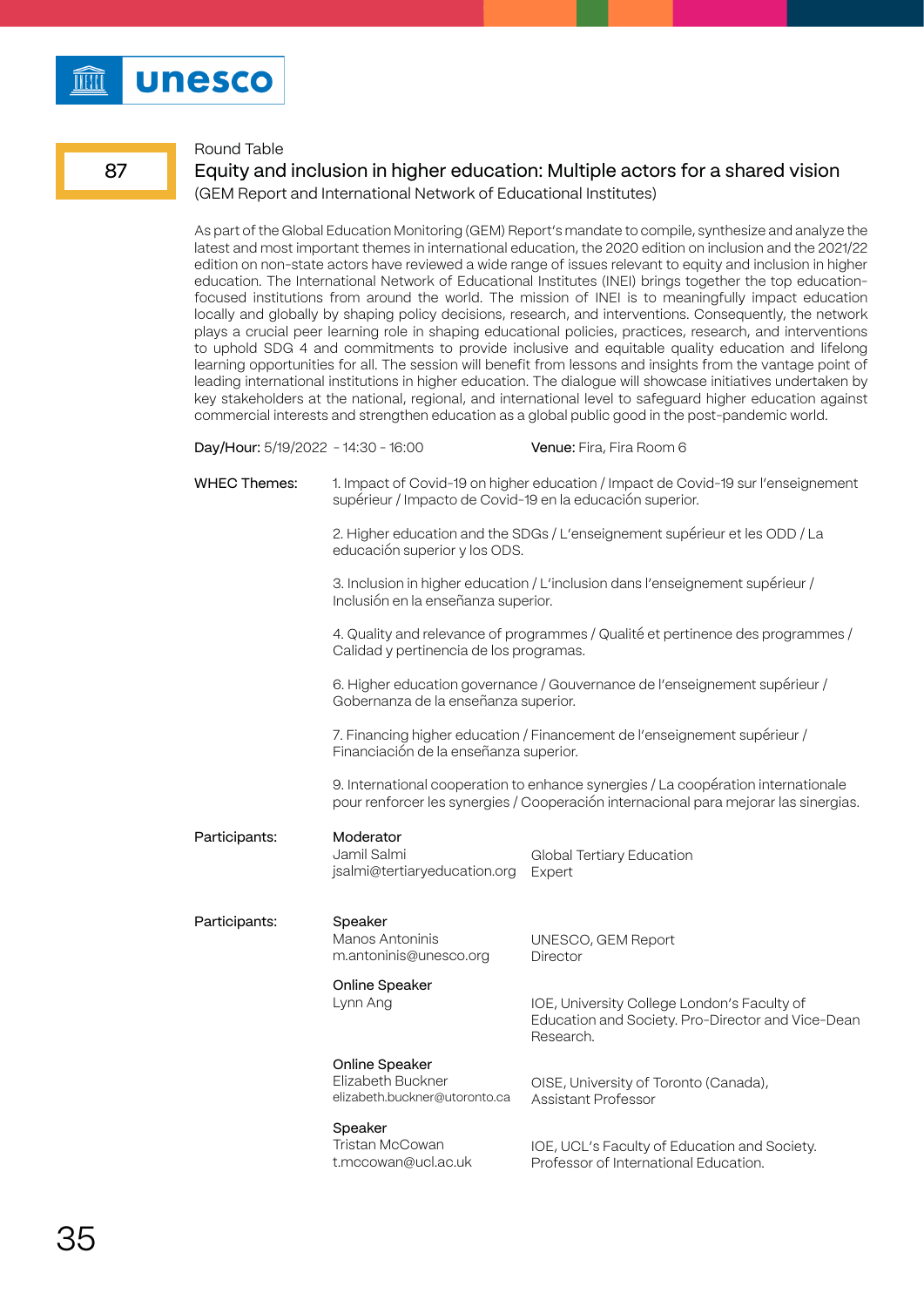87

Round Table

## Equity and inclusion in higher education: Multiple actors for a shared vision

(GEM Report and International Network of Educational Institutes)

As part of the Global Education Monitoring (GEM) Report's mandate to compile, synthesize and analyze the latest and most important themes in international education, the 2020 edition on inclusion and the 2021/22 edition on non-state actors have reviewed a wide range of issues relevant to equity and inclusion in higher education. The International Network of Educational Institutes (INEI) brings together the top education-focused institutions from around the world. The mission of INEI is to meaningfully impact education locally and globally by shaping policy decisions, research, and interventions. Consequently, the network plays a crucial peer learning role in shaping educational policies, practices, research, and interventions to uphold SDG 4 and commitments to provide inclusive and equitable quality education and lifelong learning opportunities for all. The session will benefit from lessons and insights from the vantage point of leading international institutions in higher education. The dialogue will showcase initiatives undertaken by key stakeholders at the national, regional, and international level to safeguard higher education against commercial interests and strengthen education as a global public good in the post-pandemic world.

**Day/Hour:** 5/19/2022 - 14:30 - 16:00 **Venue:** Fira, Fira Room 6

**WHEC Themes:**

1. Impact of Covid-19 on higher education / Impact de Covid-19 sur l'enseignement supérieur / Impacto de Covid-19 en la educación superior.

2. Higher education and the SDGs / L'enseignement supérieur et les ODD / La educación superior y los ODS.

3. Inclusion in higher education / L'inclusion dans l'enseignement supérieur / Inclusión en la enseñanza superior.

4. Quality and relevance of programmes / Qualité et pertinence des programmes / Calidad y pertinencia de los programas.

6. Higher education governance / Gouvernance de l'enseignement supérieur / Gobernanza de la enseñanza superior.

7. Financing higher education / Financement de l'enseignement supérieur / Financiación de la enseñanza superior.

9. International cooperation to enhance synergies / La coopération internationale pour renforcer les synergies / Cooperación internacional para mejorar las sinergias.

**Participants:**

Moderator
Jamil Salmi
jsalmi@tertiaryeducation.org — Global Tertiary Education Expert

**Participants:**

Speaker
Manos Antoninis
m.antoninis@unesco.org — UNESCO, GEM Report Director

Online Speaker
Lynn Ang — IOE, University College London's Faculty of Education and Society. Pro-Director and Vice-Dean Research.

Online Speaker
Elizabeth Buckner
elizabeth.buckner@utoronto.ca — OISE, University of Toronto (Canada), Assistant Professor

Speaker
Tristan McCowan
t.mccowan@ucl.ac.uk — IOE, UCL's Faculty of Education and Society. Professor of International Education.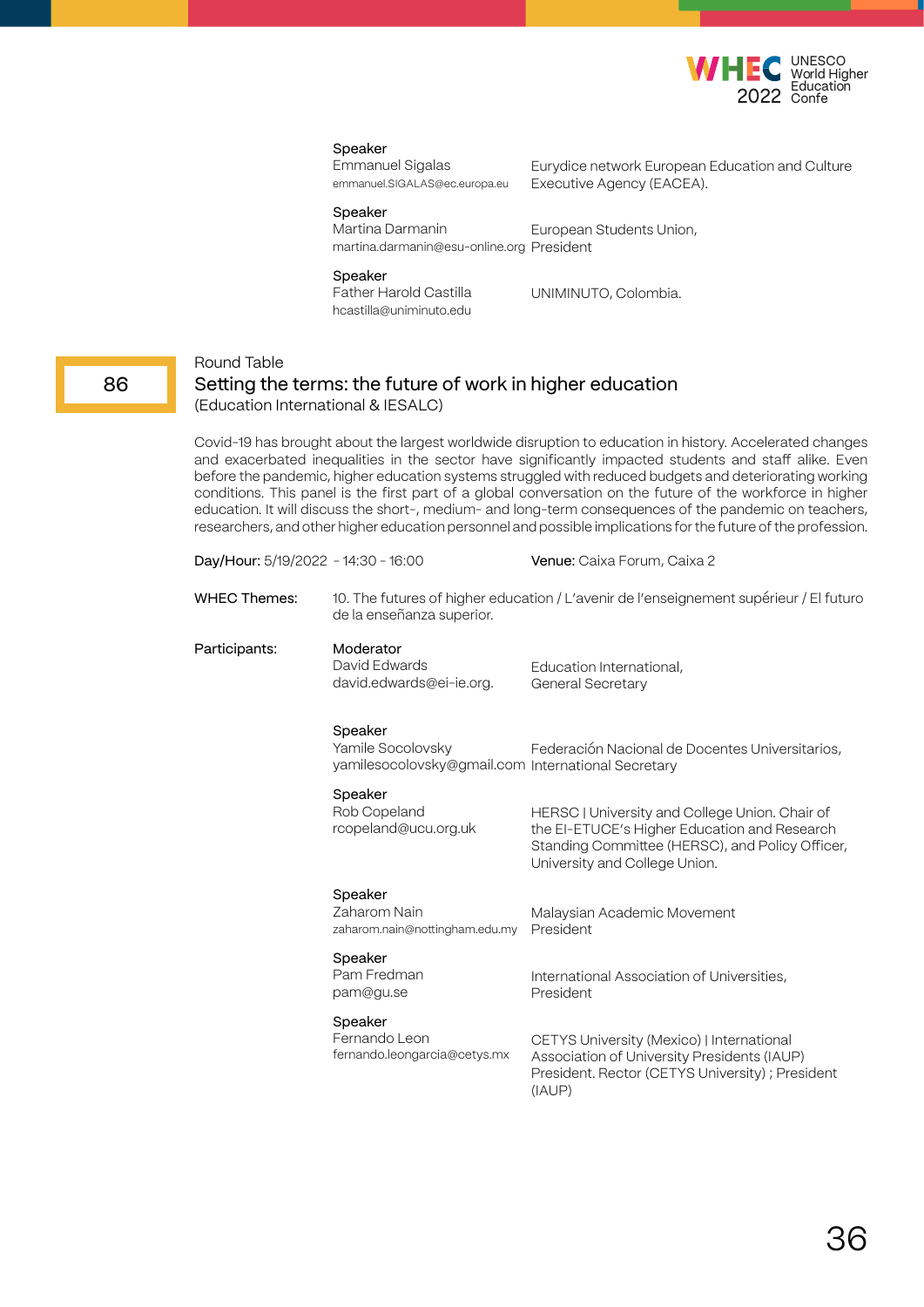Speaker
Emmanuel Sigalas
emmanuel.SIGALAS@ec.europa.eu
Eurydice network European Education and Culture Executive Agency (EACEA).

Speaker
Martina Darmanin
martina.darmanin@esu-online.org
European Students Union, President

Speaker
Father Harold Castilla
hcastilla@uniminuto.edu
UNIMINUTO, Colombia.

86

Round Table

## Setting the terms: the future of work in higher education

(Education International & IESALC)

Covid-19 has brought about the largest worldwide disruption to education in history. Accelerated changes and exacerbated inequalities in the sector have significantly impacted students and staff alike. Even before the pandemic, higher education systems struggled with reduced budgets and deteriorating working conditions. This panel is the first part of a global conversation on the future of the workforce in higher education. It will discuss the short-, medium- and long-term consequences of the pandemic on teachers, researchers, and other higher education personnel and possible implications for the future of the profession.

**Day/Hour:** 5/19/2022 - 14:30 - 16:00 **Venue:** Caixa Forum, Caixa 2

**WHEC Themes:** 10. The futures of higher education / L'avenir de l'enseignement supérieur / El futuro de la enseñanza superior.

**Participants:**

Moderator
David Edwards
david.edwards@ei-ie.org.
Education International, General Secretary

Speaker
Yamile Socolovsky
yamilesocolovsky@gmail.com
Federación Nacional de Docentes Universitarios, International Secretary

Speaker
Rob Copeland
rcopeland@ucu.org.uk
HERSC | University and College Union. Chair of the EI-ETUCE's Higher Education and Research Standing Committee (HERSC), and Policy Officer, University and College Union.

Speaker
Zaharom Nain
zaharom.nain@nottingham.edu.my
Malaysian Academic Movement President

Speaker
Pam Fredman
pam@gu.se
International Association of Universities, President

Speaker
Fernando Leon
fernando.leongarcia@cetys.mx
CETYS University (Mexico) | International Association of University Presidents (IAUP) President. Rector (CETYS University) ; President (IAUP)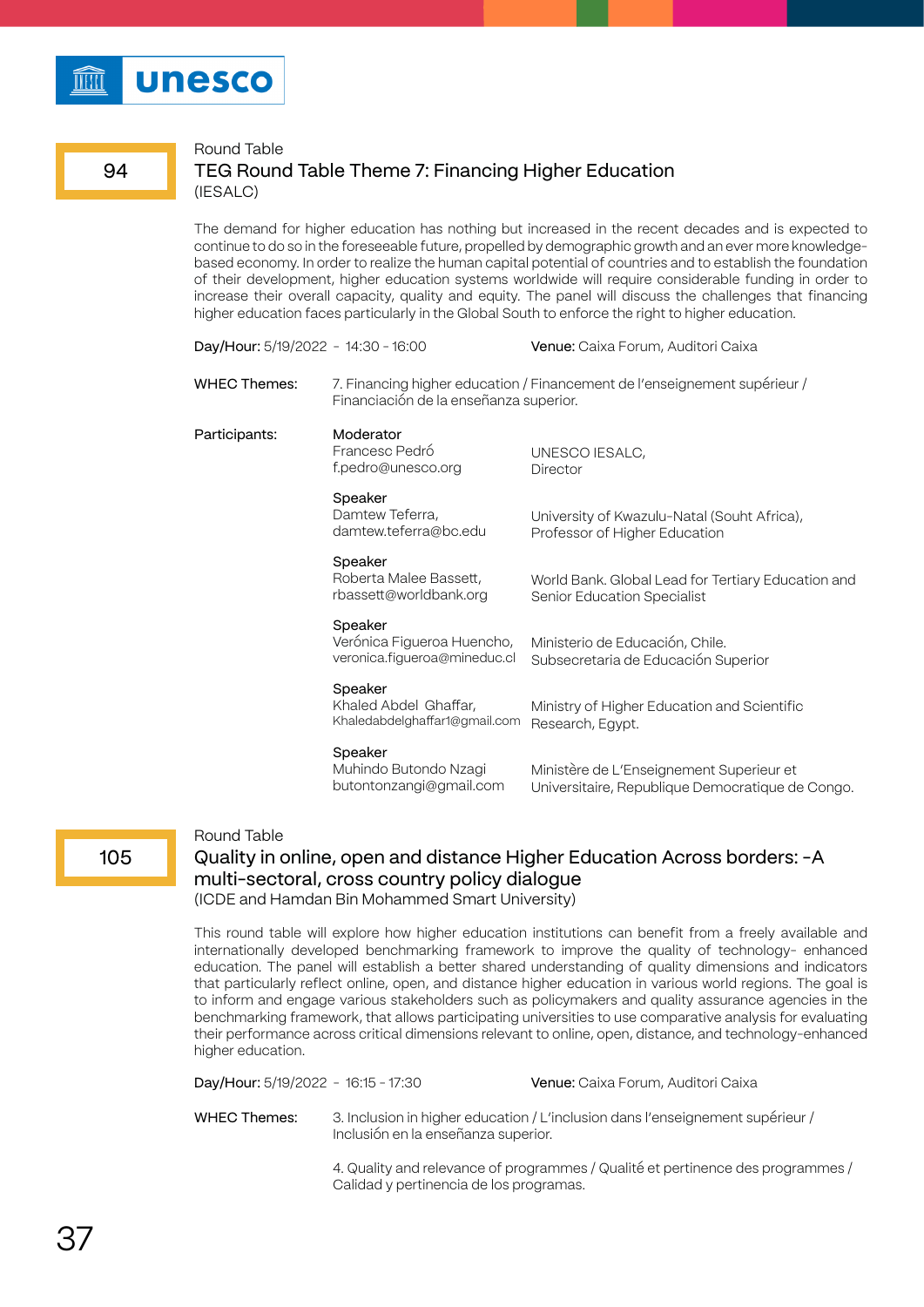**94**

Round Table

## TEG Round Table Theme 7: Financing Higher Education

(IESALC)

The demand for higher education has nothing but increased in the recent decades and is expected to continue to do so in the foreseeable future, propelled by demographic growth and an ever more knowledge-based economy. In order to realize the human capital potential of countries and to establish the foundation of their development, higher education systems worldwide will require considerable funding in order to increase their overall capacity, quality and equity. The panel will discuss the challenges that financing higher education faces particularly in the Global South to enforce the right to higher education.

**Day/Hour:** 5/19/2022 - 14:30 - 16:00 **Venue:** Caixa Forum, Auditori Caixa

**WHEC Themes:** 7. Financing higher education / Financement de l'enseignement supérieur / Financiación de la enseñanza superior.

**Participants:**

| | | |
|---|---|---|
| | Moderator<br>Francesc Pedró<br>f.pedro@unesco.org | UNESCO IESALC,<br>Director |
| | Speaker<br>Damtew Teferra,<br>damtew.teferra@bc.edu | University of Kwazulu-Natal (Souht Africa),<br>Professor of Higher Education |
| | Speaker<br>Roberta Malee Bassett,<br>rbassett@worldbank.org | World Bank. Global Lead for Tertiary Education and Senior Education Specialist |
| | Speaker<br>Verónica Figueroa Huencho,<br>veronica.figueroa@mineduc.cl | Ministerio de Educación, Chile.<br>Subsecretaria de Educación Superior |
| | Speaker<br>Khaled Abdel Ghaffar,<br>Khaledabdelghaffar1@gmail.com | Ministry of Higher Education and Scientific Research, Egypt. |
| | Speaker<br>Muhindo Butondo Nzagi<br>butontonzangi@gmail.com | Ministère de L'Enseignement Superieur et Universitaire, Republique Democratique de Congo. |

**105**

Round Table

## Quality in online, open and distance Higher Education Across borders: -A multi-sectoral, cross country policy dialogue

(ICDE and Hamdan Bin Mohammed Smart University)

This round table will explore how higher education institutions can benefit from a freely available and internationally developed benchmarking framework to improve the quality of technology- enhanced education. The panel will establish a better shared understanding of quality dimensions and indicators that particularly reflect online, open, and distance higher education in various world regions. The goal is to inform and engage various stakeholders such as policymakers and quality assurance agencies in the benchmarking framework, that allows participating universities to use comparative analysis for evaluating their performance across critical dimensions relevant to online, open, distance, and technology-enhanced higher education.

**Day/Hour:** 5/19/2022 - 16:15 - 17:30 **Venue:** Caixa Forum, Auditori Caixa

**WHEC Themes:** 3. Inclusion in higher education / L'inclusion dans l'enseignement supérieur / Inclusión en la enseñanza superior.

4. Quality and relevance of programmes / Qualité et pertinence des programmes / Calidad y pertinencia de los programas.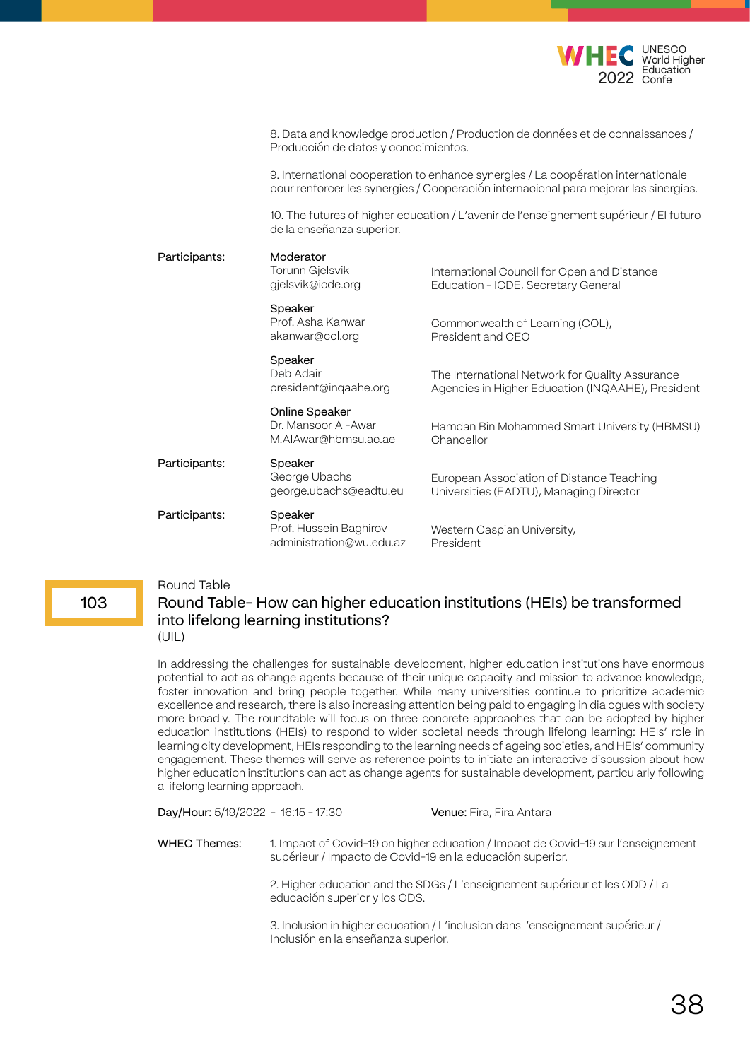8. Data and knowledge production / Production de données et de connaissances / Producción de datos y conocimientos.

9. International cooperation to enhance synergies / La coopération internationale pour renforcer les synergies / Cooperación internacional para mejorar las sinergias.

10. The futures of higher education / L'avenir de l'enseignement supérieur / El futuro de la enseñanza superior.

| | | |
|---|---|---|
| Participants: | Moderator<br>Torunn Gjelsvik<br>gjelsvik@icde.org | International Council for Open and Distance Education - ICDE, Secretary General |
| | Speaker<br>Prof. Asha Kanwar<br>akanwar@col.org | Commonwealth of Learning (COL), President and CEO |
| | Speaker<br>Deb Adair<br>president@inqaahe.org | The International Network for Quality Assurance Agencies in Higher Education (INQAAHE), President |
| | Online Speaker<br>Dr. Mansoor Al-Awar<br>M.AlAwar@hbmsu.ac.ae | Hamdan Bin Mohammed Smart University (HBMSU) Chancellor |
| Participants: | Speaker<br>George Ubachs<br>george.ubachs@eadtu.eu | European Association of Distance Teaching Universities (EADTU), Managing Director |
| Participants: | Speaker<br>Prof. Hussein Baghirov<br>administration@wu.edu.az | Western Caspian University, President |

**103**

Round Table

## Round Table- How can higher education institutions (HEIs) be transformed into lifelong learning institutions?

(UIL)

In addressing the challenges for sustainable development, higher education institutions have enormous potential to act as change agents because of their unique capacity and mission to advance knowledge, foster innovation and bring people together. While many universities continue to prioritize academic excellence and research, there is also increasing attention being paid to engaging in dialogues with society more broadly. The roundtable will focus on three concrete approaches that can be adopted by higher education institutions (HEIs) to respond to wider societal needs through lifelong learning: HEIs' role in learning city development, HEIs responding to the learning needs of ageing societies, and HEIs' community engagement. These themes will serve as reference points to initiate an interactive discussion about how higher education institutions can act as change agents for sustainable development, particularly following a lifelong learning approach.

**Day/Hour:** 5/19/2022 - 16:15 - 17:30 **Venue:** Fira, Fira Antara

**WHEC Themes:**

1. Impact of Covid-19 on higher education / Impact de Covid-19 sur l'enseignement supérieur / Impacto de Covid-19 en la educación superior.

2. Higher education and the SDGs / L'enseignement supérieur et les ODD / La educación superior y los ODS.

3. Inclusion in higher education / L'inclusion dans l'enseignement supérieur / Inclusión en la enseñanza superior.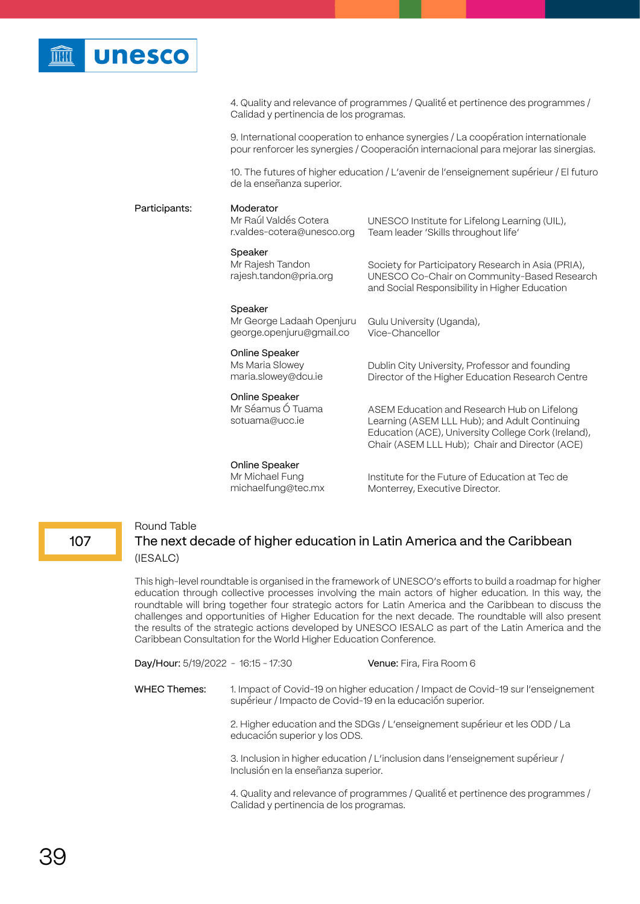4. Quality and relevance of programmes / Qualité et pertinence des programmes / Calidad y pertinencia de los programas.

9. International cooperation to enhance synergies / La coopération internationale pour renforcer les synergies / Cooperación internacional para mejorar las sinergias.

10. The futures of higher education / L'avenir de l'enseignement supérieur / El futuro de la enseñanza superior.

**Participants:**

| | |
|---|---|
| Moderator<br>Mr Raúl Valdés Cotera<br>r.valdes-cotera@unesco.org | UNESCO Institute for Lifelong Learning (UIL), Team leader 'Skills throughout life' |
| Speaker<br>Mr Rajesh Tandon<br>rajesh.tandon@pria.org | Society for Participatory Research in Asia (PRIA), UNESCO Co-Chair on Community-Based Research and Social Responsibility in Higher Education |
| Speaker<br>Mr George Ladaah Openjuru<br>george.openjuru@gmail.co | Gulu University (Uganda), Vice-Chancellor |
| Online Speaker<br>Ms Maria Slowey<br>maria.slowey@dcu.ie | Dublin City University, Professor and founding Director of the Higher Education Research Centre |
| Online Speaker<br>Mr Séamus Ó Tuama<br>sotuama@ucc.ie | ASEM Education and Research Hub on Lifelong Learning (ASEM LLL Hub); and Adult Continuing Education (ACE), University College Cork (Ireland), Chair (ASEM LLL Hub); Chair and Director (ACE) |
| Online Speaker<br>Mr Michael Fung<br>michaelfung@tec.mx | Institute for the Future of Education at Tec de Monterrey, Executive Director. |

107

Round Table

## The next decade of higher education in Latin America and the Caribbean

(IESALC)

This high-level roundtable is organised in the framework of UNESCO's efforts to build a roadmap for higher education through collective processes involving the main actors of higher education. In this way, the roundtable will bring together four strategic actors for Latin America and the Caribbean to discuss the challenges and opportunities of Higher Education for the next decade. The roundtable will also present the results of the strategic actions developed by UNESCO IESALC as part of the Latin America and the Caribbean Consultation for the World Higher Education Conference.

**Day/Hour:** 5/19/2022 - 16:15 - 17:30 **Venue:** Fira, Fira Room 6

**WHEC Themes:**

1. Impact of Covid-19 on higher education / Impact de Covid-19 sur l'enseignement supérieur / Impacto de Covid-19 en la educación superior.

2. Higher education and the SDGs / L'enseignement supérieur et les ODD / La educación superior y los ODS.

3. Inclusion in higher education / L'inclusion dans l'enseignement supérieur / Inclusión en la enseñanza superior.

4. Quality and relevance of programmes / Qualité et pertinence des programmes / Calidad y pertinencia de los programas.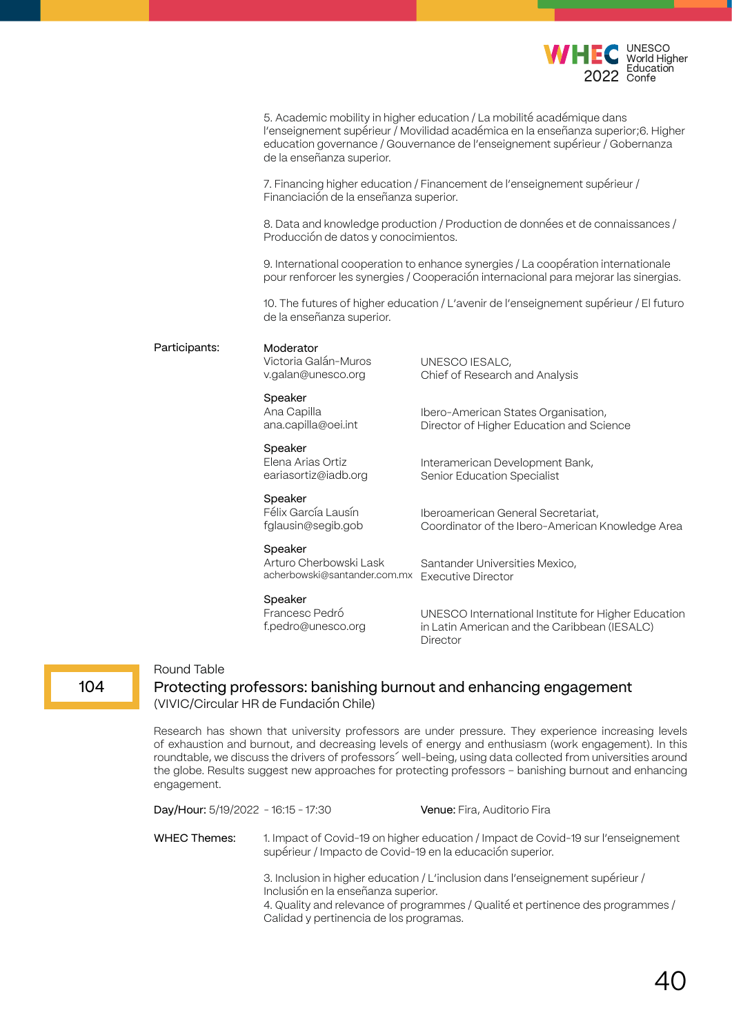5. Academic mobility in higher education / La mobilité académique dans l'enseignement supérieur / Movilidad académica en la enseñanza superior;6. Higher education governance / Gouvernance de l'enseignement supérieur / Gobernanza de la enseñanza superior.

7. Financing higher education / Financement de l'enseignement supérieur / Financiación de la enseñanza superior.

8. Data and knowledge production / Production de données et de connaissances / Producción de datos y conocimientos.

9. International cooperation to enhance synergies / La coopération internationale pour renforcer les synergies / Cooperación internacional para mejorar las sinergias.

10. The futures of higher education / L'avenir de l'enseignement supérieur / El futuro de la enseñanza superior.

**Participants:**

| | |
|---|---|
| Moderator<br>Victoria Galán-Muros<br>v.galan@unesco.org | UNESCO IESALC,<br>Chief of Research and Analysis |
| Speaker<br>Ana Capilla<br>ana.capilla@oei.int | Ibero-American States Organisation,<br>Director of Higher Education and Science |
| Speaker<br>Elena Arias Ortiz<br>eariasortiz@iadb.org | Interamerican Development Bank,<br>Senior Education Specialist |
| Speaker<br>Félix García Lausín<br>fglausin@segib.gob | Iberoamerican General Secretariat,<br>Coordinator of the Ibero-American Knowledge Area |
| Speaker<br>Arturo Cherbowski Lask<br>acherbowski@santander.com.mx | Santander Universities Mexico,<br>Executive Director |
| Speaker<br>Francesc Pedró<br>f.pedro@unesco.org | UNESCO International Institute for Higher Education in Latin American and the Caribbean (IESALC)<br>Director |

104

Round Table

## Protecting professors: banishing burnout and enhancing engagement

(VIVIC/Circular HR de Fundación Chile)

Research has shown that university professors are under pressure. They experience increasing levels of exhaustion and burnout, and decreasing levels of energy and enthusiasm (work engagement). In this roundtable, we discuss the drivers of professors´ well-being, using data collected from universities around the globe. Results suggest new approaches for protecting professors – banishing burnout and enhancing engagement.

**Day/Hour:** 5/19/2022 - 16:15 - 17:30 **Venue:** Fira, Auditorio Fira

**WHEC Themes:**

1. Impact of Covid-19 on higher education / Impact de Covid-19 sur l'enseignement supérieur / Impacto de Covid-19 en la educación superior.

3. Inclusion in higher education / L'inclusion dans l'enseignement supérieur / Inclusión en la enseñanza superior.
4. Quality and relevance of programmes / Qualité et pertinence des programmes / Calidad y pertinencia de los programas.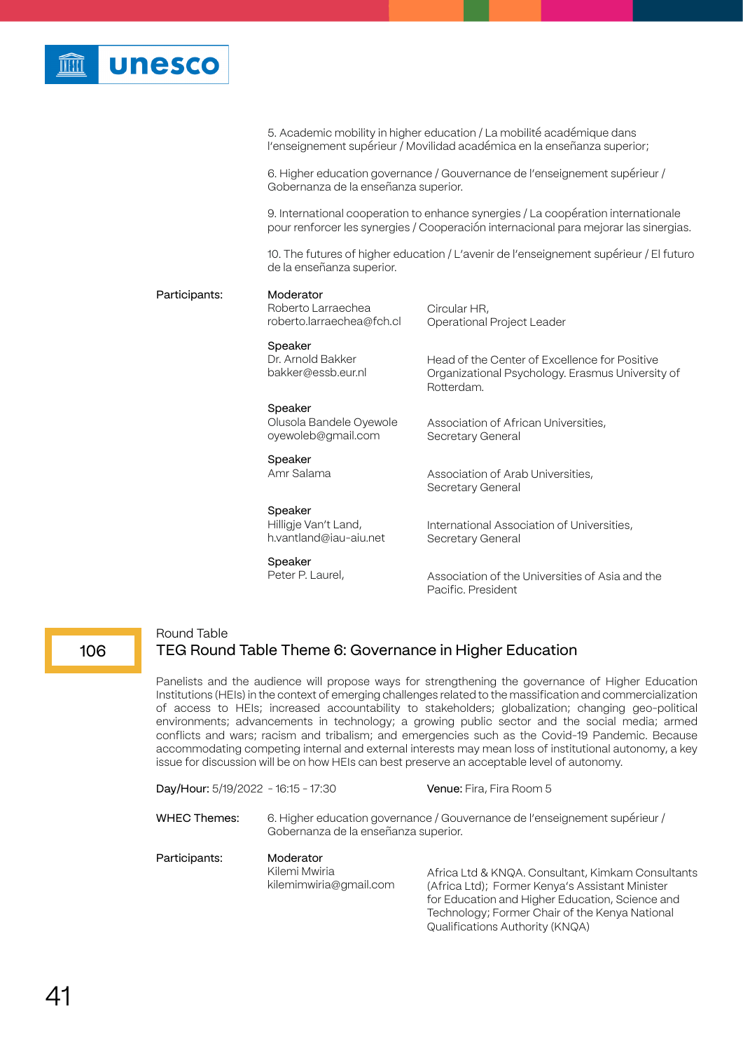5. Academic mobility in higher education / La mobilité académique dans l'enseignement supérieur / Movilidad académica en la enseñanza superior;

6. Higher education governance / Gouvernance de l'enseignement supérieur / Gobernanza de la enseñanza superior.

9. International cooperation to enhance synergies / La coopération internationale pour renforcer les synergies / Cooperación internacional para mejorar las sinergias.

10. The futures of higher education / L'avenir de l'enseignement supérieur / El futuro de la enseñanza superior.

Participants:

Moderator
Roberto Larraechea
roberto.larraechea@fch.cl
Circular HR, Operational Project Leader

Speaker
Dr. Arnold Bakker
bakker@essb.eur.nl
Head of the Center of Excellence for Positive Organizational Psychology. Erasmus University of Rotterdam.

Speaker
Olusola Bandele Oyewole
oyewoleb@gmail.com
Association of African Universities, Secretary General

Speaker
Amr Salama
Association of Arab Universities, Secretary General

Speaker
Hilligje Van't Land,
h.vantland@iau-aiu.net
International Association of Universities, Secretary General

Speaker
Peter P. Laurel,
Association of the Universities of Asia and the Pacific. President

106

Round Table

## TEG Round Table Theme 6: Governance in Higher Education

Panelists and the audience will propose ways for strengthening the governance of Higher Education Institutions (HEIs) in the context of emerging challenges related to the massification and commercialization of access to HEIs; increased accountability to stakeholders; globalization; changing geo-political environments; advancements in technology; a growing public sector and the social media; armed conflicts and wars; racism and tribalism; and emergencies such as the Covid-19 Pandemic. Because accommodating competing internal and external interests may mean loss of institutional autonomy, a key issue for discussion will be on how HEIs can best preserve an acceptable level of autonomy.

**Day/Hour:** 5/19/2022 - 16:15 - 17:30 **Venue:** Fira, Fira Room 5

WHEC Themes: 6. Higher education governance / Gouvernance de l'enseignement supérieur / Gobernanza de la enseñanza superior.

Participants:

Moderator
Kilemi Mwiria
kilemimwiria@gmail.com
Africa Ltd & KNQA. Consultant, Kimkam Consultants (Africa Ltd); Former Kenya's Assistant Minister for Education and Higher Education, Science and Technology; Former Chair of the Kenya National Qualifications Authority (KNQA)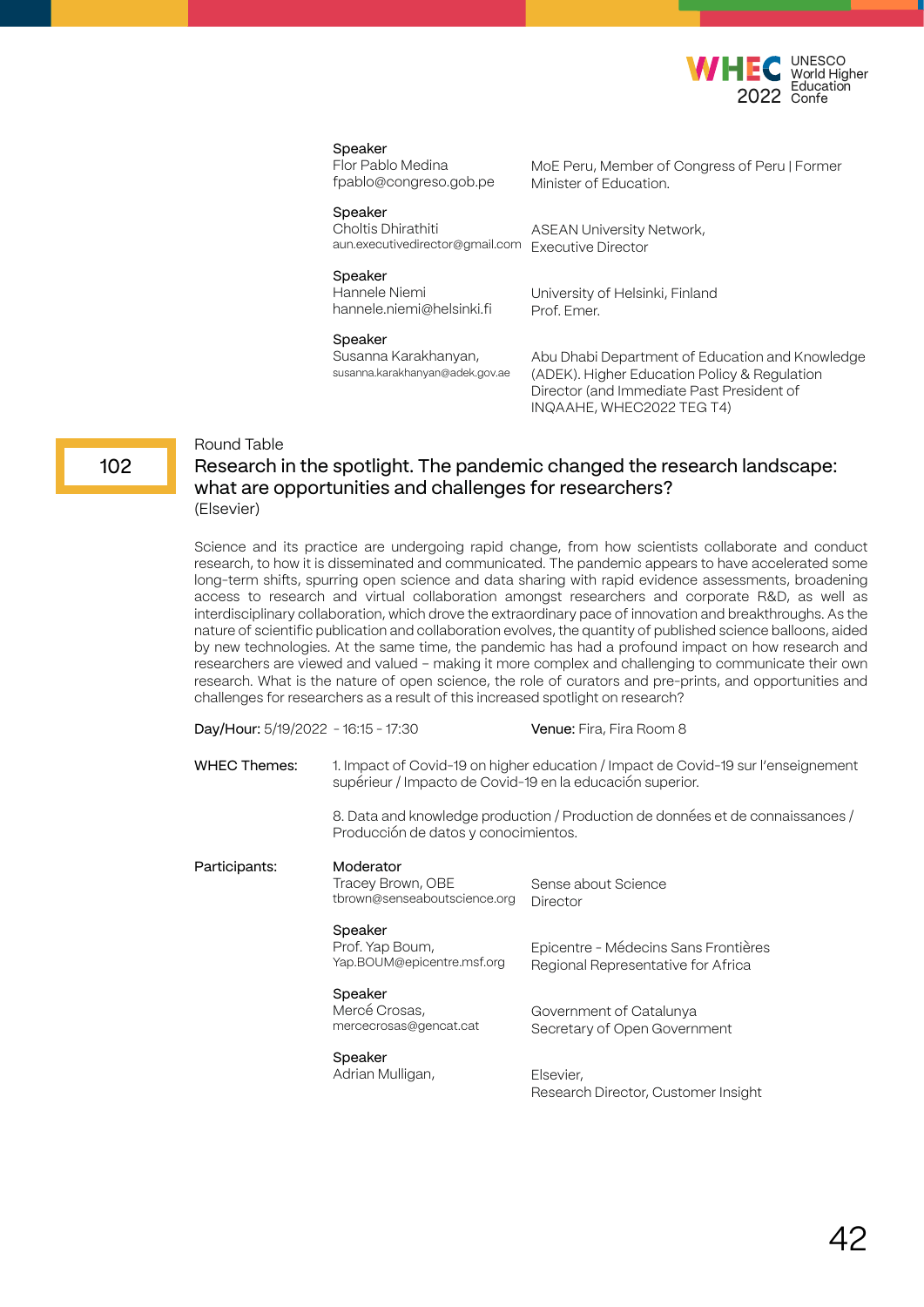Speaker
Flor Pablo Medina
fpablo@congreso.gob.pe

MoE Peru, Member of Congress of Peru | Former Minister of Education.

Speaker
Choltis Dhirathiti
aun.executivedirector@gmail.com

ASEAN University Network, Executive Director

Speaker
Hannele Niemi
hannele.niemi@helsinki.fi

University of Helsinki, Finland
Prof. Emer.

Speaker
Susanna Karakhanyan,
susanna.karakhanyan@adek.gov.ae

Abu Dhabi Department of Education and Knowledge (ADEK). Higher Education Policy & Regulation Director (and Immediate Past President of INQAAHE, WHEC2022 TEG T4)

**102**

Round Table

## Research in the spotlight. The pandemic changed the research landscape: what are opportunities and challenges for researchers?

(Elsevier)

Science and its practice are undergoing rapid change, from how scientists collaborate and conduct research, to how it is disseminated and communicated. The pandemic appears to have accelerated some long-term shifts, spurring open science and data sharing with rapid evidence assessments, broadening access to research and virtual collaboration amongst researchers and corporate R&D, as well as interdisciplinary collaboration, which drove the extraordinary pace of innovation and breakthroughs. As the nature of scientific publication and collaboration evolves, the quantity of published science balloons, aided by new technologies. At the same time, the pandemic has had a profound impact on how research and researchers are viewed and valued – making it more complex and challenging to communicate their own research. What is the nature of open science, the role of curators and pre-prints, and opportunities and challenges for researchers as a result of this increased spotlight on research?

**Day/Hour:** 5/19/2022 - 16:15 - 17:30

**Venue:** Fira, Fira Room 8

**WHEC Themes:**

1. Impact of Covid-19 on higher education / Impact de Covid-19 sur l'enseignement supérieur / Impacto de Covid-19 en la educación superior.

8. Data and knowledge production / Production de données et de connaissances / Producción de datos y conocimientos.

**Participants:**

Moderator
Tracey Brown, OBE
tbrown@senseaboutscience.org

Sense about Science
Director

Speaker
Prof. Yap Boum,
Yap.BOUM@epicentre.msf.org

Epicentre - Médecins Sans Frontières
Regional Representative for Africa

Speaker
Mercé Crosas,
mercecrosas@gencat.cat

Government of Catalunya
Secretary of Open Government

Speaker
Adrian Mulligan,

Elsevier,
Research Director, Customer Insight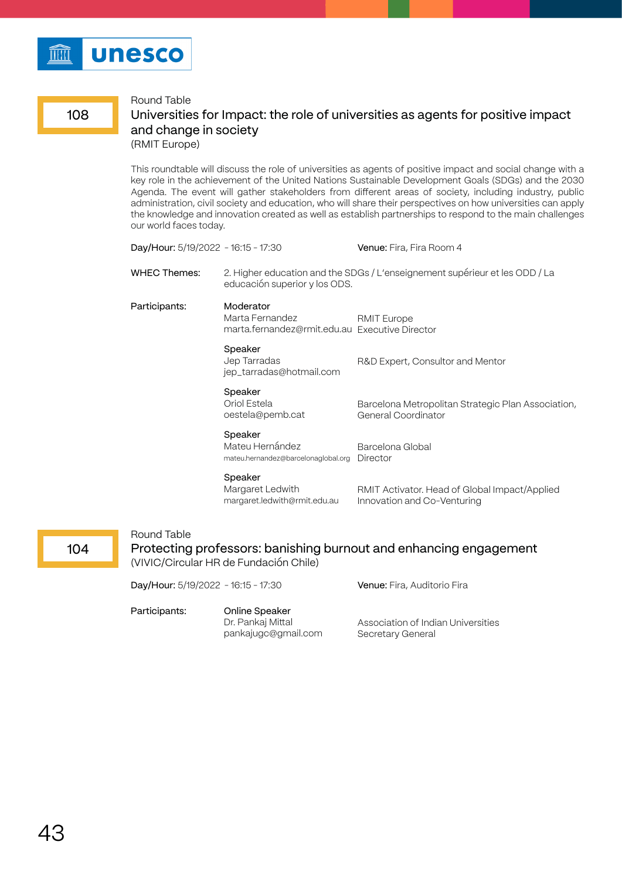## 108

Round Table

### Universities for Impact: the role of universities as agents for positive impact and change in society

(RMIT Europe)

This roundtable will discuss the role of universities as agents of positive impact and social change with a key role in the achievement of the United Nations Sustainable Development Goals (SDGs) and the 2030 Agenda. The event will gather stakeholders from different areas of society, including industry, public administration, civil society and education, who will share their perspectives on how universities can apply the knowledge and innovation created as well as establish partnerships to respond to the main challenges our world faces today.

**Day/Hour:** 5/19/2022 - 16:15 - 17:30 **Venue:** Fira, Fira Room 4

**WHEC Themes:** 2. Higher education and the SDGs / L'enseignement supérieur et les ODD / La educación superior y los ODS.

**Participants:**

| Role / Name / Email | Affiliation |
| --- | --- |
| Moderator<br>Marta Fernandez<br>marta.fernandez@rmit.edu.au | RMIT Europe<br>Executive Director |
| Speaker<br>Jep Tarradas<br>jep_tarradas@hotmail.com | R&D Expert, Consultor and Mentor |
| Speaker<br>Oriol Estela<br>oestela@pemb.cat | Barcelona Metropolitan Strategic Plan Association, General Coordinator |
| Speaker<br>Mateu Hernández<br>mateu.hernandez@barcelonaglobal.org | Barcelona Global<br>Director |
| Speaker<br>Margaret Ledwith<br>margaret.ledwith@rmit.edu.au | RMIT Activator. Head of Global Impact/Applied Innovation and Co-Venturing |

## 104

Round Table

### Protecting professors: banishing burnout and enhancing engagement

(VIVIC/Circular HR de Fundación Chile)

**Day/Hour:** 5/19/2022 - 16:15 - 17:30 **Venue:** Fira, Auditorio Fira

**Participants:**

| Role / Name / Email | Affiliation |
| --- | --- |
| Online Speaker<br>Dr. Pankaj Mittal<br>pankajugc@gmail.com | Association of Indian Universities<br>Secretary General |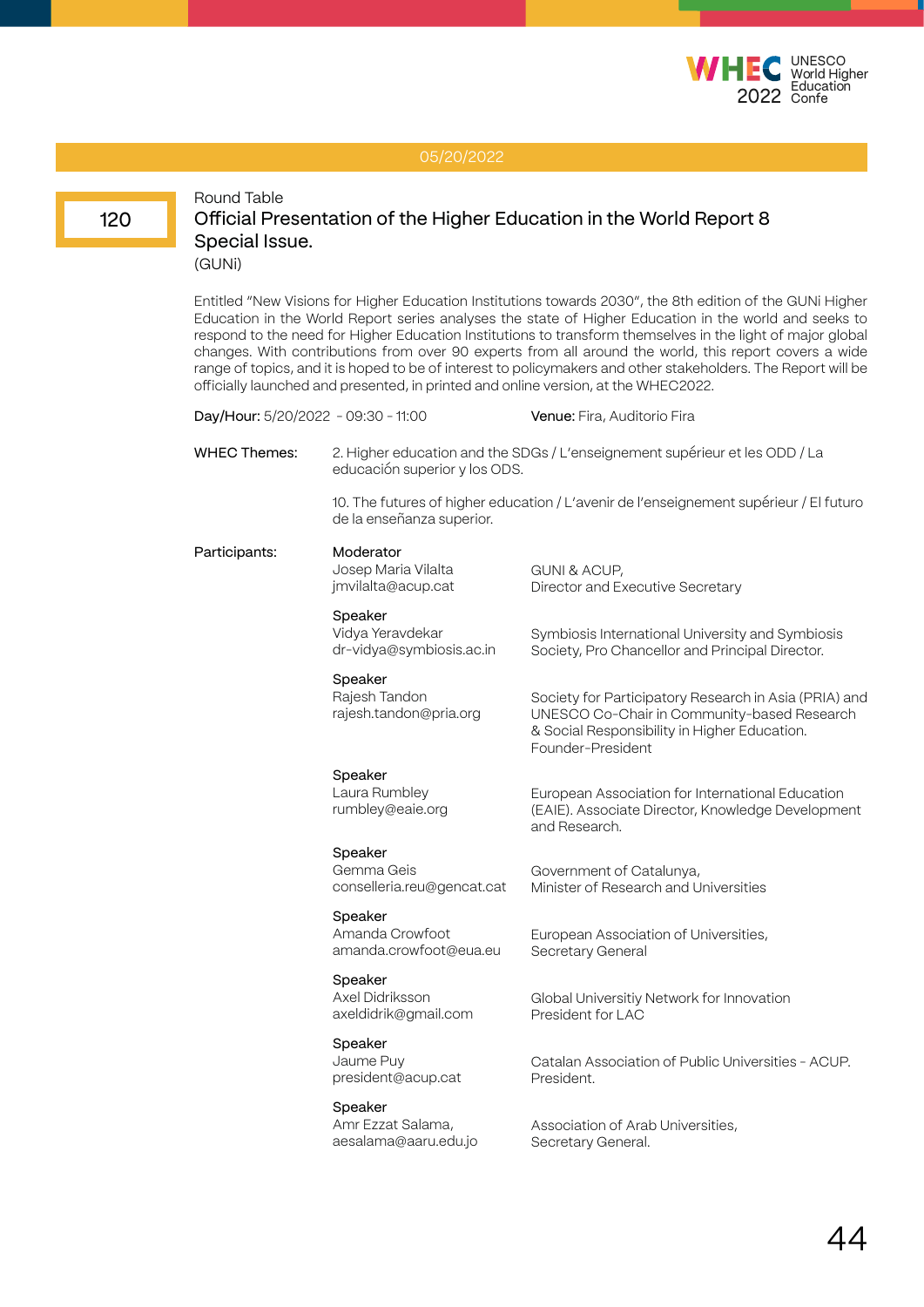05/20/2022

120

Round Table

## Official Presentation of the Higher Education in the World Report 8 Special Issue.

(GUNi)

Entitled "New Visions for Higher Education Institutions towards 2030", the 8th edition of the GUNi Higher Education in the World Report series analyses the state of Higher Education in the world and seeks to respond to the need for Higher Education Institutions to transform themselves in the light of major global changes. With contributions from over 90 experts from all around the world, this report covers a wide range of topics, and it is hoped to be of interest to policymakers and other stakeholders. The Report will be officially launched and presented, in printed and online version, at the WHEC2022.

**Day/Hour:** 5/20/2022 - 09:30 - 11:00

**Venue:** Fira, Auditorio Fira

**WHEC Themes:**

2. Higher education and the SDGs / L'enseignement supérieur et les ODD / La educación superior y los ODS.

10. The futures of higher education / L'avenir de l'enseignement supérieur / El futuro de la enseñanza superior.

**Participants:**

| | | |
|---|---|---|
| Moderator | Josep Maria Vilalta<br>jmvilalta@acup.cat | GUNI & ACUP,<br>Director and Executive Secretary |
| Speaker | Vidya Yeravdekar<br>dr-vidya@symbiosis.ac.in | Symbiosis International University and Symbiosis Society, Pro Chancellor and Principal Director. |
| Speaker | Rajesh Tandon<br>rajesh.tandon@pria.org | Society for Participatory Research in Asia (PRIA) and UNESCO Co-Chair in Community-based Research & Social Responsibility in Higher Education.<br>Founder-President |
| Speaker | Laura Rumbley<br>rumbley@eaie.org | European Association for International Education (EAIE). Associate Director, Knowledge Development and Research. |
| Speaker | Gemma Geis<br>conselleria.reu@gencat.cat | Government of Catalunya,<br>Minister of Research and Universities |
| Speaker | Amanda Crowfoot<br>amanda.crowfoot@eua.eu | European Association of Universities,<br>Secretary General |
| Speaker | Axel Didriksson<br>axeldidrik@gmail.com | Global Universitiy Network for Innovation<br>President for LAC |
| Speaker | Jaume Puy<br>president@acup.cat | Catalan Association of Public Universities - ACUP.<br>President. |
| Speaker | Amr Ezzat Salama,<br>aesalama@aaru.edu.jo | Association of Arab Universities,<br>Secretary General. |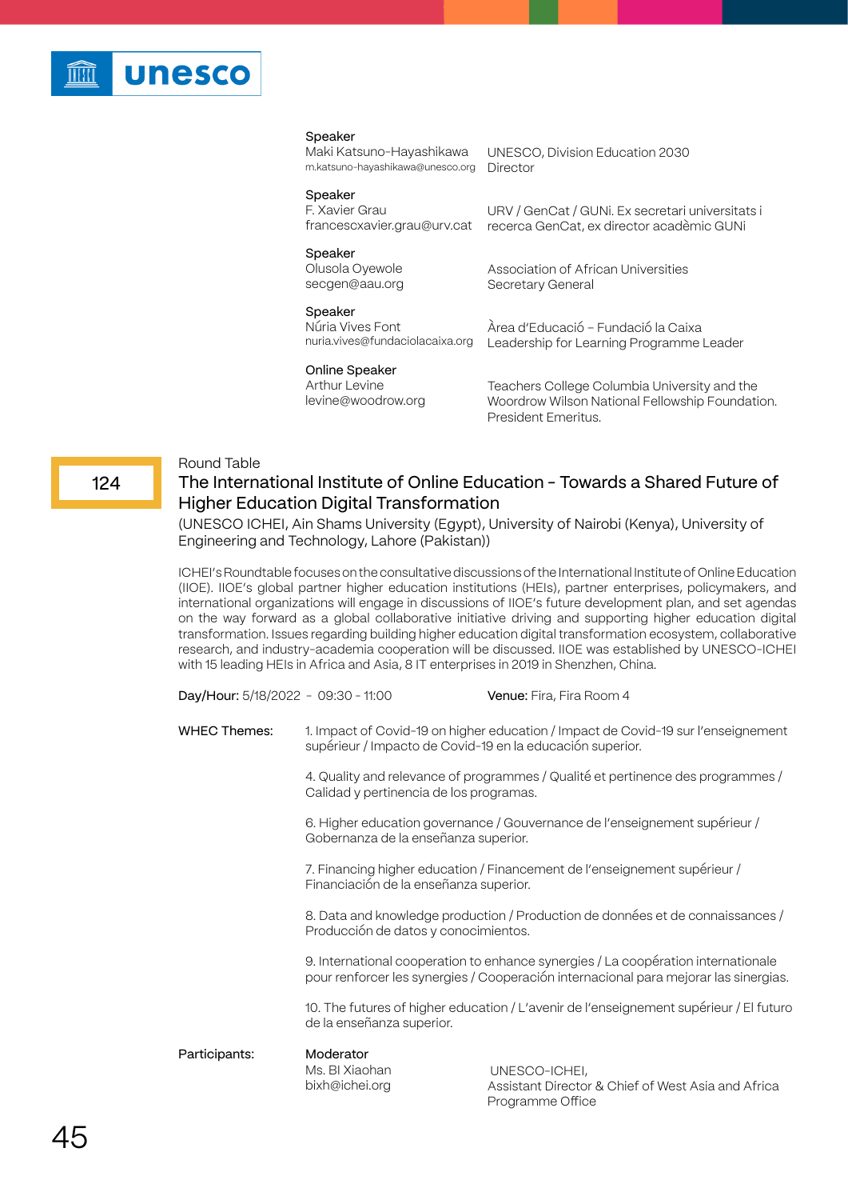Speaker
Maki Katsuno-Hayashikawa
m.katsuno-hayashikawa@unesco.org
UNESCO, Division Education 2030
Director

Speaker
F. Xavier Grau
francescxavier.grau@urv.cat
URV / GenCat / GUNi. Ex secretari universitats i recerca GenCat, ex director acadèmic GUNi

Speaker
Olusola Oyewole
secgen@aau.org
Association of African Universities
Secretary General

Speaker
Núria Vives Font
nuria.vives@fundaciolacaixa.org
Àrea d'Educació – Fundació la Caixa
Leadership for Learning Programme Leader

Online Speaker
Arthur Levine
levine@woodrow.org
Teachers College Columbia University and the Woordrow Wilson National Fellowship Foundation. President Emeritus.

**124**

Round Table

## The International Institute of Online Education - Towards a Shared Future of Higher Education Digital Transformation

(UNESCO ICHEI, Ain Shams University (Egypt), University of Nairobi (Kenya), University of Engineering and Technology, Lahore (Pakistan))

ICHEI's Roundtable focuses on the consultative discussions of the International Institute of Online Education (IIOE). IIOE's global partner higher education institutions (HEIs), partner enterprises, policymakers, and international organizations will engage in discussions of IIOE's future development plan, and set agendas on the way forward as a global collaborative initiative driving and supporting higher education digital transformation. Issues regarding building higher education digital transformation ecosystem, collaborative research, and industry-academia cooperation will be discussed. IIOE was established by UNESCO-ICHEI with 15 leading HEIs in Africa and Asia, 8 IT enterprises in 2019 in Shenzhen, China.

**Day/Hour:** 5/18/2022 - 09:30 - 11:00 **Venue:** Fira, Fira Room 4

**WHEC Themes:**

1. Impact of Covid-19 on higher education / Impact de Covid-19 sur l'enseignement supérieur / Impacto de Covid-19 en la educación superior.

4. Quality and relevance of programmes / Qualité et pertinence des programmes / Calidad y pertinencia de los programas.

6. Higher education governance / Gouvernance de l'enseignement supérieur / Gobernanza de la enseñanza superior.

7. Financing higher education / Financement de l'enseignement supérieur / Financiación de la enseñanza superior.

8. Data and knowledge production / Production de données et de connaissances / Producción de datos y conocimientos.

9. International cooperation to enhance synergies / La coopération internationale pour renforcer les synergies / Cooperación internacional para mejorar las sinergias.

10. The futures of higher education / L'avenir de l'enseignement supérieur / El futuro de la enseñanza superior.

**Participants:**

Moderator
Ms. BI Xiaohan
bixh@ichei.org
UNESCO-ICHEI,
Assistant Director & Chief of West Asia and Africa Programme Office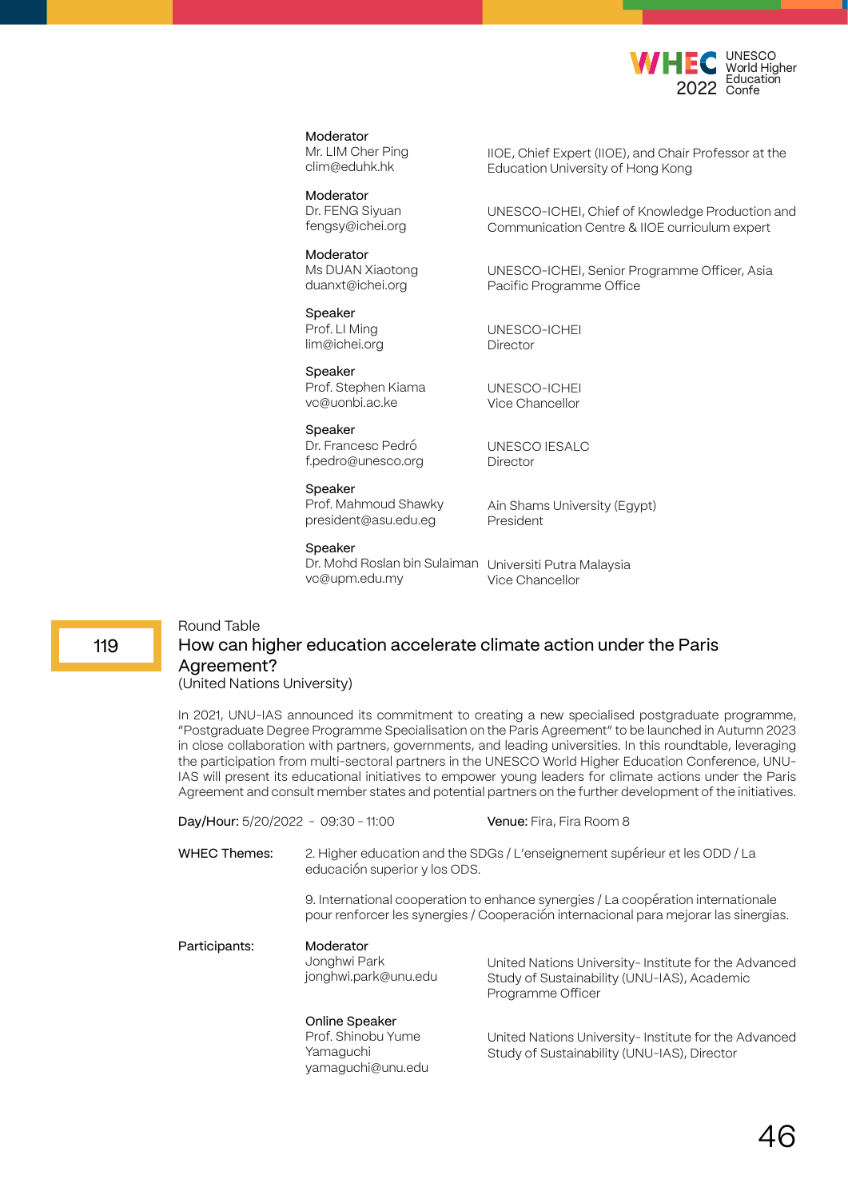| | |
|---|---|
| Moderator<br>Mr. LIM Cher Ping<br>clim@eduhk.hk | IIOE, Chief Expert (IIOE), and Chair Professor at the Education University of Hong Kong |
| Moderator<br>Dr. FENG Siyuan<br>fengsy@ichei.org | UNESCO-ICHEI, Chief of Knowledge Production and Communication Centre & IIOE curriculum expert |
| Moderator<br>Ms DUAN Xiaotong<br>duanxt@ichei.org | UNESCO-ICHEI, Senior Programme Officer, Asia Pacific Programme Office |
| Speaker<br>Prof. LI Ming<br>lim@ichei.org | UNESCO-ICHEI<br>Director |
| Speaker<br>Prof. Stephen Kiama<br>vc@uonbi.ac.ke | UNESCO-ICHEI<br>Vice Chancellor |
| Speaker<br>Dr. Francesc Pedró<br>f.pedro@unesco.org | UNESCO IESALC<br>Director |
| Speaker<br>Prof. Mahmoud Shawky<br>president@asu.edu.eg | Ain Shams University (Egypt)<br>President |
| Speaker<br>Dr. Mohd Roslan bin Sulaiman<br>vc@upm.edu.my | Universiti Putra Malaysia<br>Vice Chancellor |

119

Round Table

## How can higher education accelerate climate action under the Paris Agreement?

(United Nations University)

In 2021, UNU-IAS announced its commitment to creating a new specialised postgraduate programme, "Postgraduate Degree Programme Specialisation on the Paris Agreement" to be launched in Autumn 2023 in close collaboration with partners, governments, and leading universities. In this roundtable, leveraging the participation from multi-sectoral partners in the UNESCO World Higher Education Conference, UNU-IAS will present its educational initiatives to empower young leaders for climate actions under the Paris Agreement and consult member states and potential partners on the further development of the initiatives.

**Day/Hour:** 5/20/2022 - 09:30 - 11:00 **Venue:** Fira, Fira Room 8

**WHEC Themes:**

2. Higher education and the SDGs / L'enseignement supérieur et les ODD / La educación superior y los ODS.

9. International cooperation to enhance synergies / La coopération internationale pour renforcer les synergies / Cooperación internacional para mejorar las sinergias.

**Participants:**

| | |
|---|---|
| Moderator<br>Jonghwi Park<br>jonghwi.park@unu.edu | United Nations University- Institute for the Advanced Study of Sustainability (UNU-IAS), Academic Programme Officer |
| Online Speaker<br>Prof. Shinobu Yume Yamaguchi<br>yamaguchi@unu.edu | United Nations University- Institute for the Advanced Study of Sustainability (UNU-IAS), Director |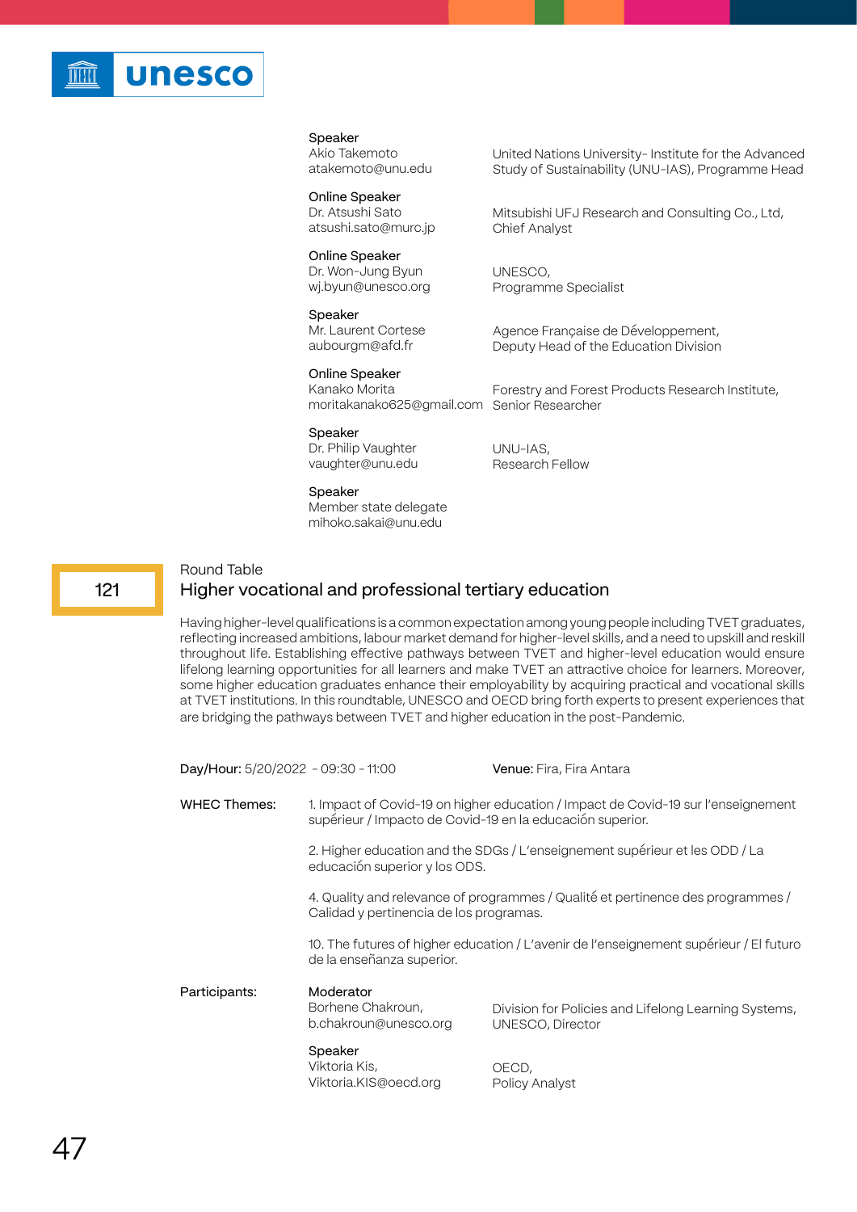| | |
|---|---|
| Speaker<br>Akio Takemoto<br>atakemoto@unu.edu | United Nations University- Institute for the Advanced Study of Sustainability (UNU-IAS), Programme Head |
| Online Speaker<br>Dr. Atsushi Sato<br>atsushi.sato@murc.jp | Mitsubishi UFJ Research and Consulting Co., Ltd, Chief Analyst |
| Online Speaker<br>Dr. Won-Jung Byun<br>wj.byun@unesco.org | UNESCO,<br>Programme Specialist |
| Speaker<br>Mr. Laurent Cortese<br>aubourgm@afd.fr | Agence Française de Développement,<br>Deputy Head of the Education Division |
| Online Speaker<br>Kanako Morita<br>moritakanako625@gmail.com | Forestry and Forest Products Research Institute,<br>Senior Researcher |
| Speaker<br>Dr. Philip Vaughter<br>vaughter@unu.edu | UNU-IAS,<br>Research Fellow |
| Speaker<br>Member state delegate<br>mihoko.sakai@unu.edu | |

**121**

Round Table

## Higher vocational and professional tertiary education

Having higher-level qualifications is a common expectation among young people including TVET graduates, reflecting increased ambitions, labour market demand for higher-level skills, and a need to upskill and reskill throughout life. Establishing effective pathways between TVET and higher-level education would ensure lifelong learning opportunities for all learners and make TVET an attractive choice for learners. Moreover, some higher education graduates enhance their employability by acquiring practical and vocational skills at TVET institutions. In this roundtable, UNESCO and OECD bring forth experts to present experiences that are bridging the pathways between TVET and higher education in the post-Pandemic.

**Day/Hour:** 5/20/2022 - 09:30 - 11:00 **Venue:** Fira, Fira Antara

**WHEC Themes:**

1. Impact of Covid-19 on higher education / Impact de Covid-19 sur l'enseignement supérieur / Impacto de Covid-19 en la educación superior.

2. Higher education and the SDGs / L'enseignement supérieur et les ODD / La educación superior y los ODS.

4. Quality and relevance of programmes / Qualité et pertinence des programmes / Calidad y pertinencia de los programas.

10. The futures of higher education / L'avenir de l'enseignement supérieur / El futuro de la enseñanza superior.

**Participants:**

| | |
|---|---|
| Moderator<br>Borhene Chakroun,<br>b.chakroun@unesco.org | Division for Policies and Lifelong Learning Systems, UNESCO, Director |
| Speaker<br>Viktoria Kis,<br>Viktoria.KIS@oecd.org | OECD,<br>Policy Analyst |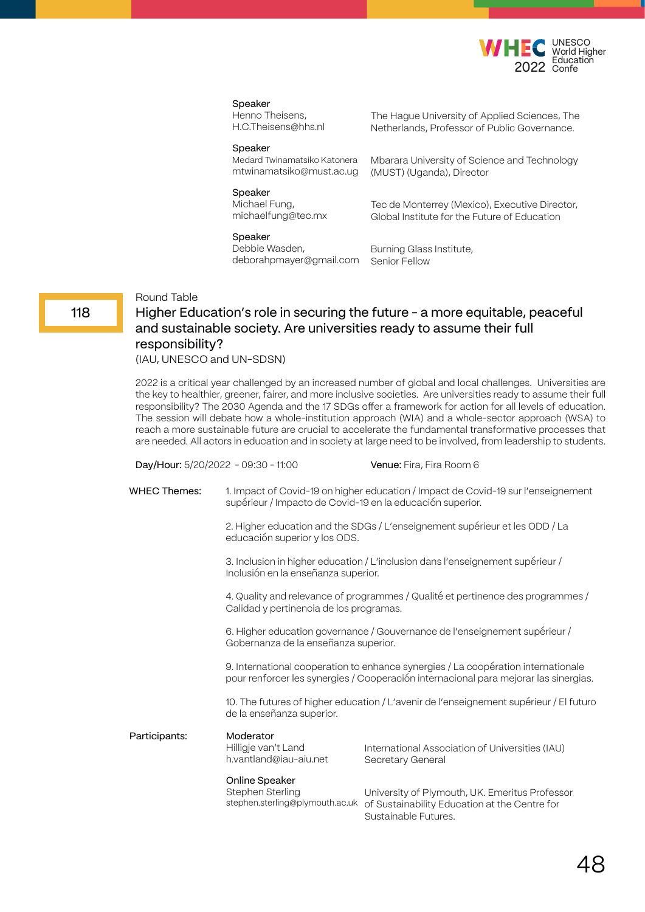Speaker
Henno Theisens,
H.C.Theisens@hhs.nl

The Hague University of Applied Sciences, The Netherlands, Professor of Public Governance.

Speaker
Medard Twinamatsiko Katonera
mtwinamatsiko@must.ac.ug

Mbarara University of Science and Technology (MUST) (Uganda), Director

Speaker
Michael Fung,
michaelfung@tec.mx

Tec de Monterrey (Mexico), Executive Director, Global Institute for the Future of Education

Speaker
Debbie Wasden,
deborahpmayer@gmail.com

Burning Glass Institute, Senior Fellow

**118**

Round Table

## Higher Education's role in securing the future - a more equitable, peaceful and sustainable society. Are universities ready to assume their full responsibility?

(IAU, UNESCO and UN-SDSN)

2022 is a critical year challenged by an increased number of global and local challenges. Universities are the key to healthier, greener, fairer, and more inclusive societies. Are universities ready to assume their full responsibility? The 2030 Agenda and the 17 SDGs offer a framework for action for all levels of education. The session will debate how a whole-institution approach (WIA) and a whole-sector approach (WSA) to reach a more sustainable future are crucial to accelerate the fundamental transformative processes that are needed. All actors in education and in society at large need to be involved, from leadership to students.

**Day/Hour:** 5/20/2022 - 09:30 - 11:00

**Venue:** Fira, Fira Room 6

WHEC Themes:

1. Impact of Covid-19 on higher education / Impact de Covid-19 sur l'enseignement supérieur / Impacto de Covid-19 en la educación superior.

2. Higher education and the SDGs / L'enseignement supérieur et les ODD / La educación superior y los ODS.

3. Inclusion in higher education / L'inclusion dans l'enseignement supérieur / Inclusión en la enseñanza superior.

4. Quality and relevance of programmes / Qualité et pertinence des programmes / Calidad y pertinencia de los programas.

6. Higher education governance / Gouvernance de l'enseignement supérieur / Gobernanza de la enseñanza superior.

9. International cooperation to enhance synergies / La coopération internationale pour renforcer les synergies / Cooperación internacional para mejorar las sinergias.

10. The futures of higher education / L'avenir de l'enseignement supérieur / El futuro de la enseñanza superior.

Participants:

Moderator
Hilligje van't Land
h.vantland@iau-aiu.net

International Association of Universities (IAU) Secretary General

Online Speaker
Stephen Sterling
stephen.sterling@plymouth.ac.uk

University of Plymouth, UK. Emeritus Professor of Sustainability Education at the Centre for Sustainable Futures.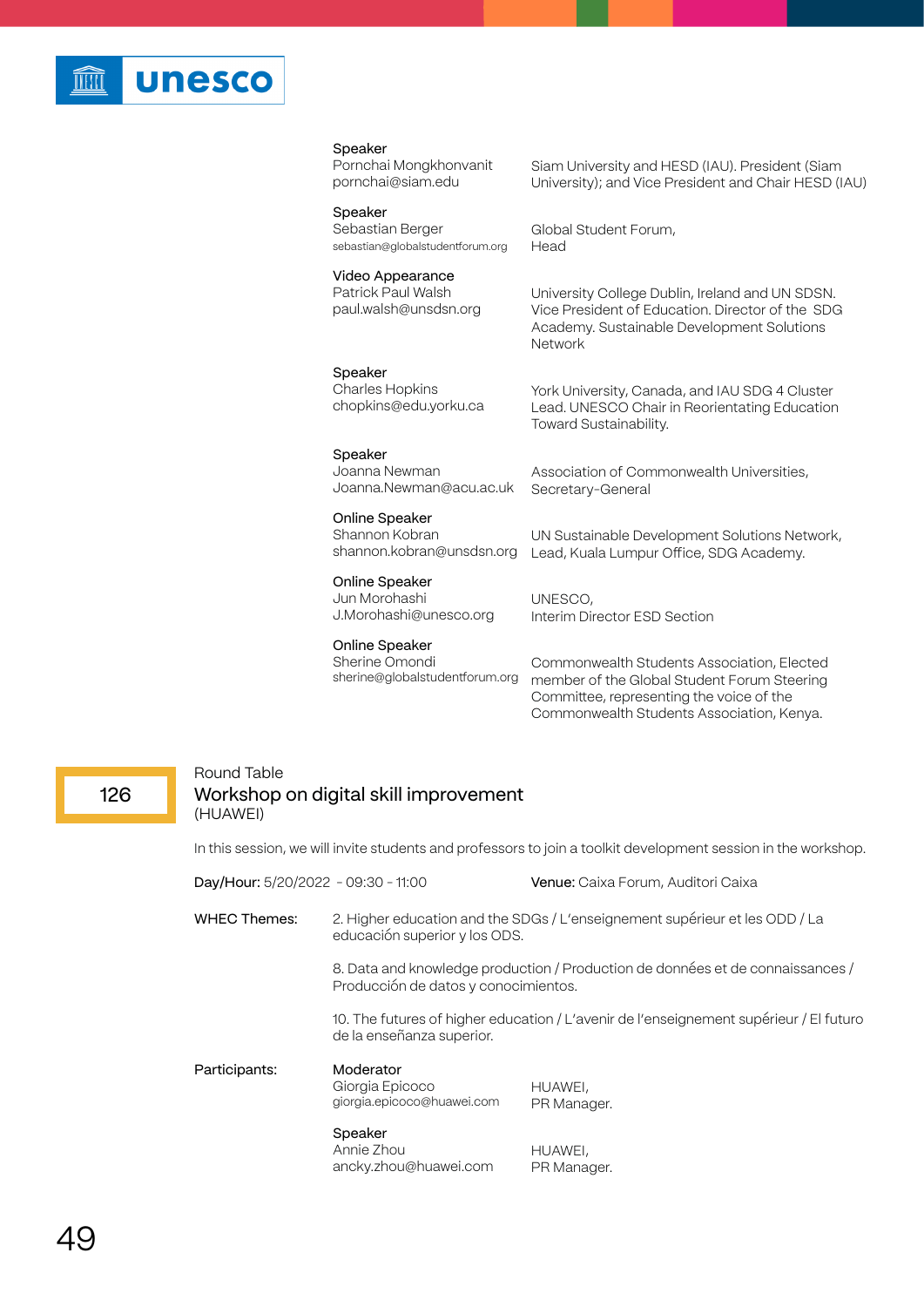Speaker
Pornchai Mongkhonvanit
pornchai@siam.edu

Siam University and HESD (IAU). President (Siam University); and Vice President and Chair HESD (IAU)

Speaker
Sebastian Berger
sebastian@globalstudentforum.org

Global Student Forum, Head

Video Appearance
Patrick Paul Walsh
paul.walsh@unsdsn.org

University College Dublin, Ireland and UN SDSN. Vice President of Education. Director of the SDG Academy. Sustainable Development Solutions Network

Speaker
Charles Hopkins
chopkins@edu.yorku.ca

York University, Canada, and IAU SDG 4 Cluster Lead. UNESCO Chair in Reorientating Education Toward Sustainability.

Speaker
Joanna Newman
Joanna.Newman@acu.ac.uk

Association of Commonwealth Universities, Secretary-General

Online Speaker
Shannon Kobran
shannon.kobran@unsdsn.org

UN Sustainable Development Solutions Network, Lead, Kuala Lumpur Office, SDG Academy.

Online Speaker
Jun Morohashi
J.Morohashi@unesco.org

UNESCO, Interim Director ESD Section

Online Speaker
Sherine Omondi
sherine@globalstudentforum.org

Commonwealth Students Association, Elected member of the Global Student Forum Steering Committee, representing the voice of the Commonwealth Students Association, Kenya.

## 126

Round Table

## Workshop on digital skill improvement

(HUAWEI)

In this session, we will invite students and professors to join a toolkit development session in the workshop.

**Day/Hour:** 5/20/2022 - 09:30 - 11:00

**Venue:** Caixa Forum, Auditori Caixa

**WHEC Themes:**

2. Higher education and the SDGs / L'enseignement supérieur et les ODD / La educación superior y los ODS.

8. Data and knowledge production / Production de données et de connaissances / Producción de datos y conocimientos.

10. The futures of higher education / L'avenir de l'enseignement supérieur / El futuro de la enseñanza superior.

**Participants:**

Moderator
Giorgia Epicoco
giorgia.epicoco@huawei.com

HUAWEI, PR Manager.

Speaker
Annie Zhou
ancky.zhou@huawei.com

HUAWEI, PR Manager.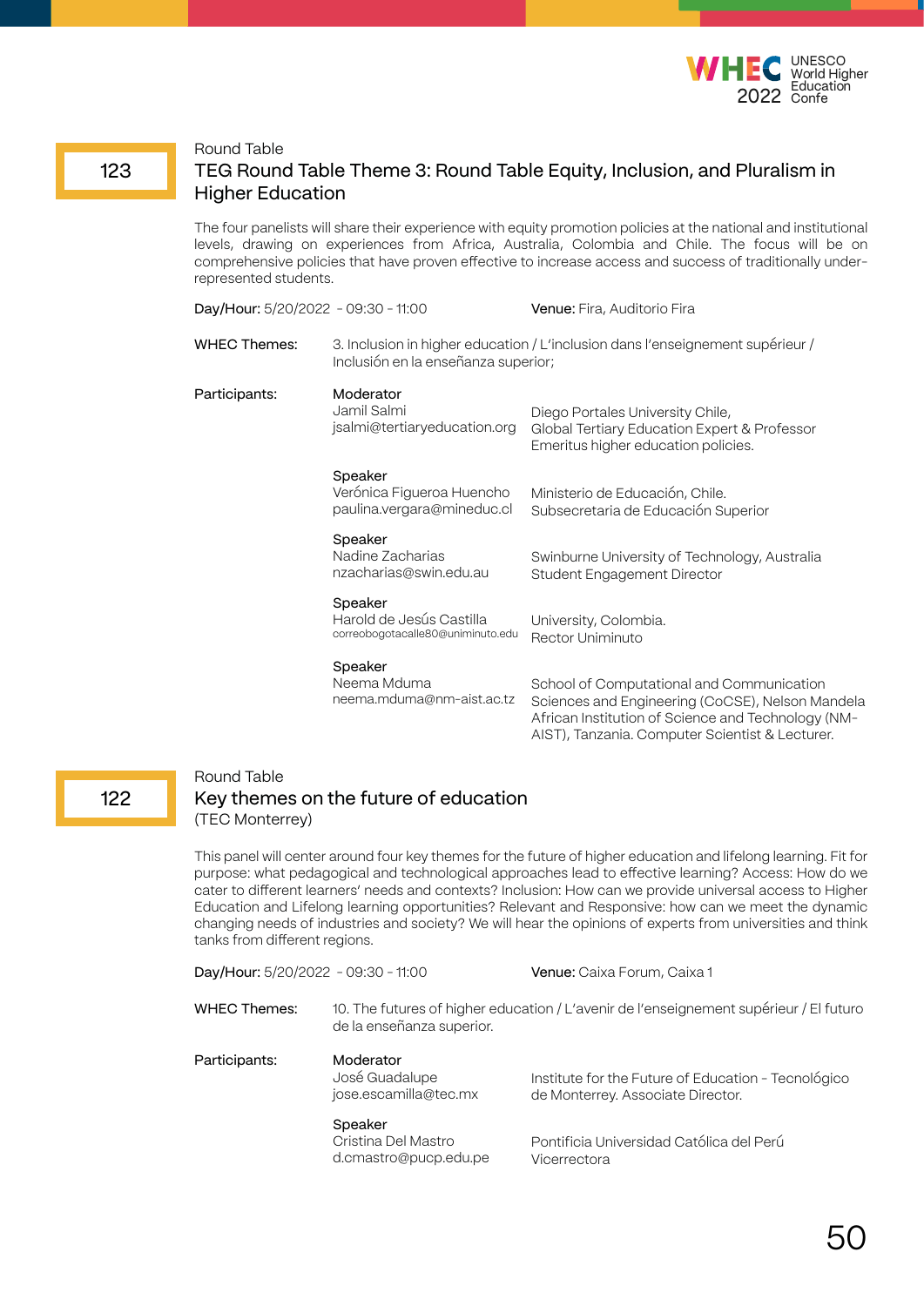**123**

Round Table

## TEG Round Table Theme 3: Round Table Equity, Inclusion, and Pluralism in Higher Education

The four panelists will share their experience with equity promotion policies at the national and institutional levels, drawing on experiences from Africa, Australia, Colombia and Chile. The focus will be on comprehensive policies that have proven effective to increase access and success of traditionally under-represented students.

**Day/Hour:** 5/20/2022 - 09:30 - 11:00

**Venue:** Fira, Auditorio Fira

**WHEC Themes:** 3. Inclusion in higher education / L'inclusion dans l'enseignement supérieur / Inclusión en la enseñanza superior;

**Participants:**

Moderator
Jamil Salmi
jsalmi@tertiaryeducation.org
Diego Portales University Chile, Global Tertiary Education Expert & Professor Emeritus higher education policies.

Speaker
Verónica Figueroa Huencho
paulina.vergara@mineduc.cl
Ministerio de Educación, Chile. Subsecretaria de Educación Superior

Speaker
Nadine Zacharias
nzacharias@swin.edu.au
Swinburne University of Technology, Australia Student Engagement Director

Speaker
Harold de Jesús Castilla
correobogotacalle80@uniminuto.edu
University, Colombia. Rector Uniminuto

Speaker
Neema Mduma
neema.mduma@nm-aist.ac.tz
School of Computational and Communication Sciences and Engineering (CoCSE), Nelson Mandela African Institution of Science and Technology (NM-AIST), Tanzania. Computer Scientist & Lecturer.

**122**

Round Table

## Key themes on the future of education

(TEC Monterrey)

This panel will center around four key themes for the future of higher education and lifelong learning. Fit for purpose: what pedagogical and technological approaches lead to effective learning? Access: How do we cater to different learners' needs and contexts? Inclusion: How can we provide universal access to Higher Education and Lifelong learning opportunities? Relevant and Responsive: how can we meet the dynamic changing needs of industries and society? We will hear the opinions of experts from universities and think tanks from different regions.

**Day/Hour:** 5/20/2022 - 09:30 - 11:00

**Venue:** Caixa Forum, Caixa 1

**WHEC Themes:** 10. The futures of higher education / L'avenir de l'enseignement supérieur / El futuro de la enseñanza superior.

**Participants:**

Moderator
José Guadalupe
jose.escamilla@tec.mx
Institute for the Future of Education - Tecnológico de Monterrey. Associate Director.

Speaker
Cristina Del Mastro
d.cmastro@pucp.edu.pe
Pontificia Universidad Católica del Perú Vicerrectora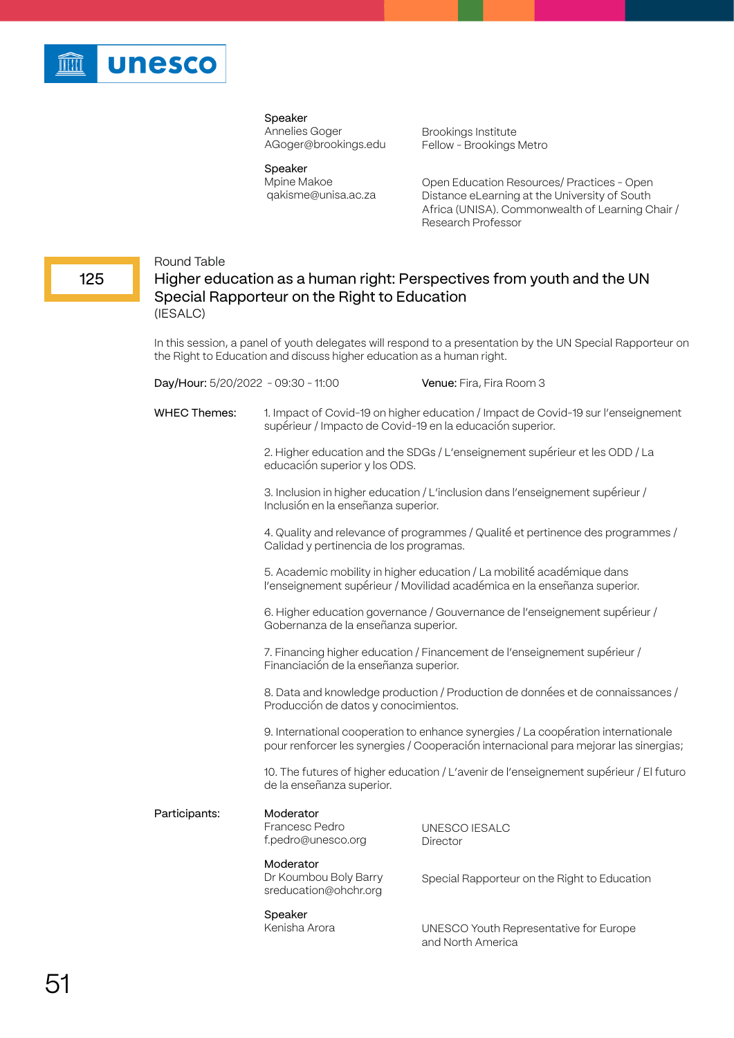Speaker
Annelies Goger
AGoger@brookings.edu

Brookings Institute
Fellow - Brookings Metro

Speaker
Mpine Makoe
qakisme@unisa.ac.za

Open Education Resources/ Practices - Open Distance eLearning at the University of South Africa (UNISA). Commonwealth of Learning Chair / Research Professor

**125**

Round Table

## Higher education as a human right: Perspectives from youth and the UN Special Rapporteur on the Right to Education

(IESALC)

In this session, a panel of youth delegates will respond to a presentation by the UN Special Rapporteur on the Right to Education and discuss higher education as a human right.

**Day/Hour:** 5/20/2022 - 09:30 - 11:00 **Venue:** Fira, Fira Room 3

**WHEC Themes:**

1. Impact of Covid-19 on higher education / Impact de Covid-19 sur l'enseignement supérieur / Impacto de Covid-19 en la educación superior.

2. Higher education and the SDGs / L'enseignement supérieur et les ODD / La educación superior y los ODS.

3. Inclusion in higher education / L'inclusion dans l'enseignement supérieur / Inclusión en la enseñanza superior.

4. Quality and relevance of programmes / Qualité et pertinence des programmes / Calidad y pertinencia de los programas.

5. Academic mobility in higher education / La mobilité académique dans l'enseignement supérieur / Movilidad académica en la enseñanza superior.

6. Higher education governance / Gouvernance de l'enseignement supérieur / Gobernanza de la enseñanza superior.

7. Financing higher education / Financement de l'enseignement supérieur / Financiación de la enseñanza superior.

8. Data and knowledge production / Production de données et de connaissances / Producción de datos y conocimientos.

9. International cooperation to enhance synergies / La coopération internationale pour renforcer les synergies / Cooperación internacional para mejorar las sinergias;

10. The futures of higher education / L'avenir de l'enseignement supérieur / El futuro de la enseñanza superior.

**Participants:**

Moderator
Francesc Pedro
f.pedro@unesco.org

UNESCO IESALC
Director

Moderator
Dr Koumbou Boly Barry
sreducation@ohchr.org

Special Rapporteur on the Right to Education

Speaker
Kenisha Arora

UNESCO Youth Representative for Europe and North America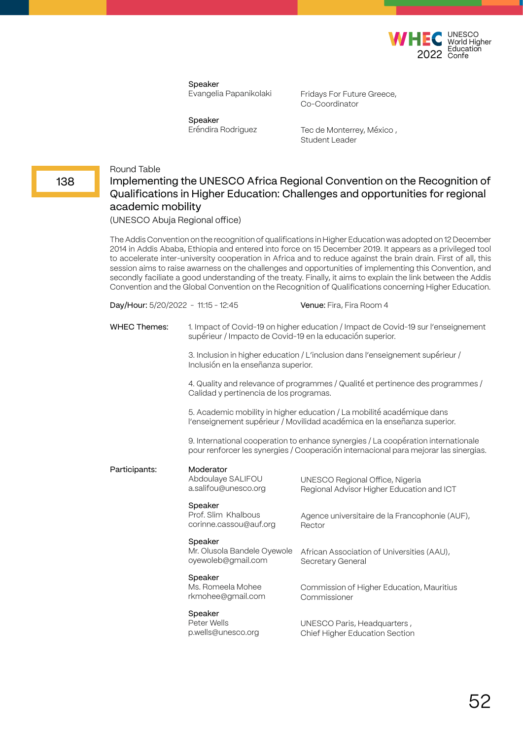Speaker
Evangelia Papanikolaki — Fridays For Future Greece, Co-Coordinator

Speaker
Eréndira Rodriguez — Tec de Monterrey, México , Student Leader

138

Round Table

## Implementing the UNESCO Africa Regional Convention on the Recognition of Qualifications in Higher Education: Challenges and opportunities for regional academic mobility

(UNESCO Abuja Regional office)

The Addis Convention on the recognition of qualifications in Higher Education was adopted on 12 December 2014 in Addis Ababa, Ethiopia and entered into force on 15 December 2019. It appears as a privileged tool to accelerate inter-university cooperation in Africa and to reduce against the brain drain. First of all, this session aims to raise awarness on the challenges and opportunities of implementing this Convention, and secondly faciliate a good understanding of the treaty. Finally, it aims to explain the link between the Addis Convention and the Global Convention on the Recognition of Qualifications concerning Higher Education.

**Day/Hour:** 5/20/2022 - 11:15 - 12:45

**Venue:** Fira, Fira Room 4

**WHEC Themes:**

1. Impact of Covid-19 on higher education / Impact de Covid-19 sur l'enseignement supérieur / Impacto de Covid-19 en la educación superior.

3. Inclusion in higher education / L'inclusion dans l'enseignement supérieur / Inclusión en la enseñanza superior.

4. Quality and relevance of programmes / Qualité et pertinence des programmes / Calidad y pertinencia de los programas.

5. Academic mobility in higher education / La mobilité académique dans l'enseignement supérieur / Movilidad académica en la enseñanza superior.

9. International cooperation to enhance synergies / La coopération internationale pour renforcer les synergies / Cooperación internacional para mejorar las sinergias.

**Participants:**

Moderator
Abdoulaye SALIFOU
a.salifou@unesco.org
UNESCO Regional Office, Nigeria
Regional Advisor Higher Education and ICT

Speaker
Prof. Slim Khalbous
corinne.cassou@auf.org
Agence universitaire de la Francophonie (AUF),
Rector

Speaker
Mr. Olusola Bandele Oyewole
oyewoleb@gmail.com
African Association of Universities (AAU),
Secretary General

Speaker
Ms. Romeela Mohee
rkmohee@gmail.com
Commission of Higher Education, Mauritius
Commissioner

Speaker
Peter Wells
p.wells@unesco.org
UNESCO Paris, Headquarters ,
Chief Higher Education Section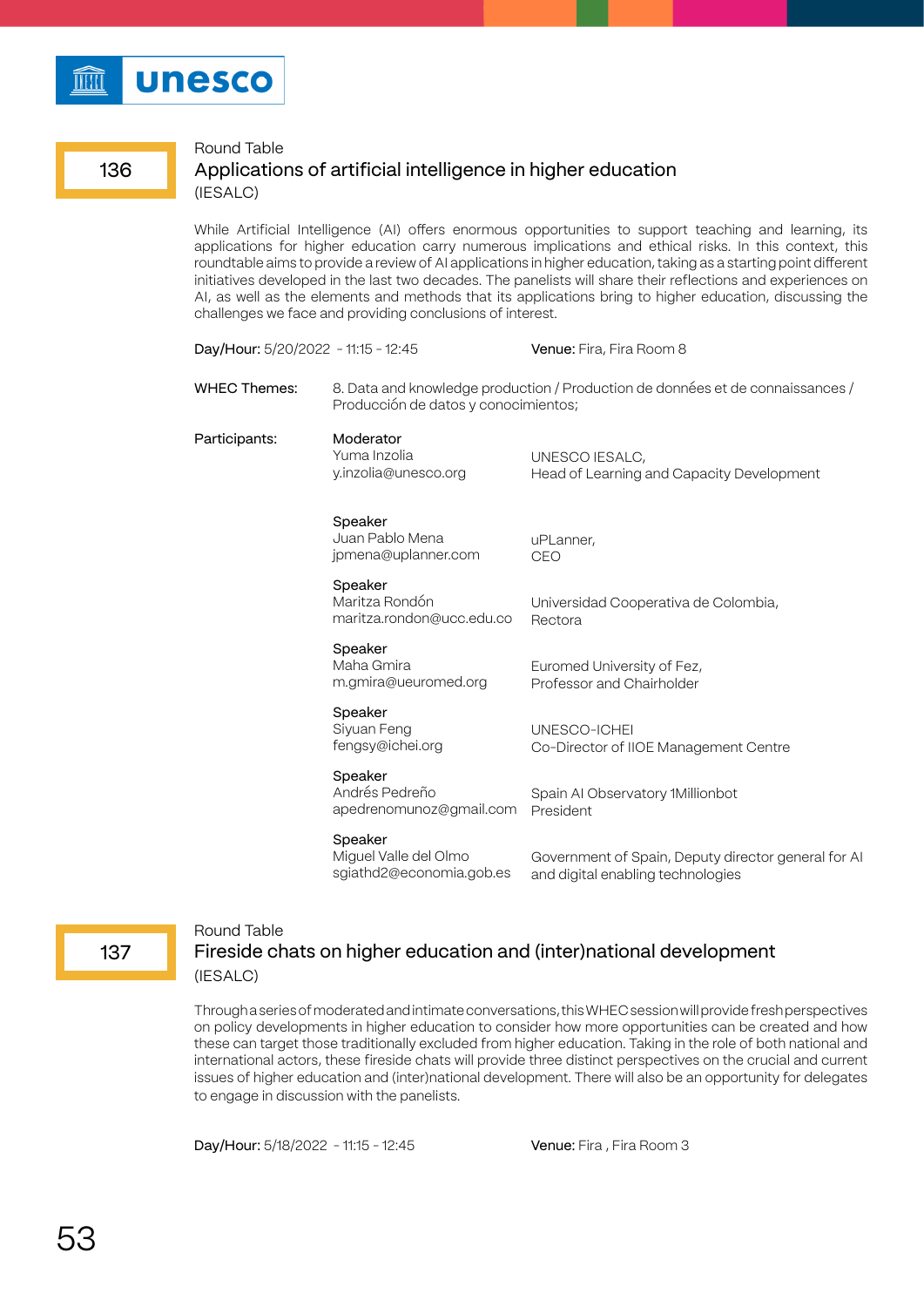## 136

Round Table

### Applications of artificial intelligence in higher education

(IESALC)

While Artificial Intelligence (AI) offers enormous opportunities to support teaching and learning, its applications for higher education carry numerous implications and ethical risks. In this context, this roundtable aims to provide a review of AI applications in higher education, taking as a starting point different initiatives developed in the last two decades. The panelists will share their reflections and experiences on AI, as well as the elements and methods that its applications bring to higher education, discussing the challenges we face and providing conclusions of interest.

**Day/Hour:** 5/20/2022 - 11:15 - 12:45 **Venue:** Fira, Fira Room 8

**WHEC Themes:** 8. Data and knowledge production / Production de données et de connaissances / Producción de datos y conocimientos;

**Participants:**

| | | |
|---|---|---|
| Moderator | Yuma Inzolia<br>y.inzolia@unesco.org | UNESCO IESALC,<br>Head of Learning and Capacity Development |
| Speaker | Juan Pablo Mena<br>jpmena@uplanner.com | uPLanner,<br>CEO |
| Speaker | Maritza Rondón<br>maritza.rondon@ucc.edu.co | Universidad Cooperativa de Colombia,<br>Rectora |
| Speaker | Maha Gmira<br>m.gmira@ueuromed.org | Euromed University of Fez,<br>Professor and Chairholder |
| Speaker | Siyuan Feng<br>fengsy@ichei.org | UNESCO-ICHEI<br>Co-Director of IIOE Management Centre |
| Speaker | Andrés Pedreño<br>apedrenomunoz@gmail.com | Spain AI Observatory 1Millionbot<br>President |
| Speaker | Miguel Valle del Olmo<br>sgiathd2@economia.gob.es | Government of Spain, Deputy director general for AI and digital enabling technologies |

## 137

Round Table

### Fireside chats on higher education and (inter)national development

(IESALC)

Through a series of moderated and intimate conversations, this WHEC session will provide fresh perspectives on policy developments in higher education to consider how more opportunities can be created and how these can target those traditionally excluded from higher education. Taking in the role of both national and international actors, these fireside chats will provide three distinct perspectives on the crucial and current issues of higher education and (inter)national development. There will also be an opportunity for delegates to engage in discussion with the panelists.

**Day/Hour:** 5/18/2022 - 11:15 - 12:45 **Venue:** Fira , Fira Room 3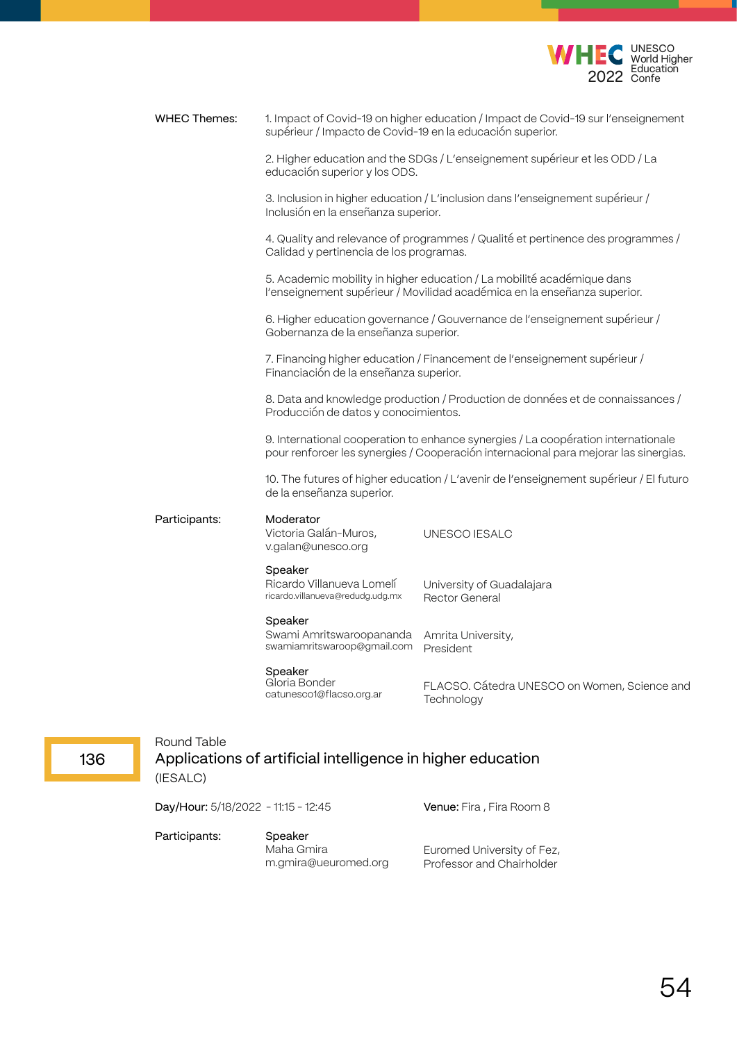WHEC Themes:

1. Impact of Covid-19 on higher education / Impact de Covid-19 sur l'enseignement supérieur / Impacto de Covid-19 en la educación superior.

2. Higher education and the SDGs / L'enseignement supérieur et les ODD / La educación superior y los ODS.

3. Inclusion in higher education / L'inclusion dans l'enseignement supérieur / Inclusión en la enseñanza superior.

4. Quality and relevance of programmes / Qualité et pertinence des programmes / Calidad y pertinencia de los programas.

5. Academic mobility in higher education / La mobilité académique dans l'enseignement supérieur / Movilidad académica en la enseñanza superior.

6. Higher education governance / Gouvernance de l'enseignement supérieur / Gobernanza de la enseñanza superior.

7. Financing higher education / Financement de l'enseignement supérieur / Financiación de la enseñanza superior.

8. Data and knowledge production / Production de données et de connaissances / Producción de datos y conocimientos.

9. International cooperation to enhance synergies / La coopération internationale pour renforcer les synergies / Cooperación internacional para mejorar las sinergias.

10. The futures of higher education / L'avenir de l'enseignement supérieur / El futuro de la enseñanza superior.

Participants:

| | |
|---|---|
| Moderator<br>Victoria Galán-Muros,<br>v.galan@unesco.org | UNESCO IESALC |
| Speaker<br>Ricardo Villanueva Lomelí<br>ricardo.villanueva@redudg.udg.mx | University of Guadalajara<br>Rector General |
| Speaker<br>Swami Amritswaroopananda<br>swamiamritswaroop@gmail.com | Amrita University,<br>President |
| Speaker<br>Gloria Bonder<br>catunesco1@flacso.org.ar | FLACSO. Cátedra UNESCO on Women, Science and Technology |

## 136

Round Table

## Applications of artificial intelligence in higher education

(IESALC)

**Day/Hour:** 5/18/2022 - 11:15 - 12:45

**Venue:** Fira , Fira Room 8

Participants:

| | |
|---|---|
| Speaker<br>Maha Gmira<br>m.gmira@ueuromed.org | Euromed University of Fez,<br>Professor and Chairholder |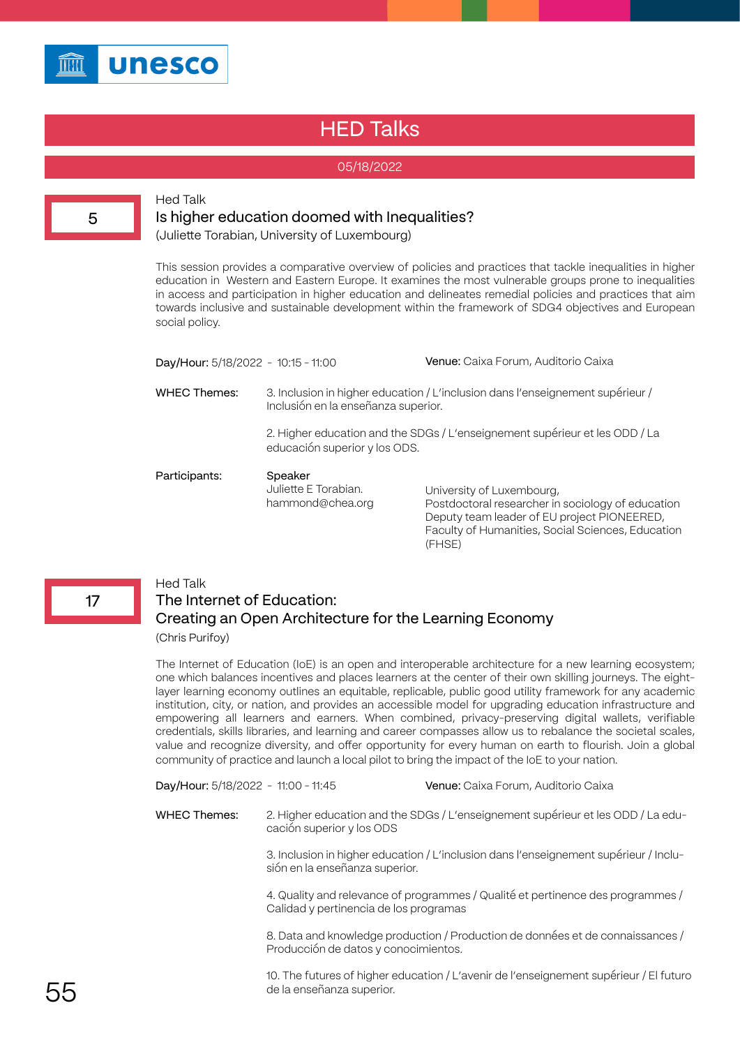# HED Talks

05/18/2022

5

Hed Talk

## Is higher education doomed with Inequalities?

(Juliette Torabian, University of Luxembourg)

This session provides a comparative overview of policies and practices that tackle inequalities in higher education in Western and Eastern Europe. It examines the most vulnerable groups prone to inequalities in access and participation in higher education and delineates remedial policies and practices that aim towards inclusive and sustainable development within the framework of SDG4 objectives and European social policy.

**Day/Hour:** 5/18/2022 - 10:15 - 11:00

**Venue:** Caixa Forum, Auditorio Caixa

**WHEC Themes:**

3. Inclusion in higher education / L'inclusion dans l'enseignement supérieur / Inclusión en la enseñanza superior.

2. Higher education and the SDGs / L'enseignement supérieur et les ODD / La educación superior y los ODS.

**Participants:**

Speaker
Juliette E Torabian.
hammond@chea.org

University of Luxembourg,
Postdoctoral researcher in sociology of education
Deputy team leader of EU project PIONEERED,
Faculty of Humanities, Social Sciences, Education (FHSE)

17

Hed Talk

## The Internet of Education: Creating an Open Architecture for the Learning Economy

(Chris Purifoy)

The Internet of Education (IoE) is an open and interoperable architecture for a new learning ecosystem; one which balances incentives and places learners at the center of their own skilling journeys. The eight-layer learning economy outlines an equitable, replicable, public good utility framework for any academic institution, city, or nation, and provides an accessible model for upgrading education infrastructure and empowering all learners and earners. When combined, privacy-preserving digital wallets, verifiable credentials, skills libraries, and learning and career compasses allow us to rebalance the societal scales, value and recognize diversity, and offer opportunity for every human on earth to flourish. Join a global community of practice and launch a local pilot to bring the impact of the IoE to your nation.

**Day/Hour:** 5/18/2022 - 11:00 - 11:45

**Venue:** Caixa Forum, Auditorio Caixa

**WHEC Themes:**

2. Higher education and the SDGs / L'enseignement supérieur et les ODD / La educación superior y los ODS

3. Inclusion in higher education / L'inclusion dans l'enseignement supérieur / Inclusión en la enseñanza superior.

4. Quality and relevance of programmes / Qualité et pertinence des programmes / Calidad y pertinencia de los programas

8. Data and knowledge production / Production de données et de connaissances / Producción de datos y conocimientos.

10. The futures of higher education / L'avenir de l'enseignement supérieur / El futuro de la enseñanza superior.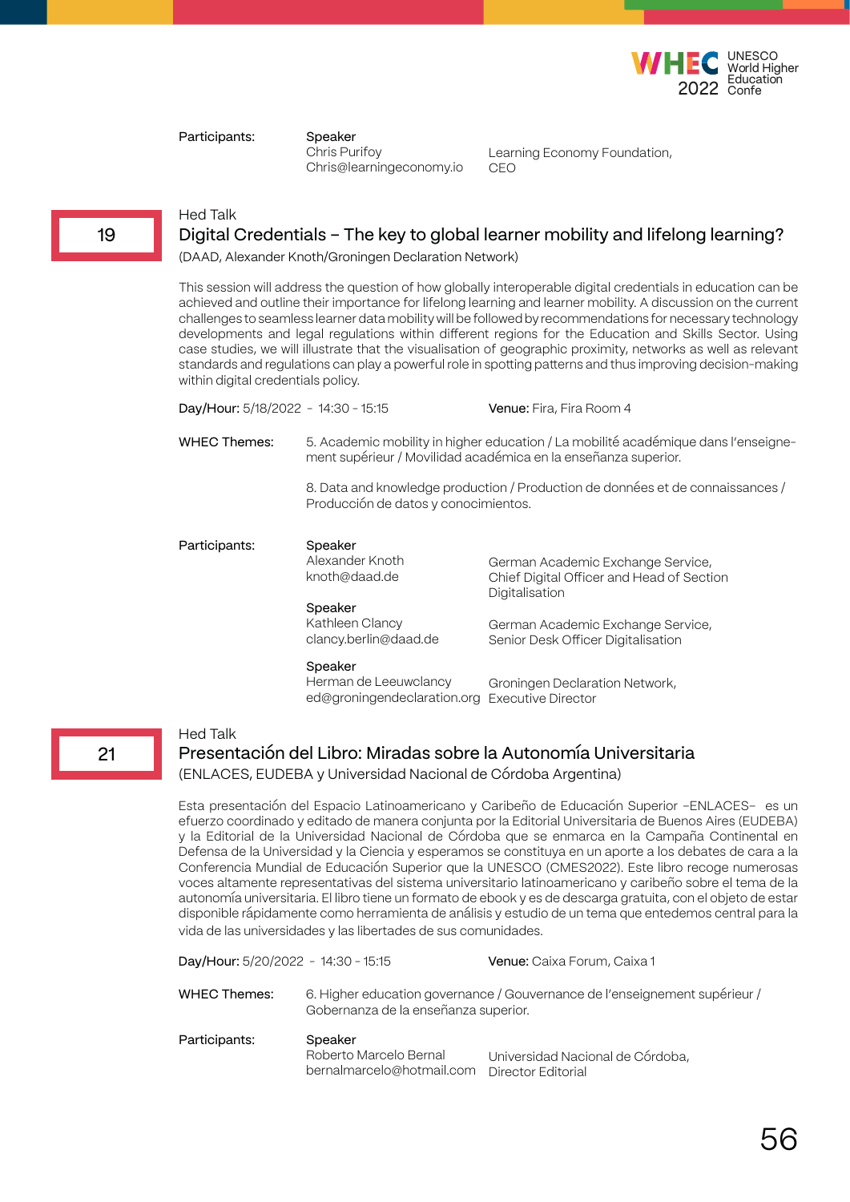Participants:

| | | |
|---|---|---|
| | Speaker<br>Chris Purifoy<br>Chris@learningeconomy.io | Learning Economy Foundation, CEO |

## 19

Hed Talk

### Digital Credentials – The key to global learner mobility and lifelong learning?

(DAAD, Alexander Knoth/Groningen Declaration Network)

This session will address the question of how globally interoperable digital credentials in education can be achieved and outline their importance for lifelong learning and learner mobility. A discussion on the current challenges to seamless learner data mobility will be followed by recommendations for necessary technology developments and legal regulations within different regions for the Education and Skills Sector. Using case studies, we will illustrate that the visualisation of geographic proximity, networks as well as relevant standards and regulations can play a powerful role in spotting patterns and thus improving decision-making within digital credentials policy.

**Day/Hour:** 5/18/2022 - 14:30 - 15:15 **Venue:** Fira, Fira Room 4

**WHEC Themes:**

5. Academic mobility in higher education / La mobilité académique dans l'enseignement supérieur / Movilidad académica en la enseñanza superior.

8. Data and knowledge production / Production de données et de connaissances / Producción de datos y conocimientos.

Participants:

| | | |
|---|---|---|
| | Speaker<br>Alexander Knoth<br>knoth@daad.de | German Academic Exchange Service, Chief Digital Officer and Head of Section Digitalisation |
| | Speaker<br>Kathleen Clancy<br>clancy.berlin@daad.de | German Academic Exchange Service, Senior Desk Officer Digitalisation |
| | Speaker<br>Herman de Leeuwclancy<br>ed@groningendeclaration.org | Groningen Declaration Network, Executive Director |

## 21

Hed Talk

### Presentación del Libro: Miradas sobre la Autonomía Universitaria

(ENLACES, EUDEBA y Universidad Nacional de Córdoba Argentina)

Esta presentación del Espacio Latinoamericano y Caribeño de Educación Superior –ENLACES– es un efuerzo coordinado y editado de manera conjunta por la Editorial Universitaria de Buenos Aires (EUDEBA) y la Editorial de la Universidad Nacional de Córdoba que se enmarca en la Campaña Continental en Defensa de la Universidad y la Ciencia y esperamos se constituya en un aporte a los debates de cara a la Conferencia Mundial de Educación Superior que la UNESCO (CMES2022). Este libro recoge numerosas voces altamente representativas del sistema universitario latinoamericano y caribeño sobre el tema de la autonomía universitaria. El libro tiene un formato de ebook y es de descarga gratuita, con el objeto de estar disponible rápidamente como herramienta de análisis y estudio de un tema que entedemos central para la vida de las universidades y las libertades de sus comunidades.

**Day/Hour:** 5/20/2022 - 14:30 - 15:15 **Venue:** Caixa Forum, Caixa 1

**WHEC Themes:**

6. Higher education governance / Gouvernance de l'enseignement supérieur / Gobernanza de la enseñanza superior.

Participants:

| | | |
|---|---|---|
| | Speaker<br>Roberto Marcelo Bernal<br>bernalmarcelo@hotmail.com | Universidad Nacional de Córdoba, Director Editorial |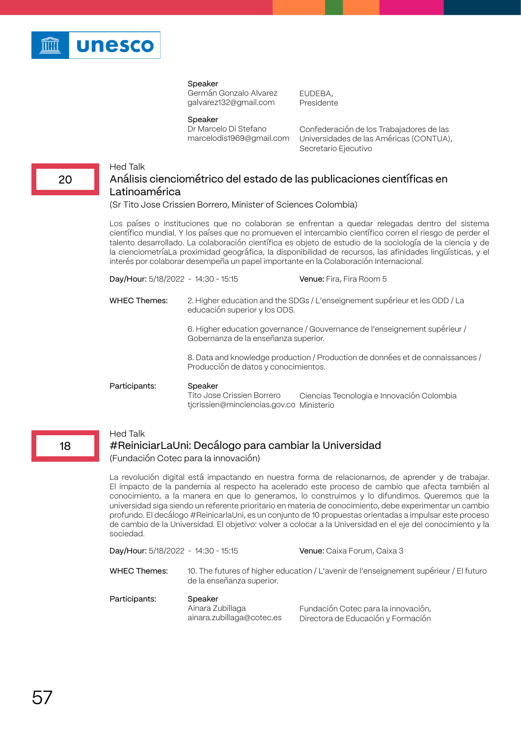Speaker
Germán Gonzalo Alvarez
galvarez132@gmail.com

EUDEBA,
Presidente

Speaker
Dr Marcelo Di Stefano
marcelodis1969@gmail.com

Confederación de los Trabajadores de las Universidades de las Américas (CONTUA), Secretario Ejecutivo

**20**

Hed Talk

## Análisis cienciométrico del estado de las publicaciones científicas en Latinoamérica

(Sr Tito Jose Crissien Borrero, Minister of Sciences Colombia)

Los países o instituciones que no colaboran se enfrentan a quedar relegadas dentro del sistema científico mundial. Y los países que no promueven el intercambio científico corren el riesgo de perder el talento desarrollado. La colaboración científica es objeto de estudio de la sociología de la ciencia y de la cienciometríaLa proximidad geográfica, la disponibilidad de recursos, las afinidades lingüísticas, y el interés por colaborar desempeña un papel importante en la Colaboración Internacional.

**Day/Hour:** 5/18/2022 - 14:30 - 15:15 **Venue:** Fira, Fira Room 5

**WHEC Themes:**

2. Higher education and the SDGs / L'enseignement supérieur et les ODD / La educación superior y los ODS.

6. Higher education governance / Gouvernance de l'enseignement supérieur / Gobernanza de la enseñanza superior.

8. Data and knowledge production / Production de données et de connaissances / Producción de datos y conocimientos.

**Participants:**

Speaker
Tito Jose Crissien Borrero
tjcrissien@minciencias.gov.co

Ciencias Tecnologia e Innovación Colombia
Ministerio

**18**

Hed Talk

## #ReiniciarLaUni: Decálogo para cambiar la Universidad

(Fundación Cotec para la innovación)

La revolución digital está impactando en nuestra forma de relacionarnos, de aprender y de trabajar. El impacto de la pandemia al respecto ha acelerado este proceso de cambio que afecta también al conocimiento, a la manera en que lo generamos, lo construimos y lo difundimos. Queremos que la universidad siga siendo un referente prioritario en materia de conocimiento, debe experimentar un cambio profundo. El decálogo #ReinicarlaUni, es un conjunto de 10 propuestas orientadas a impulsar este proceso de cambio de la Universidad. El objetivo: volver a colocar a la Universidad en el eje del conocimiento y la sociedad.

**Day/Hour:** 5/18/2022 - 14:30 - 15:15 **Venue:** Caixa Forum, Caixa 3

**WHEC Themes:**

10. The futures of higher education / L'avenir de l'enseignement supérieur / El futuro de la enseñanza superior.

**Participants:**

Speaker
Ainara Zubillaga
ainara.zubillaga@cotec.es

Fundación Cotec para la innovación,
Directora de Educación y Formación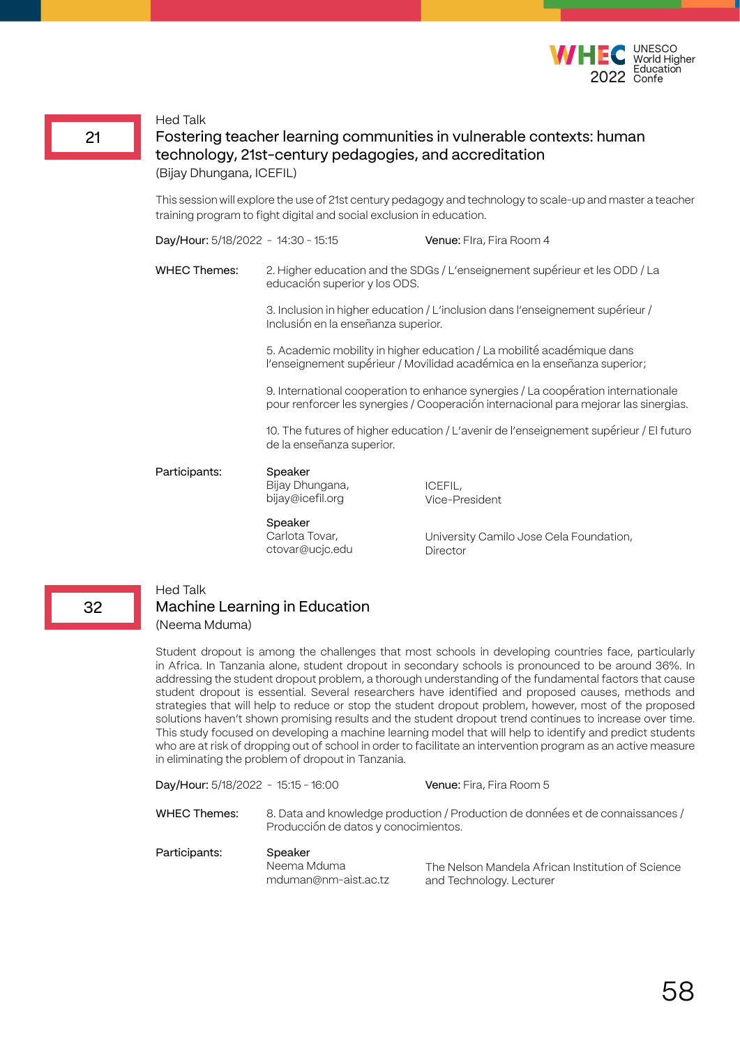21

Hed Talk

## Fostering teacher learning communities in vulnerable contexts: human technology, 21st-century pedagogies, and accreditation

(Bijay Dhungana, ICEFIL)

This session will explore the use of 21st century pedagogy and technology to scale-up and master a teacher training program to fight digital and social exclusion in education.

**Day/Hour:** 5/18/2022 - 14:30 - 15:15

**Venue:** FIra, Fira Room 4

**WHEC Themes:**

2. Higher education and the SDGs / L'enseignement supérieur et les ODD / La educación superior y los ODS.

3. Inclusion in higher education / L'inclusion dans l'enseignement supérieur / Inclusión en la enseñanza superior.

5. Academic mobility in higher education / La mobilité académique dans l'enseignement supérieur / Movilidad académica en la enseñanza superior;

9. International cooperation to enhance synergies / La coopération internationale pour renforcer les synergies / Cooperación internacional para mejorar las sinergias.

10. The futures of higher education / L'avenir de l'enseignement supérieur / El futuro de la enseñanza superior.

**Participants:**

Speaker
Bijay Dhungana,
bijay@icefil.org
ICEFIL,
Vice-President

Speaker
Carlota Tovar,
ctovar@ucjc.edu
University Camilo Jose Cela Foundation,
Director

32

Hed Talk

## Machine Learning in Education

(Neema Mduma)

Student dropout is among the challenges that most schools in developing countries face, particularly in Africa. In Tanzania alone, student dropout in secondary schools is pronounced to be around 36%. In addressing the student dropout problem, a thorough understanding of the fundamental factors that cause student dropout is essential. Several researchers have identified and proposed causes, methods and strategies that will help to reduce or stop the student dropout problem, however, most of the proposed solutions haven't shown promising results and the student dropout trend continues to increase over time. This study focused on developing a machine learning model that will help to identify and predict students who are at risk of dropping out of school in order to facilitate an intervention program as an active measure in eliminating the problem of dropout in Tanzania.

**Day/Hour:** 5/18/2022 - 15:15 - 16:00

**Venue:** Fira, Fira Room 5

**WHEC Themes:**

8. Data and knowledge production / Production de données et de connaissances / Producción de datos y conocimientos.

**Participants:**

Speaker
Neema Mduma
mduman@nm-aist.ac.tz
The Nelson Mandela African Institution of Science and Technology. Lecturer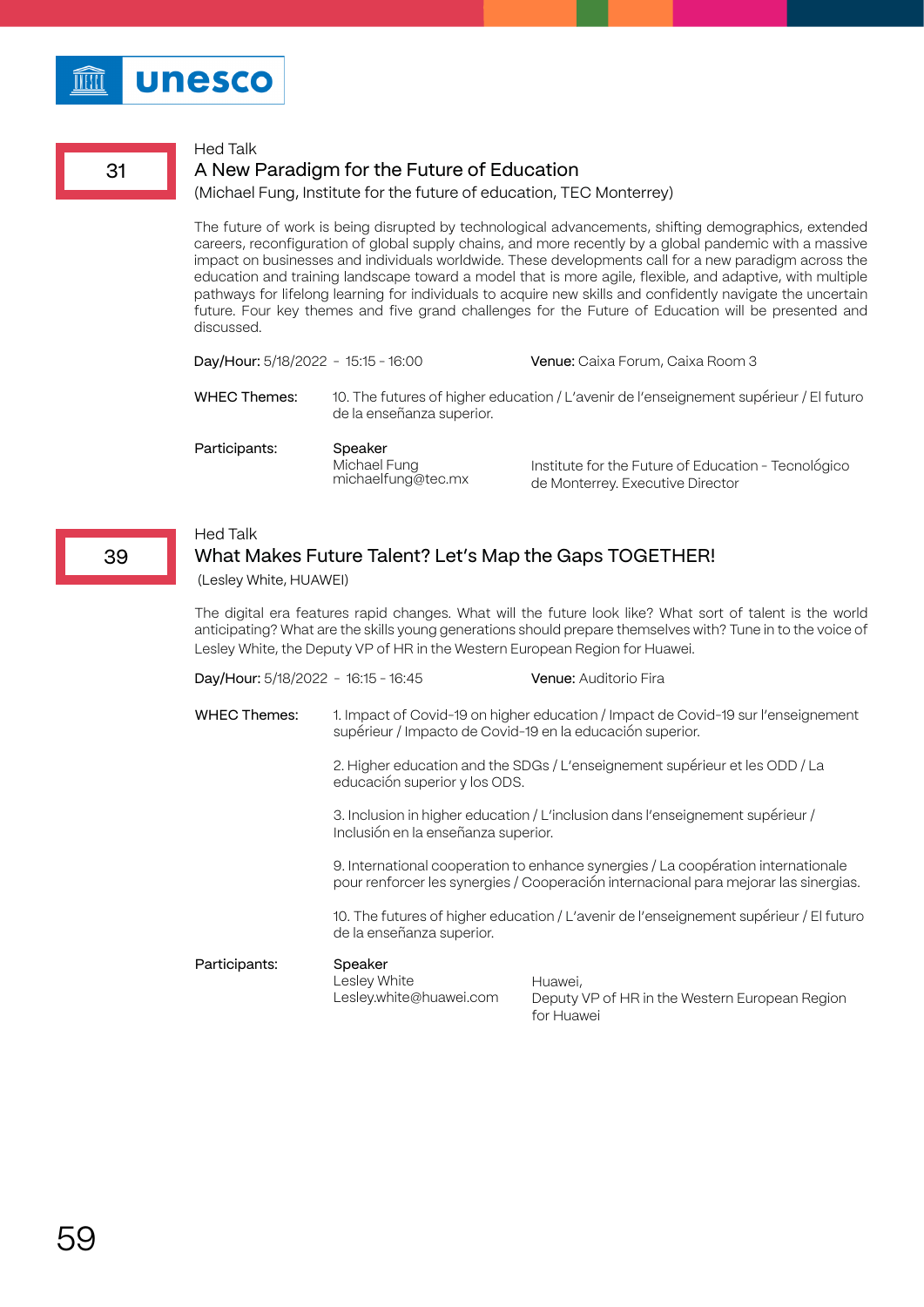**31**

Hed Talk

## A New Paradigm for the Future of Education

(Michael Fung, Institute for the future of education, TEC Monterrey)

The future of work is being disrupted by technological advancements, shifting demographics, extended careers, reconfiguration of global supply chains, and more recently by a global pandemic with a massive impact on businesses and individuals worldwide. These developments call for a new paradigm across the education and training landscape toward a model that is more agile, flexible, and adaptive, with multiple pathways for lifelong learning for individuals to acquire new skills and confidently navigate the uncertain future. Four key themes and five grand challenges for the Future of Education will be presented and discussed.

**Day/Hour:** 5/18/2022 - 15:15 - 16:00

**Venue:** Caixa Forum, Caixa Room 3

**WHEC Themes:** 10. The futures of higher education / L'avenir de l'enseignement supérieur / El futuro de la enseñanza superior.

**Participants:**

Speaker
Michael Fung
michaelfung@tec.mx
Institute for the Future of Education - Tecnológico de Monterrey. Executive Director

**39**

Hed Talk

## What Makes Future Talent? Let's Map the Gaps TOGETHER!

(Lesley White, HUAWEI)

The digital era features rapid changes. What will the future look like? What sort of talent is the world anticipating? What are the skills young generations should prepare themselves with? Tune in to the voice of Lesley White, the Deputy VP of HR in the Western European Region for Huawei.

**Day/Hour:** 5/18/2022 - 16:15 - 16:45

**Venue:** Auditorio Fira

**WHEC Themes:**

1. Impact of Covid-19 on higher education / Impact de Covid-19 sur l'enseignement supérieur / Impacto de Covid-19 en la educación superior.

2. Higher education and the SDGs / L'enseignement supérieur et les ODD / La educación superior y los ODS.

3. Inclusion in higher education / L'inclusion dans l'enseignement supérieur / Inclusión en la enseñanza superior.

9. International cooperation to enhance synergies / La coopération internationale pour renforcer les synergies / Cooperación internacional para mejorar las sinergias.

10. The futures of higher education / L'avenir de l'enseignement supérieur / El futuro de la enseñanza superior.

**Participants:**

Speaker
Lesley White
Lesley.white@huawei.com
Huawei,
Deputy VP of HR in the Western European Region for Huawei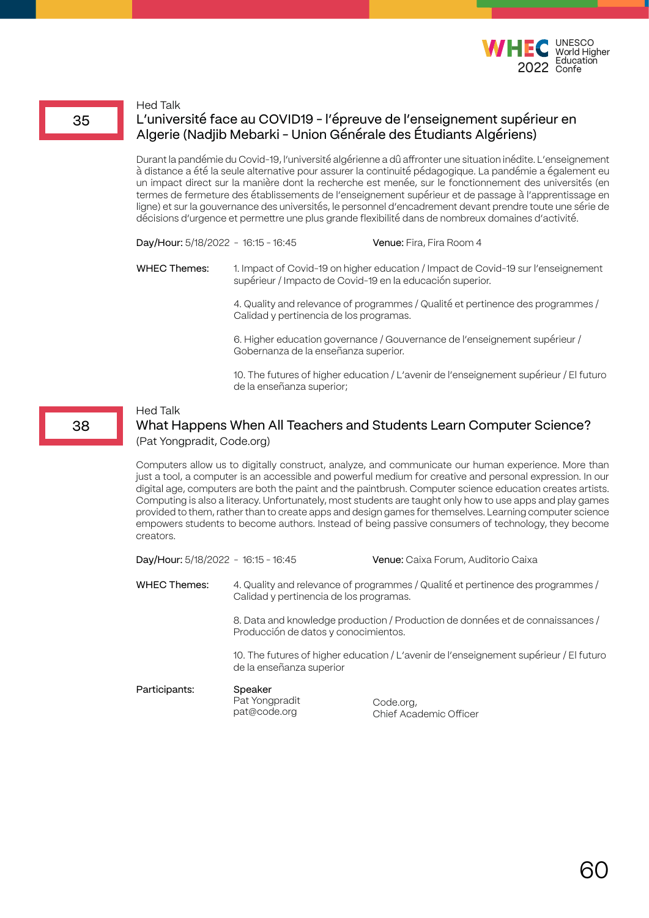35

Hed Talk

## L'université face au COVID19 - l'épreuve de l'enseignement supérieur en Algerie (Nadjib Mebarki - Union Générale des Étudiants Algériens)

Durant la pandémie du Covid-19, l'université algérienne a dû affronter une situation inédite. L'enseignement à distance a été la seule alternative pour assurer la continuité pédagogique. La pandémie a également eu un impact direct sur la manière dont la recherche est menée, sur le fonctionnement des universités (en termes de fermeture des établissements de l'enseignement supérieur et de passage à l'apprentissage en ligne) et sur la gouvernance des universités, le personnel d'encadrement devant prendre toute une série de décisions d'urgence et permettre une plus grande flexibilité dans de nombreux domaines d'activité.

**Day/Hour:** 5/18/2022 - 16:15 - 16:45 **Venue:** Fira, Fira Room 4

**WHEC Themes:**

1. Impact of Covid-19 on higher education / Impact de Covid-19 sur l'enseignement supérieur / Impacto de Covid-19 en la educación superior.

4. Quality and relevance of programmes / Qualité et pertinence des programmes / Calidad y pertinencia de los programas.

6. Higher education governance / Gouvernance de l'enseignement supérieur / Gobernanza de la enseñanza superior.

10. The futures of higher education / L'avenir de l'enseignement supérieur / El futuro de la enseñanza superior;

38

Hed Talk

## What Happens When All Teachers and Students Learn Computer Science?

(Pat Yongpradit, Code.org)

Computers allow us to digitally construct, analyze, and communicate our human experience. More than just a tool, a computer is an accessible and powerful medium for creative and personal expression. In our digital age, computers are both the paint and the paintbrush. Computer science education creates artists. Computing is also a literacy. Unfortunately, most students are taught only how to use apps and play games provided to them, rather than to create apps and design games for themselves. Learning computer science empowers students to become authors. Instead of being passive consumers of technology, they become creators.

**Day/Hour:** 5/18/2022 - 16:15 - 16:45 **Venue:** Caixa Forum, Auditorio Caixa

**WHEC Themes:**

4. Quality and relevance of programmes / Qualité et pertinence des programmes / Calidad y pertinencia de los programas.

8. Data and knowledge production / Production de données et de connaissances / Producción de datos y conocimientos.

10. The futures of higher education / L'avenir de l'enseignement supérieur / El futuro de la enseñanza superior

**Participants:**

Speaker
Pat Yongpradit
pat@code.org

Code.org,
Chief Academic Officer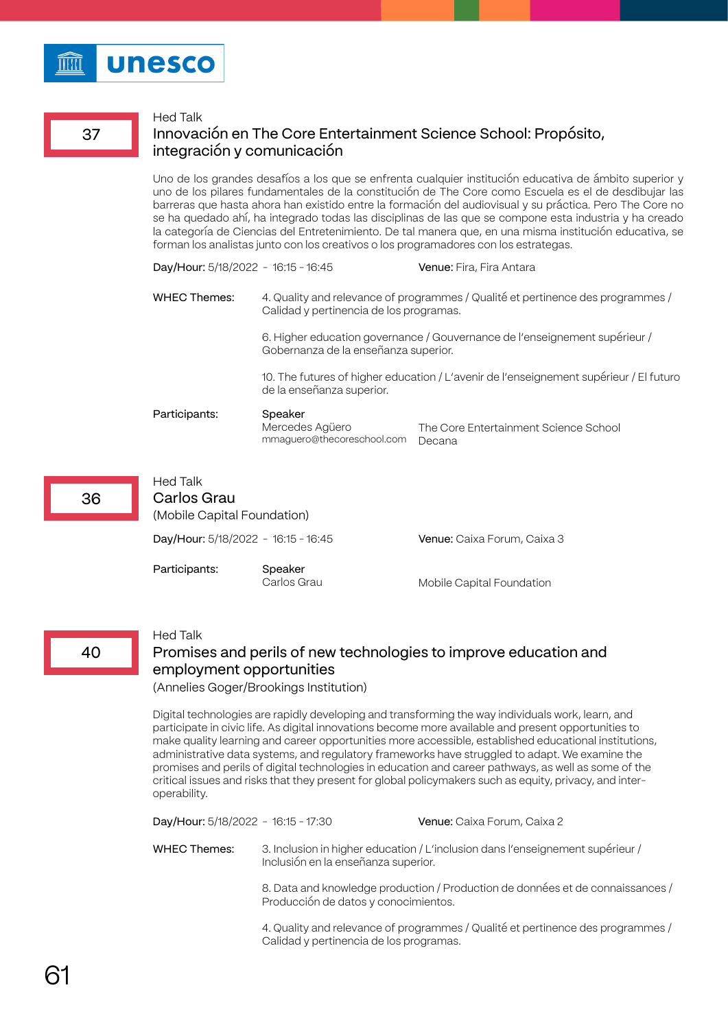## 37

Hed Talk

### Innovación en The Core Entertainment Science School: Propósito, integración y comunicación

Uno de los grandes desafíos a los que se enfrenta cualquier institución educativa de ámbito superior y uno de los pilares fundamentales de la constitución de The Core como Escuela es el de desdibujar las barreras que hasta ahora han existido entre la formación del audiovisual y su práctica. Pero The Core no se ha quedado ahí, ha integrado todas las disciplinas de las que se compone esta industria y ha creado la categoría de Ciencias del Entretenimiento. De tal manera que, en una misma institución educativa, se forman los analistas junto con los creativos o los programadores con los estrategas.

**Day/Hour:** 5/18/2022 - 16:15 - 16:45 **Venue:** Fira, Fira Antara

**WHEC Themes:**

4. Quality and relevance of programmes / Qualité et pertinence des programmes / Calidad y pertinencia de los programas.

6. Higher education governance / Gouvernance de l'enseignement supérieur / Gobernanza de la enseñanza superior.

10. The futures of higher education / L'avenir de l'enseignement supérieur / El futuro de la enseñanza superior.

**Participants:**

Speaker
Mercedes Agüero
mmaguero@thecoreschool.com — The Core Entertainment Science School, Decana

## 36

Hed Talk

### Carlos Grau

(Mobile Capital Foundation)

**Day/Hour:** 5/18/2022 - 16:15 - 16:45 **Venue:** Caixa Forum, Caixa 3

**Participants:**

Speaker
Carlos Grau — Mobile Capital Foundation

## 40

Hed Talk

### Promises and perils of new technologies to improve education and employment opportunities

(Annelies Goger/Brookings Institution)

Digital technologies are rapidly developing and transforming the way individuals work, learn, and participate in civic life. As digital innovations become more available and present opportunities to make quality learning and career opportunities more accessible, established educational institutions, administrative data systems, and regulatory frameworks have struggled to adapt. We examine the promises and perils of digital technologies in education and career pathways, as well as some of the critical issues and risks that they present for global policymakers such as equity, privacy, and inter-operability.

**Day/Hour:** 5/18/2022 - 16:15 - 17:30 **Venue:** Caixa Forum, Caixa 2

**WHEC Themes:**

3. Inclusion in higher education / L'inclusion dans l'enseignement supérieur / Inclusión en la enseñanza superior.

8. Data and knowledge production / Production de données et de connaissances / Producción de datos y conocimientos.

4. Quality and relevance of programmes / Qualité et pertinence des programmes / Calidad y pertinencia de los programas.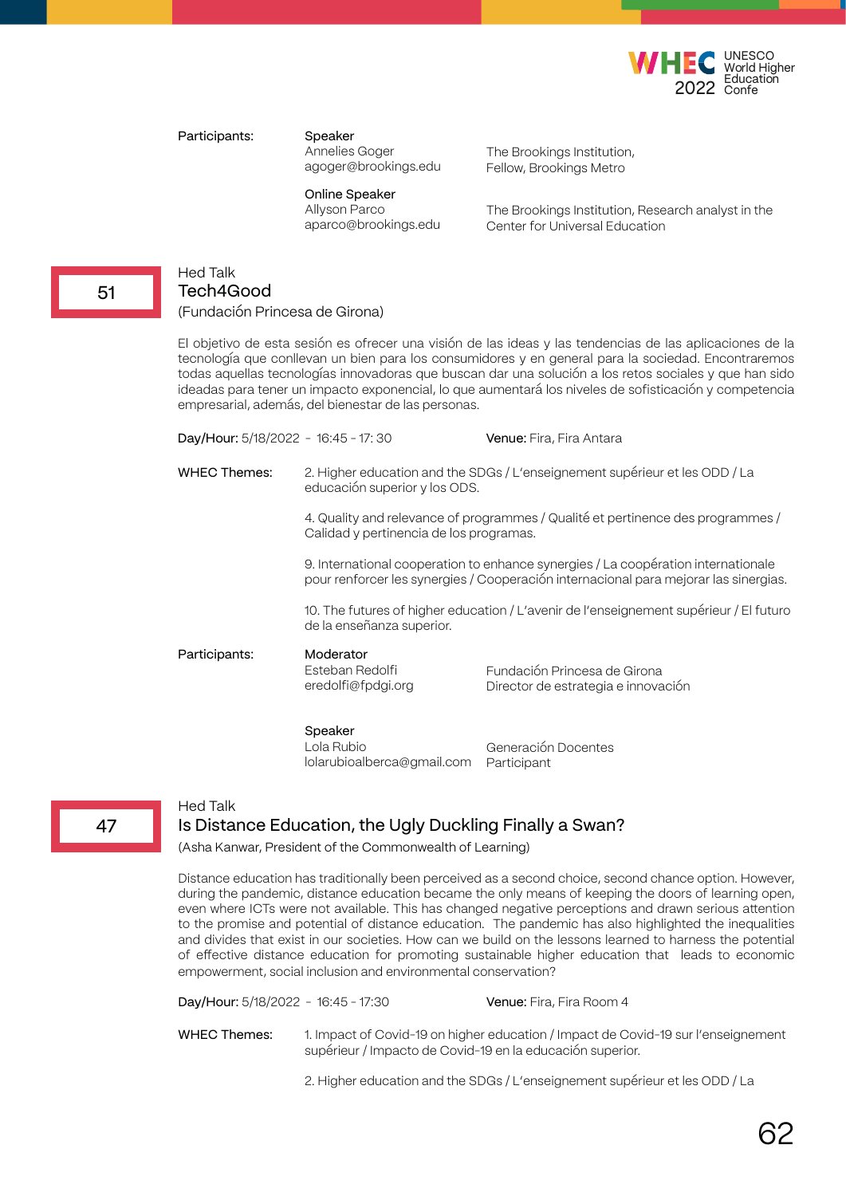Participants:

Speaker
Annelies Goger
agoger@brookings.edu
The Brookings Institution, Fellow, Brookings Metro

Online Speaker
Allyson Parco
aparco@brookings.edu
The Brookings Institution, Research analyst in the Center for Universal Education

**51**

Hed Talk

## Tech4Good

(Fundación Princesa de Girona)

El objetivo de esta sesión es ofrecer una visión de las ideas y las tendencias de las aplicaciones de la tecnología que conllevan un bien para los consumidores y en general para la sociedad. Encontraremos todas aquellas tecnologías innovadoras que buscan dar una solución a los retos sociales y que han sido ideadas para tener un impacto exponencial, lo que aumentará los niveles de sofisticación y competencia empresarial, además, del bienestar de las personas.

**Day/Hour:** 5/18/2022 - 16:45 - 17: 30    **Venue:** Fira, Fira Antara

WHEC Themes:

2. Higher education and the SDGs / L'enseignement supérieur et les ODD / La educación superior y los ODS.

4. Quality and relevance of programmes / Qualité et pertinence des programmes / Calidad y pertinencia de los programas.

9. International cooperation to enhance synergies / La coopération internationale pour renforcer les synergies / Cooperación internacional para mejorar las sinergias.

10. The futures of higher education / L'avenir de l'enseignement supérieur / El futuro de la enseñanza superior.

Participants:

Moderator
Esteban Redolfi
eredolfi@fpdgi.org
Fundación Princesa de Girona
Director de estrategia e innovación

Speaker
Lola Rubio
lolarubioalberca@gmail.com
Generación Docentes
Participant

**47**

Hed Talk

## Is Distance Education, the Ugly Duckling Finally a Swan?

(Asha Kanwar, President of the Commonwealth of Learning)

Distance education has traditionally been perceived as a second choice, second chance option. However, during the pandemic, distance education became the only means of keeping the doors of learning open, even where ICTs were not available. This has changed negative perceptions and drawn serious attention to the promise and potential of distance education. The pandemic has also highlighted the inequalities and divides that exist in our societies. How can we build on the lessons learned to harness the potential of effective distance education for promoting sustainable higher education that leads to economic empowerment, social inclusion and environmental conservation?

**Day/Hour:** 5/18/2022 - 16:45 - 17:30    **Venue:** Fira, Fira Room 4

WHEC Themes:

1. Impact of Covid-19 on higher education / Impact de Covid-19 sur l'enseignement supérieur / Impacto de Covid-19 en la educación superior.

2. Higher education and the SDGs / L'enseignement supérieur et les ODD / La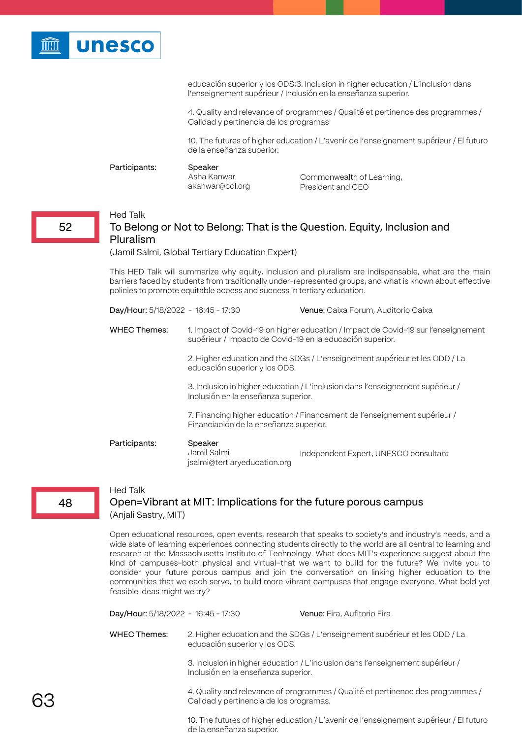educación superior y los ODS;3. Inclusion in higher education / L'inclusion dans l'enseignement supérieur / Inclusión en la enseñanza superior.

4. Quality and relevance of programmes / Qualité et pertinence des programmes / Calidad y pertinencia de los programas

10. The futures of higher education / L'avenir de l'enseignement supérieur / El futuro de la enseñanza superior.

| | | |
|---|---|---|
| Participants: | Speaker<br>Asha Kanwar<br>akanwar@col.org | Commonwealth of Learning, President and CEO |

**52**

Hed Talk

## To Belong or Not to Belong: That is the Question. Equity, Inclusion and Pluralism

(Jamil Salmi, Global Tertiary Education Expert)

This HED Talk will summarize why equity, inclusion and pluralism are indispensable, what are the main barriers faced by students from traditionally under-represented groups, and what is known about effective policies to promote equitable access and success in tertiary education.

**Day/Hour:** 5/18/2022 - 16:45 - 17:30 **Venue:** Caixa Forum, Auditorio Caixa

WHEC Themes:

1. Impact of Covid-19 on higher education / Impact de Covid-19 sur l'enseignement supérieur / Impacto de Covid-19 en la educación superior.

2. Higher education and the SDGs / L'enseignement supérieur et les ODD / La educación superior y los ODS.

3. Inclusion in higher education / L'inclusion dans l'enseignement supérieur / Inclusión en la enseñanza superior.

7. Financing higher education / Financement de l'enseignement supérieur / Financiación de la enseñanza superior.

| | | |
|---|---|---|
| Participants: | Speaker<br>Jamil Salmi<br>jsalmi@tertiaryeducation.org | Independent Expert, UNESCO consultant |

**48**

Hed Talk

## Open=Vibrant at MIT: Implications for the future porous campus

(Anjali Sastry, MIT)

Open educational resources, open events, research that speaks to society's and industry's needs, and a wide slate of learning experiences connecting students directly to the world are all central to learning and research at the Massachusetts Institute of Technology. What does MIT's experience suggest about the kind of campuses–both physical and virtual–that we want to build for the future? We invite you to consider your future porous campus and join the conversation on linking higher education to the communities that we each serve, to build more vibrant campuses that engage everyone. What bold yet feasible ideas might we try?

**Day/Hour:** 5/18/2022 - 16:45 - 17:30 **Venue:** Fira, Aufitorio Fira

WHEC Themes:

2. Higher education and the SDGs / L'enseignement supérieur et les ODD / La educación superior y los ODS.

3. Inclusion in higher education / L'inclusion dans l'enseignement supérieur / Inclusión en la enseñanza superior.

4. Quality and relevance of programmes / Qualité et pertinence des programmes / Calidad y pertinencia de los programas.

10. The futures of higher education / L'avenir de l'enseignement supérieur / El futuro de la enseñanza superior.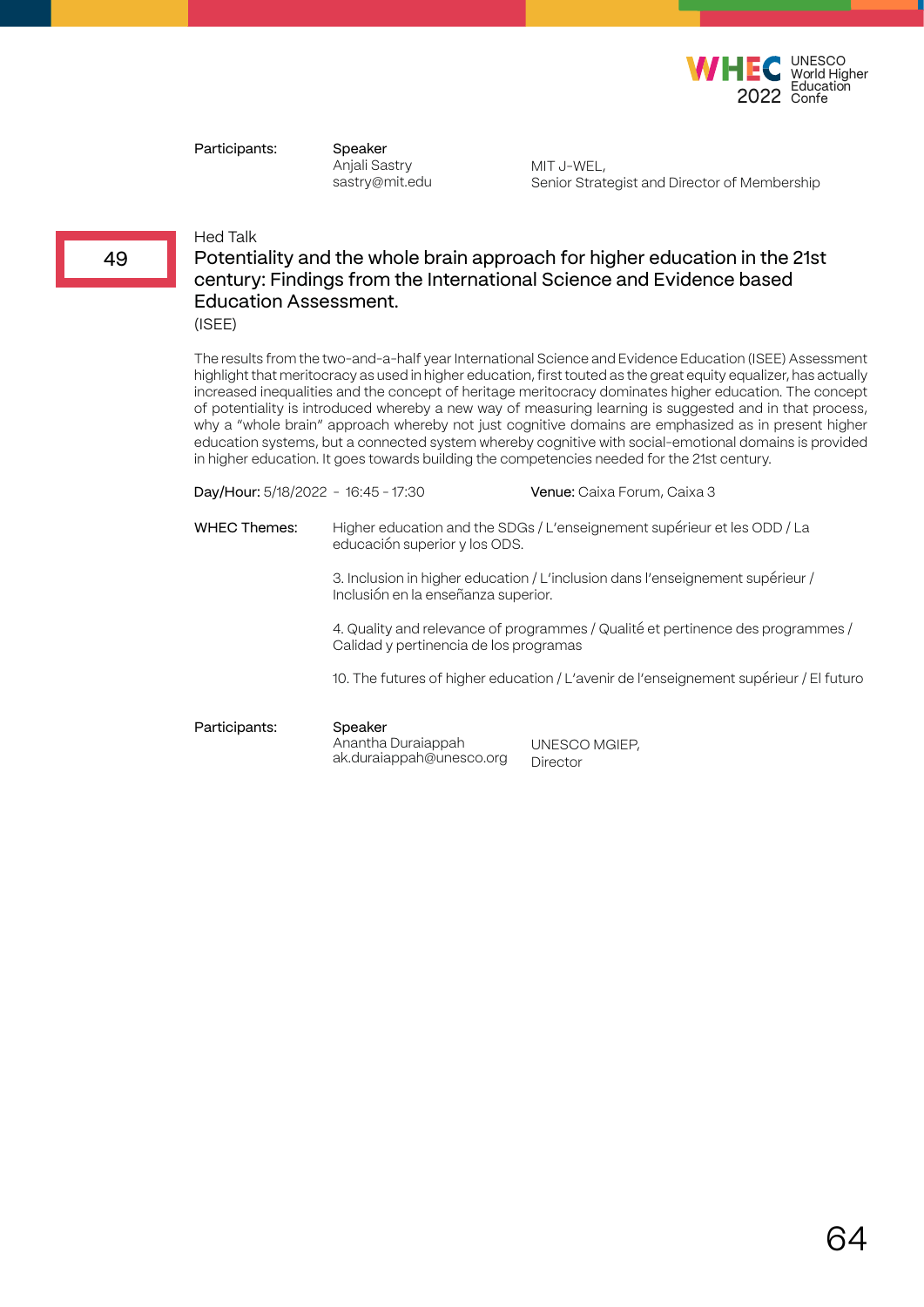Participants: Speaker
Anjali Sastry
sastry@mit.edu
MIT J-WEL,
Senior Strategist and Director of Membership

49

Hed Talk

## Potentiality and the whole brain approach for higher education in the 21st century: Findings from the International Science and Evidence based Education Assessment.

(ISEE)

The results from the two-and-a-half year International Science and Evidence Education (ISEE) Assessment highlight that meritocracy as used in higher education, first touted as the great equity equalizer, has actually increased inequalities and the concept of heritage meritocracy dominates higher education. The concept of potentiality is introduced whereby a new way of measuring learning is suggested and in that process, why a "whole brain" approach whereby not just cognitive domains are emphasized as in present higher education systems, but a connected system whereby cognitive with social-emotional domains is provided in higher education. It goes towards building the competencies needed for the 21st century.

**Day/Hour:** 5/18/2022 - 16:45 - 17:30 **Venue:** Caixa Forum, Caixa 3

WHEC Themes: Higher education and the SDGs / L'enseignement supérieur et les ODD / La educación superior y los ODS.

3. Inclusion in higher education / L'inclusion dans l'enseignement supérieur / Inclusión en la enseñanza superior.

4. Quality and relevance of programmes / Qualité et pertinence des programmes / Calidad y pertinencia de los programas

10. The futures of higher education / L'avenir de l'enseignement supérieur / El futuro

Participants: Speaker
Anantha Duraiappah
ak.duraiappah@unesco.org
UNESCO MGIEP,
Director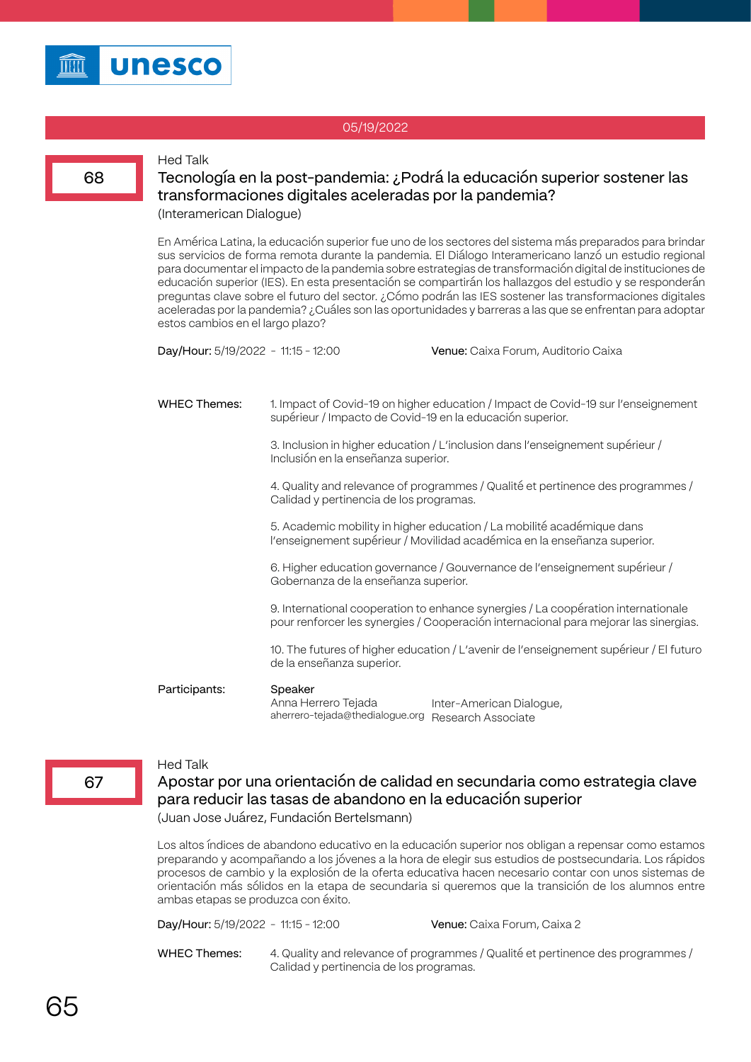05/19/2022

68

Hed Talk

## Tecnología en la post-pandemia: ¿Podrá la educación superior sostener las transformaciones digitales aceleradas por la pandemia?

(Interamerican Dialogue)

En América Latina, la educación superior fue uno de los sectores del sistema más preparados para brindar sus servicios de forma remota durante la pandemia. El Diálogo Interamericano lanzó un estudio regional para documentar el impacto de la pandemia sobre estrategias de transformación digital de instituciones de educación superior (IES). En esta presentación se compartirán los hallazgos del estudio y se responderán preguntas clave sobre el futuro del sector. ¿Cómo podrán las IES sostener las transformaciones digitales aceleradas por la pandemia? ¿Cuáles son las oportunidades y barreras a las que se enfrentan para adoptar estos cambios en el largo plazo?

**Day/Hour:** 5/19/2022 - 11:15 - 12:00 **Venue:** Caixa Forum, Auditorio Caixa

**WHEC Themes:**

1. Impact of Covid-19 on higher education / Impact de Covid-19 sur l'enseignement supérieur / Impacto de Covid-19 en la educación superior.

3. Inclusion in higher education / L'inclusion dans l'enseignement supérieur / Inclusión en la enseñanza superior.

4. Quality and relevance of programmes / Qualité et pertinence des programmes / Calidad y pertinencia de los programas.

5. Academic mobility in higher education / La mobilité académique dans l'enseignement supérieur / Movilidad académica en la enseñanza superior.

6. Higher education governance / Gouvernance de l'enseignement supérieur / Gobernanza de la enseñanza superior.

9. International cooperation to enhance synergies / La coopération internationale pour renforcer les synergies / Cooperación internacional para mejorar las sinergias.

10. The futures of higher education / L'avenir de l'enseignement supérieur / El futuro de la enseñanza superior.

**Participants:**

Speaker
Anna Herrero Tejada — Inter-American Dialogue, Research Associate
aherrero-tejada@thedialogue.org

67

Hed Talk

## Apostar por una orientación de calidad en secundaria como estrategia clave para reducir las tasas de abandono en la educación superior

(Juan Jose Juárez, Fundación Bertelsmann)

Los altos índices de abandono educativo en la educación superior nos obligan a repensar como estamos preparando y acompañando a los jóvenes a la hora de elegir sus estudios de postsecundaria. Los rápidos procesos de cambio y la explosión de la oferta educativa hacen necesario contar con unos sistemas de orientación más sólidos en la etapa de secundaria si queremos que la transición de los alumnos entre ambas etapas se produzca con éxito.

**Day/Hour:** 5/19/2022 - 11:15 - 12:00 **Venue:** Caixa Forum, Caixa 2

**WHEC Themes:**

4. Quality and relevance of programmes / Qualité et pertinence des programmes / Calidad y pertinencia de los programas.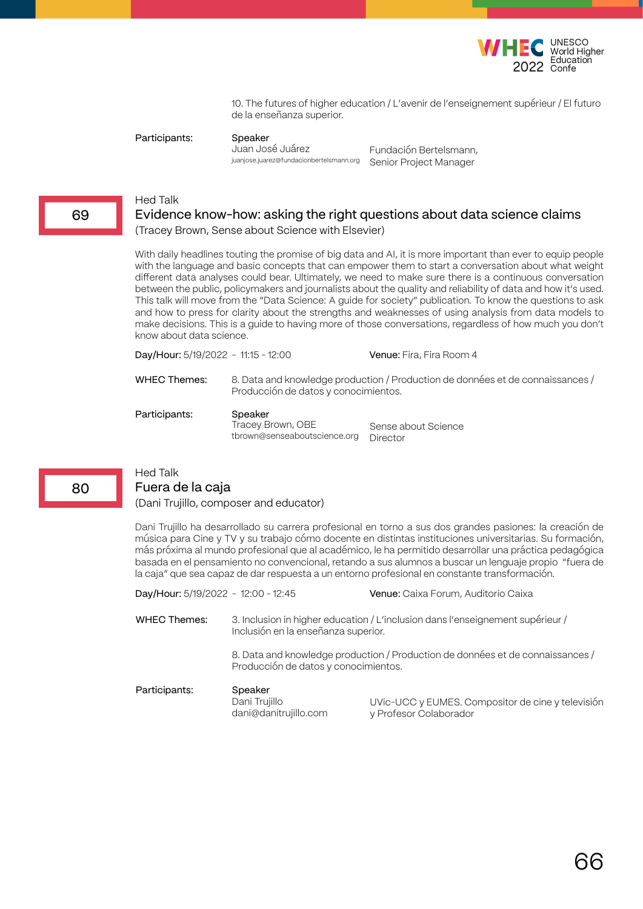10. The futures of higher education / L'avenir de l'enseignement supérieur / El futuro de la enseñanza superior.

Participants: Speaker
Juan José Juárez
juanjose.juarez@fundacionbertelsmann.org
Fundación Bertelsmann, Senior Project Manager

69

Hed Talk

## Evidence know-how: asking the right questions about data science claims

(Tracey Brown, Sense about Science with Elsevier)

With daily headlines touting the promise of big data and AI, it is more important than ever to equip people with the language and basic concepts that can empower them to start a conversation about what weight different data analyses could bear. Ultimately, we need to make sure there is a continuous conversation between the public, policymakers and journalists about the quality and reliability of data and how it's used. This talk will move from the "Data Science: A guide for society" publication. To know the questions to ask and how to press for clarity about the strengths and weaknesses of using analysis from data models to make decisions. This is a guide to having more of those conversations, regardless of how much you don't know about data science.

**Day/Hour:** 5/19/2022 - 11:15 - 12:00 **Venue:** Fira, Fira Room 4

WHEC Themes: 8. Data and knowledge production / Production de données et de connaissances / Producción de datos y conocimientos.

Participants: Speaker
Tracey Brown, OBE
tbrown@senseaboutscience.org
Sense about Science
Director

80

Hed Talk

## Fuera de la caja

(Dani Trujillo, composer and educator)

Dani Trujillo ha desarrollado su carrera profesional en torno a sus dos grandes pasiones: la creación de música para Cine y TV y su trabajo cómo docente en distintas instituciones universitarias. Su formación, más próxima al mundo profesional que al académico, le ha permitido desarrollar una práctica pedagógica basada en el pensamiento no convencional, retando a sus alumnos a buscar un lenguaje propio "fuera de la caja" que sea capaz de dar respuesta a un entorno profesional en constante transformación.

**Day/Hour:** 5/19/2022 - 12:00 - 12:45 **Venue:** Caixa Forum, Auditorio Caixa

WHEC Themes: 3. Inclusion in higher education / L'inclusion dans l'enseignement supérieur / Inclusión en la enseñanza superior.

8. Data and knowledge production / Production de données et de connaissances / Producción de datos y conocimientos.

Participants: Speaker
Dani Trujillo
dani@danitrujillo.com
UVic-UCC y EUMES. Compositor de cine y televisión y Profesor Colaborador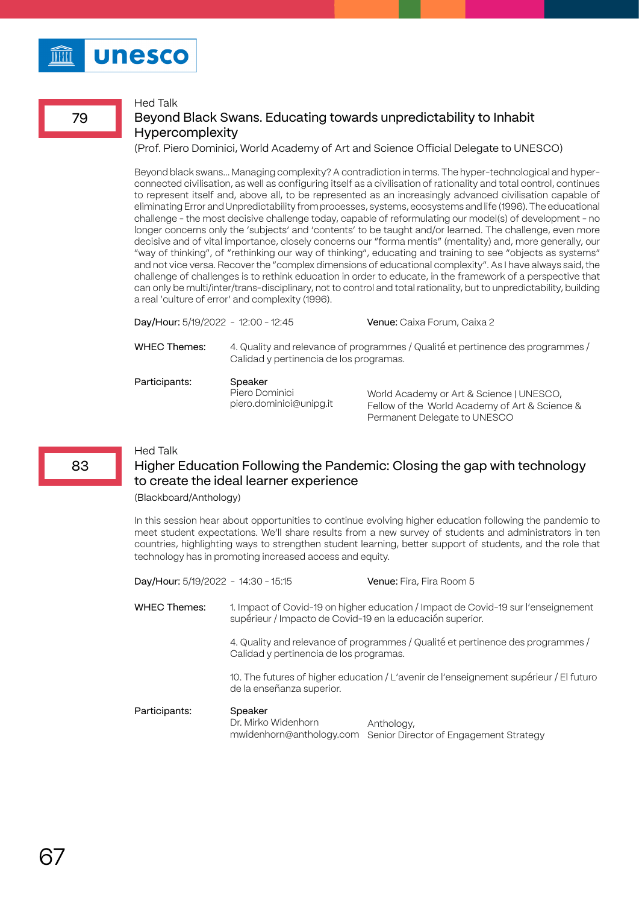79

Hed Talk

## Beyond Black Swans. Educating towards unpredictability to Inhabit Hypercomplexity

(Prof. Piero Dominici, World Academy of Art and Science Official Delegate to UNESCO)

Beyond black swans... Managing complexity? A contradiction in terms. The hyper-technological and hyper-connected civilisation, as well as configuring itself as a civilisation of rationality and total control, continues to represent itself and, above all, to be represented as an increasingly advanced civilisation capable of eliminating Error and Unpredictability from processes, systems, ecosystems and life (1996). The educational challenge - the most decisive challenge today, capable of reformulating our model(s) of development - no longer concerns only the 'subjects' and 'contents' to be taught and/or learned. The challenge, even more decisive and of vital importance, closely concerns our "forma mentis" (mentality) and, more generally, our "way of thinking", of "rethinking our way of thinking", educating and training to see "objects as systems" and not vice versa. Recover the "complex dimensions of educational complexity". As I have always said, the challenge of challenges is to rethink education in order to educate, in the framework of a perspective that can only be multi/inter/trans-disciplinary, not to control and total rationality, but to unpredictability, building a real 'culture of error' and complexity (1996).

**Day/Hour:** 5/19/2022 - 12:00 - 12:45 **Venue:** Caixa Forum, Caixa 2

**WHEC Themes:** 4. Quality and relevance of programmes / Qualité et pertinence des programmes / Calidad y pertinencia de los programas.

**Participants:** Speaker
Piero Dominici
piero.dominici@unipg.it
World Academy or Art & Science | UNESCO, Fellow of the World Academy of Art & Science & Permanent Delegate to UNESCO

83

Hed Talk

## Higher Education Following the Pandemic: Closing the gap with technology to create the ideal learner experience

(Blackboard/Anthology)

In this session hear about opportunities to continue evolving higher education following the pandemic to meet student expectations. We'll share results from a new survey of students and administrators in ten countries, highlighting ways to strengthen student learning, better support of students, and the role that technology has in promoting increased access and equity.

**Day/Hour:** 5/19/2022 - 14:30 - 15:15 **Venue:** Fira, Fira Room 5

**WHEC Themes:** 1. Impact of Covid-19 on higher education / Impact de Covid-19 sur l'enseignement supérieur / Impacto de Covid-19 en la educación superior.

4. Quality and relevance of programmes / Qualité et pertinence des programmes / Calidad y pertinencia de los programas.

10. The futures of higher education / L'avenir de l'enseignement supérieur / El futuro de la enseñanza superior.

**Participants:** Speaker
Dr. Mirko Widenhorn
mwidenhorn@anthology.com
Anthology, Senior Director of Engagement Strategy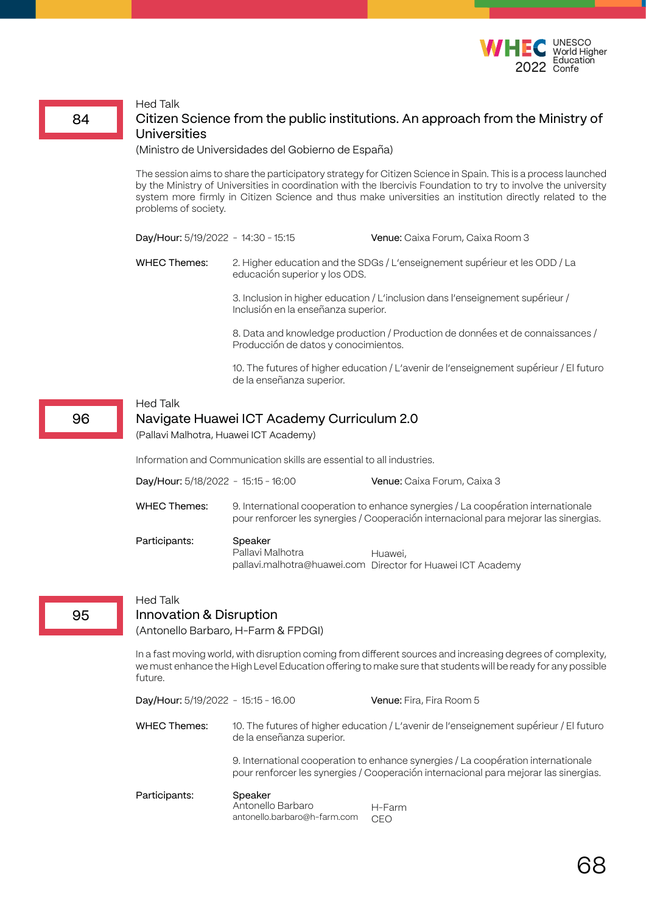**84**

Hed Talk

## Citizen Science from the public institutions. An approach from the Ministry of Universities

(Ministro de Universidades del Gobierno de España)

The session aims to share the participatory strategy for Citizen Science in Spain. This is a process launched by the Ministry of Universities in coordination with the Ibercivis Foundation to try to involve the university system more firmly in Citizen Science and thus make universities an institution directly related to the problems of society.

**Day/Hour:** 5/19/2022 - 14:30 - 15:15

**Venue:** Caixa Forum, Caixa Room 3

**WHEC Themes:**

2. Higher education and the SDGs / L'enseignement supérieur et les ODD / La educación superior y los ODS.

3. Inclusion in higher education / L'inclusion dans l'enseignement supérieur / Inclusión en la enseñanza superior.

8. Data and knowledge production / Production de données et de connaissances / Producción de datos y conocimientos.

10. The futures of higher education / L'avenir de l'enseignement supérieur / El futuro de la enseñanza superior.

**96**

Hed Talk

## Navigate Huawei ICT Academy Curriculum 2.0

(Pallavi Malhotra, Huawei ICT Academy)

Information and Communication skills are essential to all industries.

**Day/Hour:** 5/18/2022 - 15:15 - 16:00

**Venue:** Caixa Forum, Caixa 3

**WHEC Themes:**

9. International cooperation to enhance synergies / La coopération internationale pour renforcer les synergies / Cooperación internacional para mejorar las sinergias.

**Participants:**

Speaker
Pallavi Malhotra
pallavi.malhotra@huawei.com
Huawei,
Director for Huawei ICT Academy

**95**

Hed Talk

## Innovation & Disruption

(Antonello Barbaro, H-Farm & FPDGI)

In a fast moving world, with disruption coming from different sources and increasing degrees of complexity, we must enhance the High Level Education offering to make sure that students will be ready for any possible future.

**Day/Hour:** 5/19/2022 - 15:15 - 16.00

**Venue:** Fira, Fira Room 5

**WHEC Themes:**

10. The futures of higher education / L'avenir de l'enseignement supérieur / El futuro de la enseñanza superior.

9. International cooperation to enhance synergies / La coopération internationale pour renforcer les synergies / Cooperación internacional para mejorar las sinergias.

**Participants:**

Speaker
Antonello Barbaro
antonello.barbaro@h-farm.com
H-Farm
CEO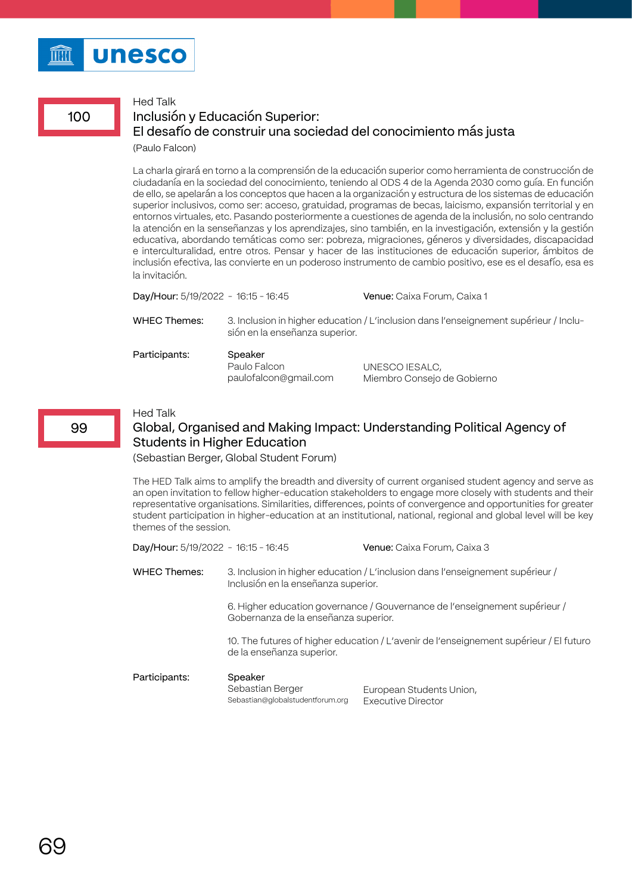**100**

Hed Talk

## Inclusión y Educación Superior: El desafío de construir una sociedad del conocimiento más justa

(Paulo Falcon)

La charla girará en torno a la comprensión de la educación superior como herramienta de construcción de ciudadanía en la sociedad del conocimiento, teniendo al ODS 4 de la Agenda 2030 como guía. En función de ello, se apelarán a los conceptos que hacen a la organización y estructura de los sistemas de educación superior inclusivos, como ser: acceso, gratuidad, programas de becas, laicismo, expansión territorial y en entornos virtuales, etc. Pasando posteriormente a cuestiones de agenda de la inclusión, no solo centrando la atención en la senseñanzas y los aprendizajes, sino también, en la investigación, extensión y la gestión educativa, abordando temáticas como ser: pobreza, migraciones, géneros y diversidades, discapacidad e interculturalidad, entre otros. Pensar y hacer de las instituciones de educación superior, ámbitos de inclusión efectiva, las convierte en un poderoso instrumento de cambio positivo, ese es el desafío, esa es la invitación.

**Day/Hour:** 5/19/2022 - 16:15 - 16:45 **Venue:** Caixa Forum, Caixa 1

WHEC Themes: 3. Inclusion in higher education / L'inclusion dans l'enseignement supérieur / Inclusión en la enseñanza superior.

Participants:

Speaker
Paulo Falcon
paulofalcon@gmail.com
UNESCO IESALC, Miembro Consejo de Gobierno

**99**

Hed Talk

## Global, Organised and Making Impact: Understanding Political Agency of Students in Higher Education

(Sebastian Berger, Global Student Forum)

The HED Talk aims to amplify the breadth and diversity of current organised student agency and serve as an open invitation to fellow higher-education stakeholders to engage more closely with students and their representative organisations. Similarities, differences, points of convergence and opportunities for greater student participation in higher-education at an institutional, national, regional and global level will be key themes of the session.

**Day/Hour:** 5/19/2022 - 16:15 - 16:45 **Venue:** Caixa Forum, Caixa 3

WHEC Themes:

3. Inclusion in higher education / L'inclusion dans l'enseignement supérieur / Inclusión en la enseñanza superior.

6. Higher education governance / Gouvernance de l'enseignement supérieur / Gobernanza de la enseñanza superior.

10. The futures of higher education / L'avenir de l'enseignement supérieur / El futuro de la enseñanza superior.

Participants:

Speaker
Sebastian Berger
Sebastian@globalstudentforum.org
European Students Union, Executive Director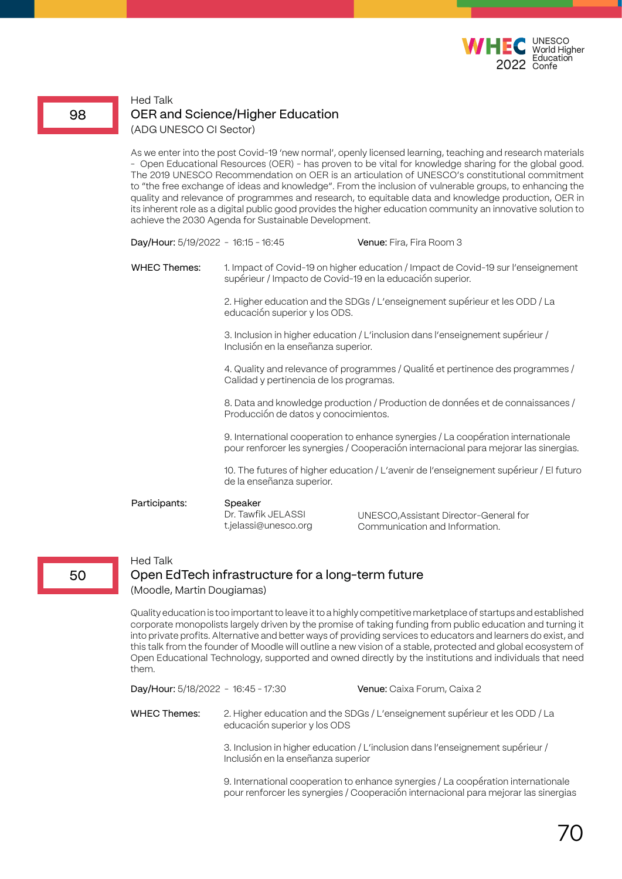**98**

Hed Talk

## OER and Science/Higher Education

(ADG UNESCO CI Sector)

As we enter into the post Covid-19 'new normal', openly licensed learning, teaching and research materials - Open Educational Resources (OER) - has proven to be vital for knowledge sharing for the global good. The 2019 UNESCO Recommendation on OER is an articulation of UNESCO's constitutional commitment to "the free exchange of ideas and knowledge". From the inclusion of vulnerable groups, to enhancing the quality and relevance of programmes and research, to equitable data and knowledge production, OER in its inherent role as a digital public good provides the higher education community an innovative solution to achieve the 2030 Agenda for Sustainable Development.

**Day/Hour:** 5/19/2022 - 16:15 - 16:45 **Venue:** Fira, Fira Room 3

**WHEC Themes:**

1. Impact of Covid-19 on higher education / Impact de Covid-19 sur l'enseignement supérieur / Impacto de Covid-19 en la educación superior.

2. Higher education and the SDGs / L'enseignement supérieur et les ODD / La educación superior y los ODS.

3. Inclusion in higher education / L'inclusion dans l'enseignement supérieur / Inclusión en la enseñanza superior.

4. Quality and relevance of programmes / Qualité et pertinence des programmes / Calidad y pertinencia de los programas.

8. Data and knowledge production / Production de données et de connaissances / Producción de datos y conocimientos.

9. International cooperation to enhance synergies / La coopération internationale pour renforcer les synergies / Cooperación internacional para mejorar las sinergias.

10. The futures of higher education / L'avenir de l'enseignement supérieur / El futuro de la enseñanza superior.

**Participants:**

Speaker
Dr. Tawfik JELASSI
t.jelassi@unesco.org
UNESCO,Assistant Director-General for Communication and Information.

**50**

Hed Talk

## Open EdTech infrastructure for a long-term future

(Moodle, Martin Dougiamas)

Quality education is too important to leave it to a highly competitive marketplace of startups and established corporate monopolists largely driven by the promise of taking funding from public education and turning it into private profits. Alternative and better ways of providing services to educators and learners do exist, and this talk from the founder of Moodle will outline a new vision of a stable, protected and global ecosystem of Open Educational Technology, supported and owned directly by the institutions and individuals that need them.

**Day/Hour:** 5/18/2022 - 16:45 - 17:30 **Venue:** Caixa Forum, Caixa 2

**WHEC Themes:**

2. Higher education and the SDGs / L'enseignement supérieur et les ODD / La educación superior y los ODS

3. Inclusion in higher education / L'inclusion dans l'enseignement supérieur / Inclusión en la enseñanza superior

9. International cooperation to enhance synergies / La coopération internationale pour renforcer les synergies / Cooperación internacional para mejorar las sinergias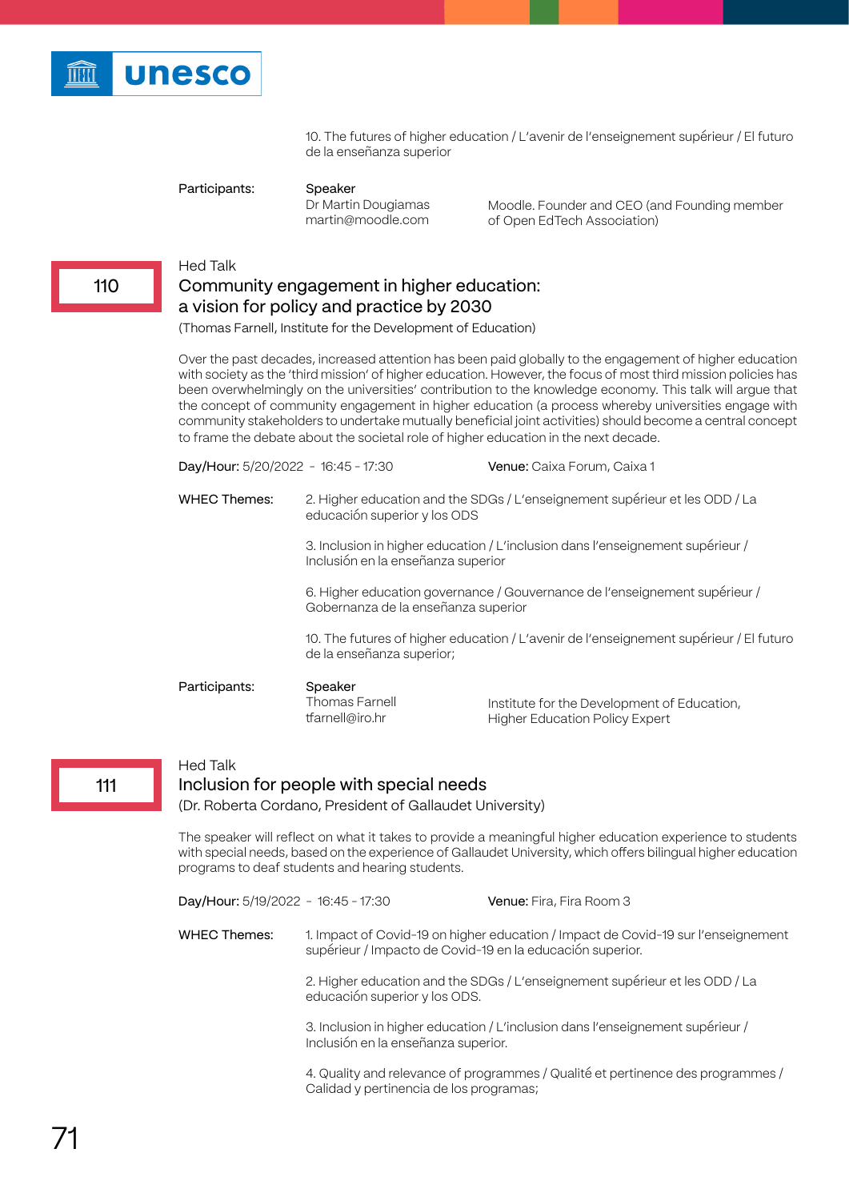10. The futures of higher education / L'avenir de l'enseignement supérieur / El futuro de la enseñanza superior

Participants: Speaker
Dr Martin Dougiamas
martin@moodle.com
Moodle. Founder and CEO (and Founding member of Open EdTech Association)

**110**

Hed Talk

## Community engagement in higher education: a vision for policy and practice by 2030

(Thomas Farnell, Institute for the Development of Education)

Over the past decades, increased attention has been paid globally to the engagement of higher education with society as the 'third mission' of higher education. However, the focus of most third mission policies has been overwhelmingly on the universities' contribution to the knowledge economy. This talk will argue that the concept of community engagement in higher education (a process whereby universities engage with community stakeholders to undertake mutually beneficial joint activities) should become a central concept to frame the debate about the societal role of higher education in the next decade.

**Day/Hour:** 5/20/2022 - 16:45 - 17:30 **Venue:** Caixa Forum, Caixa 1

WHEC Themes:

2. Higher education and the SDGs / L'enseignement supérieur et les ODD / La educación superior y los ODS

3. Inclusion in higher education / L'inclusion dans l'enseignement supérieur / Inclusión en la enseñanza superior

6. Higher education governance / Gouvernance de l'enseignement supérieur / Gobernanza de la enseñanza superior

10. The futures of higher education / L'avenir de l'enseignement supérieur / El futuro de la enseñanza superior;

Participants: Speaker
Thomas Farnell
tfarnell@iro.hr
Institute for the Development of Education, Higher Education Policy Expert

**111**

Hed Talk

## Inclusion for people with special needs

(Dr. Roberta Cordano, President of Gallaudet University)

The speaker will reflect on what it takes to provide a meaningful higher education experience to students with special needs, based on the experience of Gallaudet University, which offers bilingual higher education programs to deaf students and hearing students.

**Day/Hour:** 5/19/2022 - 16:45 - 17:30 **Venue:** Fira, Fira Room 3

WHEC Themes:

1. Impact of Covid-19 on higher education / Impact de Covid-19 sur l'enseignement supérieur / Impacto de Covid-19 en la educación superior.

2. Higher education and the SDGs / L'enseignement supérieur et les ODD / La educación superior y los ODS.

3. Inclusion in higher education / L'inclusion dans l'enseignement supérieur / Inclusión en la enseñanza superior.

4. Quality and relevance of programmes / Qualité et pertinence des programmes / Calidad y pertinencia de los programas;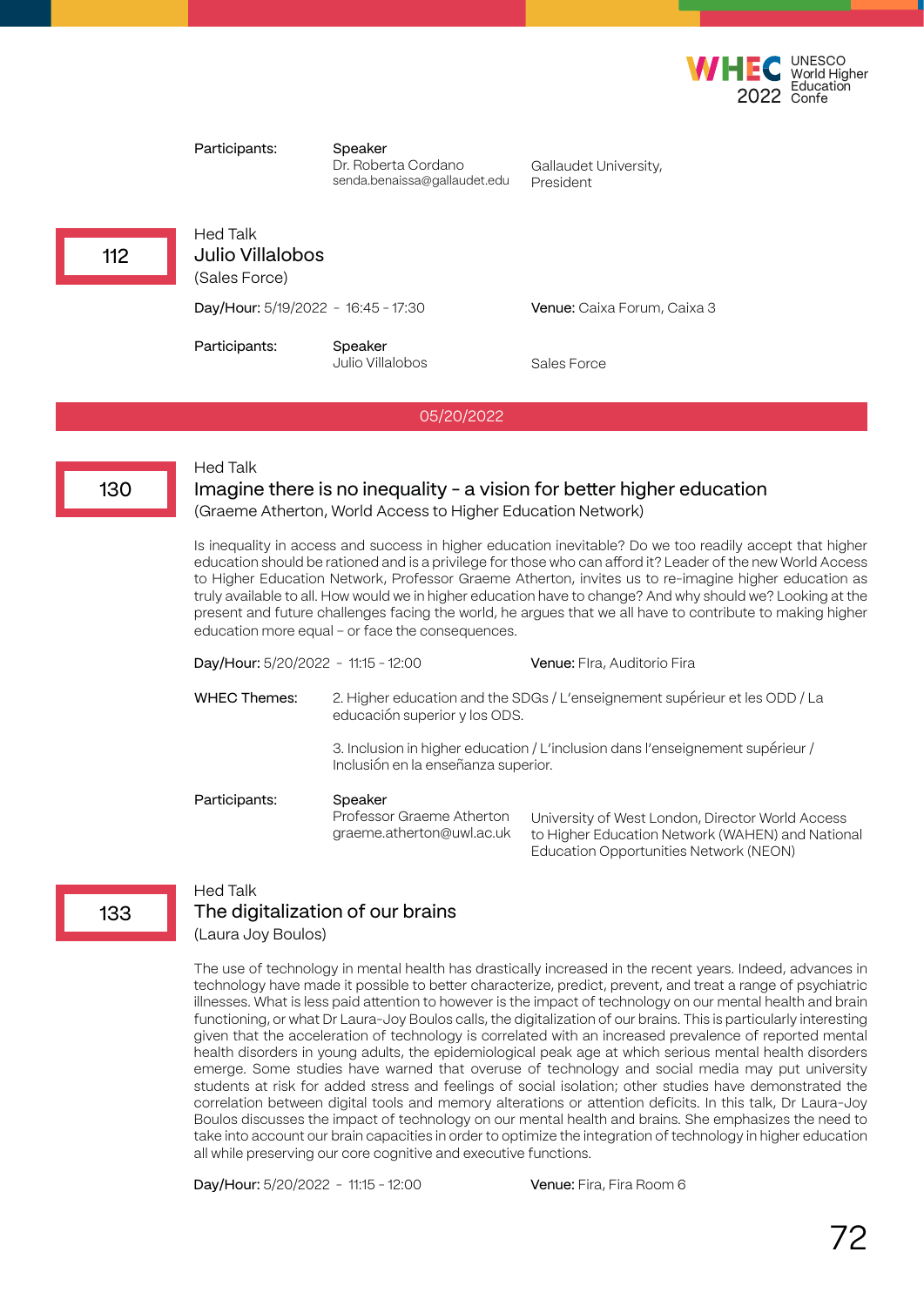Participants: Speaker
Dr. Roberta Cordano
senda.benaissa@gallaudet.edu — Gallaudet University, President

## 112

Hed Talk

### Julio Villalobos

(Sales Force)

**Day/Hour:** 5/19/2022 - 16:45 - 17:30 **Venue:** Caixa Forum, Caixa 3

Participants: Speaker
Julio Villalobos — Sales Force

## 05/20/2022

## 130

Hed Talk

### Imagine there is no inequality – a vision for better higher education

(Graeme Atherton, World Access to Higher Education Network)

Is inequality in access and success in higher education inevitable? Do we too readily accept that higher education should be rationed and is a privilege for those who can afford it? Leader of the new World Access to Higher Education Network, Professor Graeme Atherton, invites us to re-imagine higher education as truly available to all. How would we in higher education have to change? And why should we? Looking at the present and future challenges facing the world, he argues that we all have to contribute to making higher education more equal – or face the consequences.

**Day/Hour:** 5/20/2022 - 11:15 - 12:00 **Venue:** FIra, Auditorio Fira

WHEC Themes:

2. Higher education and the SDGs / L'enseignement supérieur et les ODD / La educación superior y los ODS.

3. Inclusion in higher education / L'inclusion dans l'enseignement supérieur / Inclusión en la enseñanza superior.

Participants: Speaker
Professor Graeme Atherton
graeme.atherton@uwl.ac.uk — University of West London, Director World Access to Higher Education Network (WAHEN) and National Education Opportunities Network (NEON)

## 133

Hed Talk

### The digitalization of our brains

(Laura Joy Boulos)

The use of technology in mental health has drastically increased in the recent years. Indeed, advances in technology have made it possible to better characterize, predict, prevent, and treat a range of psychiatric illnesses. What is less paid attention to however is the impact of technology on our mental health and brain functioning, or what Dr Laura-Joy Boulos calls, the digitalization of our brains. This is particularly interesting given that the acceleration of technology is correlated with an increased prevalence of reported mental health disorders in young adults, the epidemiological peak age at which serious mental health disorders emerge. Some studies have warned that overuse of technology and social media may put university students at risk for added stress and feelings of social isolation; other studies have demonstrated the correlation between digital tools and memory alterations or attention deficits. In this talk, Dr Laura-Joy Boulos discusses the impact of technology on our mental health and brains. She emphasizes the need to take into account our brain capacities in order to optimize the integration of technology in higher education all while preserving our core cognitive and executive functions.

**Day/Hour:** 5/20/2022 - 11:15 - 12:00 **Venue:** Fira, Fira Room 6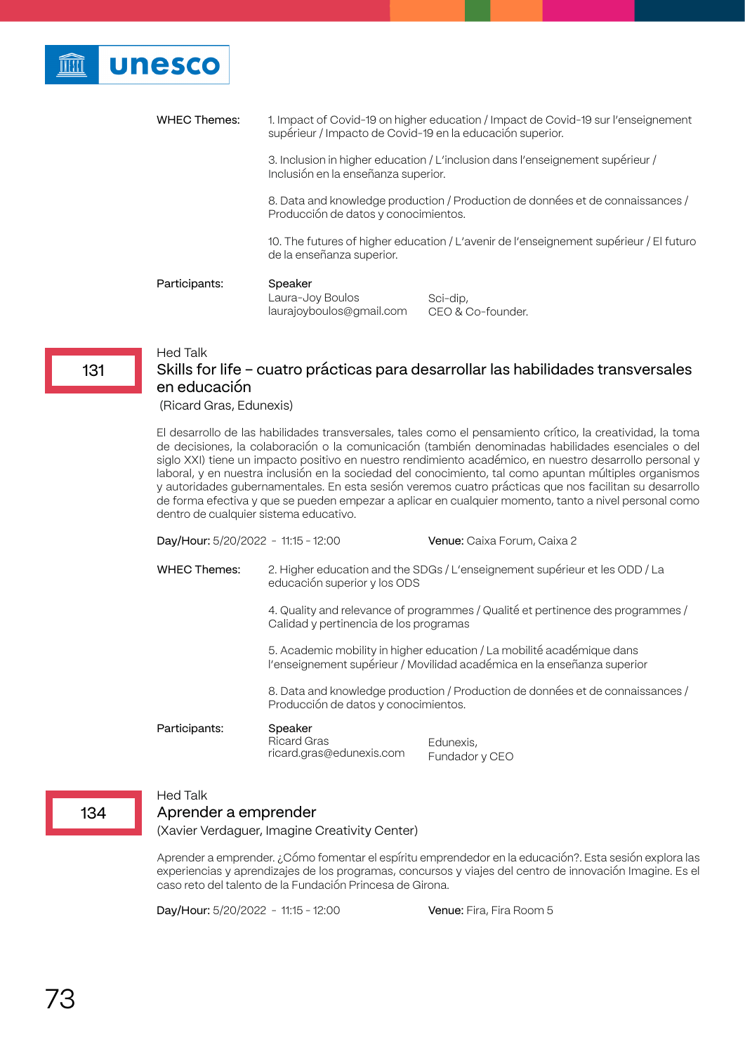WHEC Themes:

1. Impact of Covid-19 on higher education / Impact de Covid-19 sur l'enseignement supérieur / Impacto de Covid-19 en la educación superior.

3. Inclusion in higher education / L'inclusion dans l'enseignement supérieur / Inclusión en la enseñanza superior.

8. Data and knowledge production / Production de données et de connaissances / Producción de datos y conocimientos.

10. The futures of higher education / L'avenir de l'enseignement supérieur / El futuro de la enseñanza superior.

Participants:

Speaker
Laura-Joy Boulos
laurajoyboulos@gmail.com — Sci-dip, CEO & Co-founder.

## 131

Hed Talk

### Skills for life – cuatro prácticas para desarrollar las habilidades transversales en educación

(Ricard Gras, Edunexis)

El desarrollo de las habilidades transversales, tales como el pensamiento crítico, la creatividad, la toma de decisiones, la colaboración o la comunicación (también denominadas habilidades esenciales o del siglo XXI) tiene un impacto positivo en nuestro rendimiento académico, en nuestro desarrollo personal y laboral, y en nuestra inclusión en la sociedad del conocimiento, tal como apuntan múltiples organismos y autoridades gubernamentales. En esta sesión veremos cuatro prácticas que nos facilitan su desarrollo de forma efectiva y que se pueden empezar a aplicar en cualquier momento, tanto a nivel personal como dentro de cualquier sistema educativo.

**Day/Hour:** 5/20/2022 - 11:15 - 12:00 **Venue:** Caixa Forum, Caixa 2

WHEC Themes:

2. Higher education and the SDGs / L'enseignement supérieur et les ODD / La educación superior y los ODS

4. Quality and relevance of programmes / Qualité et pertinence des programmes / Calidad y pertinencia de los programas

5. Academic mobility in higher education / La mobilité académique dans l'enseignement supérieur / Movilidad académica en la enseñanza superior

8. Data and knowledge production / Production de données et de connaissances / Producción de datos y conocimientos.

Participants:

Speaker
Ricard Gras
ricard.gras@edunexis.com — Edunexis, Fundador y CEO

## 134

Hed Talk

### Aprender a emprender

(Xavier Verdaguer, Imagine Creativity Center)

Aprender a emprender. ¿Cómo fomentar el espíritu emprendedor en la educación?. Esta sesión explora las experiencias y aprendizajes de los programas, concursos y viajes del centro de innovación Imagine. Es el caso reto del talento de la Fundación Princesa de Girona.

**Day/Hour:** 5/20/2022 - 11:15 - 12:00 **Venue:** Fira, Fira Room 5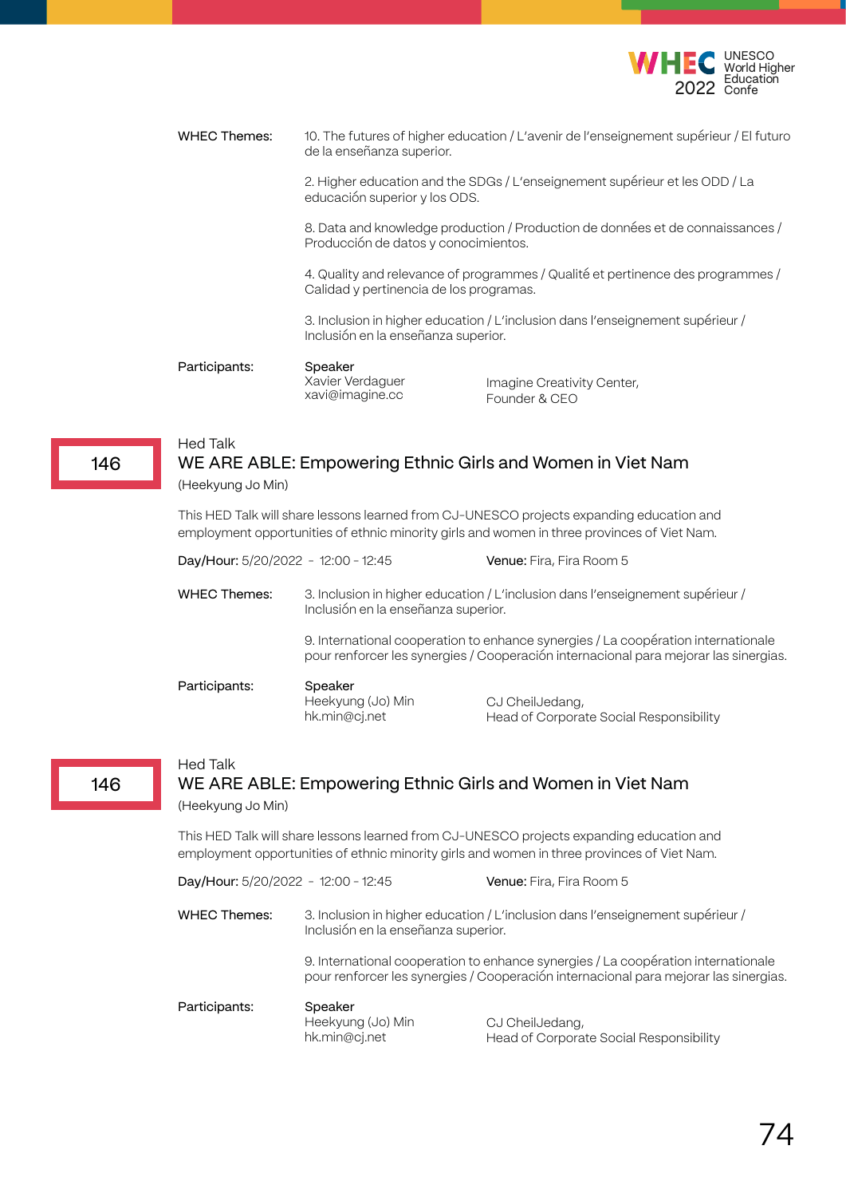WHEC Themes:

10. The futures of higher education / L'avenir de l'enseignement supérieur / El futuro de la enseñanza superior.

2. Higher education and the SDGs / L'enseignement supérieur et les ODD / La educación superior y los ODS.

8. Data and knowledge production / Production de données et de connaissances / Producción de datos y conocimientos.

4. Quality and relevance of programmes / Qualité et pertinence des programmes / Calidad y pertinencia de los programas.

3. Inclusion in higher education / L'inclusion dans l'enseignement supérieur / Inclusión en la enseñanza superior.

Participants:

Speaker
Xavier Verdaguer
xavi@imagine.cc

Imagine Creativity Center,
Founder & CEO

**146**

Hed Talk

## WE ARE ABLE: Empowering Ethnic Girls and Women in Viet Nam

(Heekyung Jo Min)

This HED Talk will share lessons learned from CJ-UNESCO projects expanding education and employment opportunities of ethnic minority girls and women in three provinces of Viet Nam.

**Day/Hour:** 5/20/2022 - 12:00 - 12:45 **Venue:** Fira, Fira Room 5

WHEC Themes:

3. Inclusion in higher education / L'inclusion dans l'enseignement supérieur / Inclusión en la enseñanza superior.

9. International cooperation to enhance synergies / La coopération internationale pour renforcer les synergies / Cooperación internacional para mejorar las sinergias.

Participants:

Speaker
Heekyung (Jo) Min
hk.min@cj.net

CJ CheilJedang,
Head of Corporate Social Responsibility

**146**

Hed Talk

## WE ARE ABLE: Empowering Ethnic Girls and Women in Viet Nam

(Heekyung Jo Min)

This HED Talk will share lessons learned from CJ-UNESCO projects expanding education and employment opportunities of ethnic minority girls and women in three provinces of Viet Nam.

**Day/Hour:** 5/20/2022 - 12:00 - 12:45 **Venue:** Fira, Fira Room 5

WHEC Themes:

3. Inclusion in higher education / L'inclusion dans l'enseignement supérieur / Inclusión en la enseñanza superior.

9. International cooperation to enhance synergies / La coopération internationale pour renforcer les synergies / Cooperación internacional para mejorar las sinergias.

Participants:

Speaker
Heekyung (Jo) Min
hk.min@cj.net

CJ CheilJedang,
Head of Corporate Social Responsibility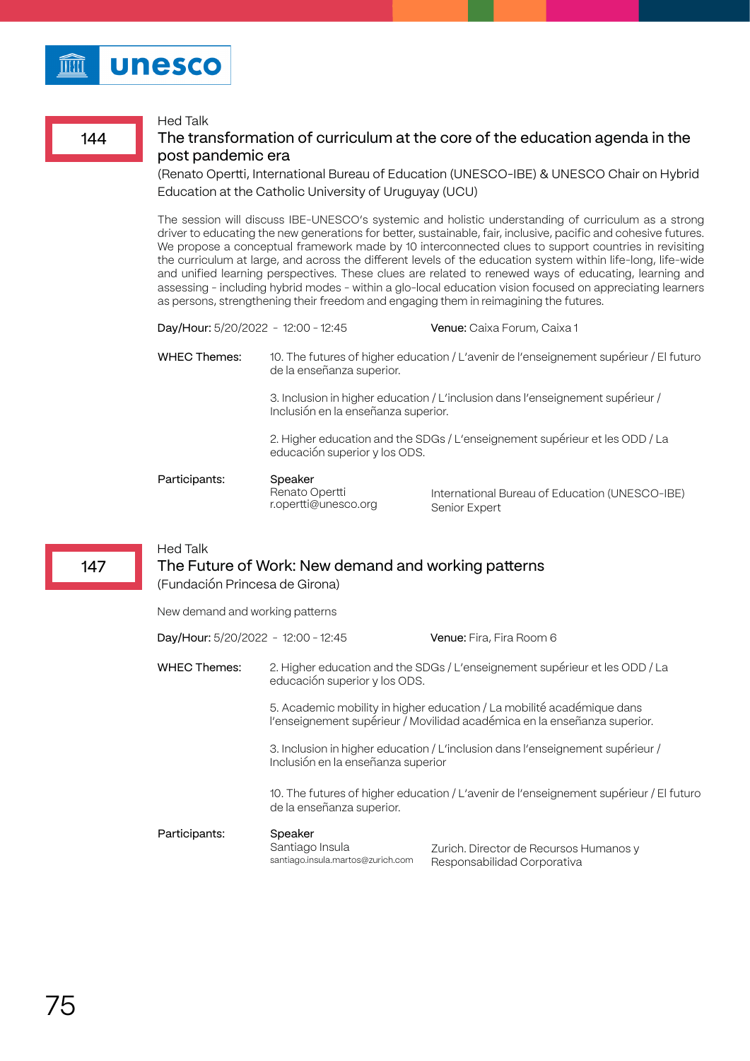**144**

Hed Talk

## The transformation of curriculum at the core of the education agenda in the post pandemic era

(Renato Opertti, International Bureau of Education (UNESCO-IBE) & UNESCO Chair on Hybrid Education at the Catholic University of Uruguay (UCU)

The session will discuss IBE-UNESCO's systemic and holistic understanding of curriculum as a strong driver to educating the new generations for better, sustainable, fair, inclusive, pacific and cohesive futures. We propose a conceptual framework made by 10 interconnected clues to support countries in revisiting the curriculum at large, and across the different levels of the education system within life-long, life-wide and unified learning perspectives. These clues are related to renewed ways of educating, learning and assessing - including hybrid modes - within a glo-local education vision focused on appreciating learners as persons, strengthening their freedom and engaging them in reimagining the futures.

**Day/Hour:** 5/20/2022 - 12:00 - 12:45 **Venue:** Caixa Forum, Caixa 1

**WHEC Themes:**

10. The futures of higher education / L'avenir de l'enseignement supérieur / El futuro de la enseñanza superior.

3. Inclusion in higher education / L'inclusion dans l'enseignement supérieur / Inclusión en la enseñanza superior.

2. Higher education and the SDGs / L'enseignement supérieur et les ODD / La educación superior y los ODS.

**Participants:**

Speaker
Renato Opertti
r.opertti@unesco.org
International Bureau of Education (UNESCO-IBE)
Senior Expert

**147**

Hed Talk

## The Future of Work: New demand and working patterns

(Fundación Princesa de Girona)

New demand and working patterns

**Day/Hour:** 5/20/2022 - 12:00 - 12:45 **Venue:** Fira, Fira Room 6

**WHEC Themes:**

2. Higher education and the SDGs / L'enseignement supérieur et les ODD / La educación superior y los ODS.

5. Academic mobility in higher education / La mobilité académique dans l'enseignement supérieur / Movilidad académica en la enseñanza superior.

3. Inclusion in higher education / L'inclusion dans l'enseignement supérieur / Inclusión en la enseñanza superior

10. The futures of higher education / L'avenir de l'enseignement supérieur / El futuro de la enseñanza superior.

**Participants:**

Speaker
Santiago Insula
santiago.insula.martos@zurich.com
Zurich. Director de Recursos Humanos y Responsabilidad Corporativa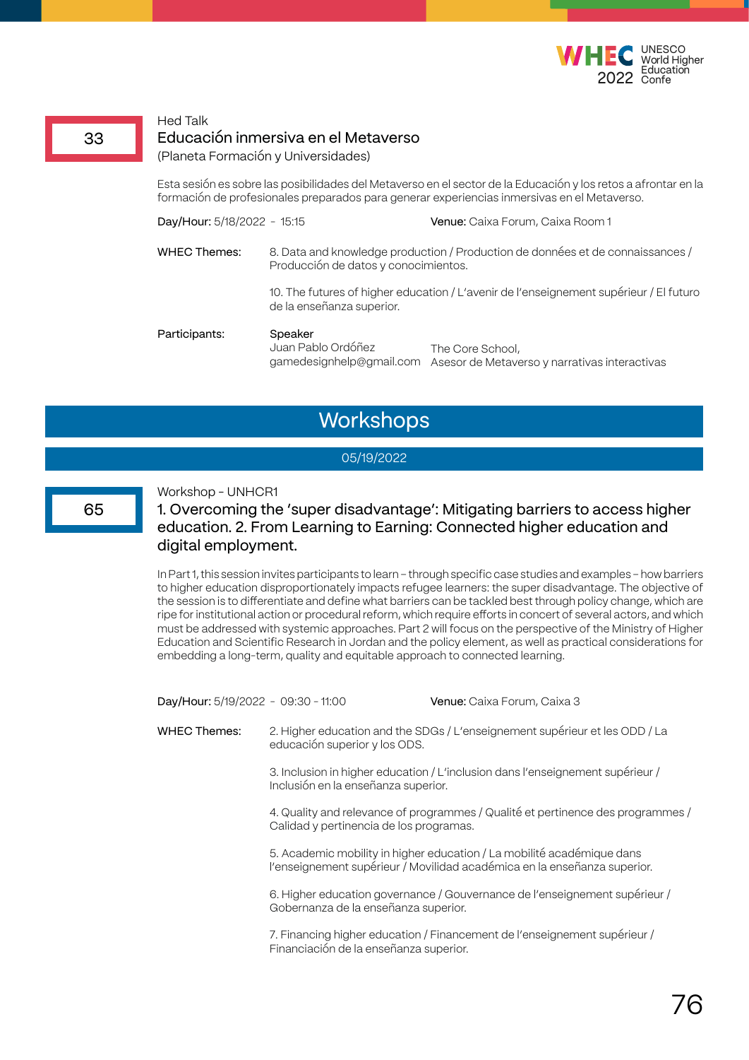33

Hed Talk

### Educación inmersiva en el Metaverso

(Planeta Formación y Universidades)

Esta sesión es sobre las posibilidades del Metaverso en el sector de la Educación y los retos a afrontar en la formación de profesionales preparados para generar experiencias inmersivas en el Metaverso.

**Day/Hour:** 5/18/2022 - 15:15 **Venue:** Caixa Forum, Caixa Room 1

**WHEC Themes:**

8. Data and knowledge production / Production de données et de connaissances / Producción de datos y conocimientos.

10. The futures of higher education / L'avenir de l'enseignement supérieur / El futuro de la enseñanza superior.

**Participants:**

Speaker
Juan Pablo Ordóñez, gamedesignhelp@gmail.com — The Core School, Asesor de Metaverso y narrativas interactivas

## Workshops

05/19/2022

65

Workshop - UNHCR1

### 1. Overcoming the 'super disadvantage': Mitigating barriers to access higher education. 2. From Learning to Earning: Connected higher education and digital employment.

In Part 1, this session invites participants to learn – through specific case studies and examples – how barriers to higher education disproportionately impacts refugee learners: the super disadvantage. The objective of the session is to differentiate and define what barriers can be tackled best through policy change, which are ripe for institutional action or procedural reform, which require efforts in concert of several actors, and which must be addressed with systemic approaches. Part 2 will focus on the perspective of the Ministry of Higher Education and Scientific Research in Jordan and the policy element, as well as practical considerations for embedding a long-term, quality and equitable approach to connected learning.

**Day/Hour:** 5/19/2022 - 09:30 - 11:00 **Venue:** Caixa Forum, Caixa 3

**WHEC Themes:**

2. Higher education and the SDGs / L'enseignement supérieur et les ODD / La educación superior y los ODS.

3. Inclusion in higher education / L'inclusion dans l'enseignement supérieur / Inclusión en la enseñanza superior.

4. Quality and relevance of programmes / Qualité et pertinence des programmes / Calidad y pertinencia de los programas.

5. Academic mobility in higher education / La mobilité académique dans l'enseignement supérieur / Movilidad académica en la enseñanza superior.

6. Higher education governance / Gouvernance de l'enseignement supérieur / Gobernanza de la enseñanza superior.

7. Financing higher education / Financement de l'enseignement supérieur / Financiación de la enseñanza superior.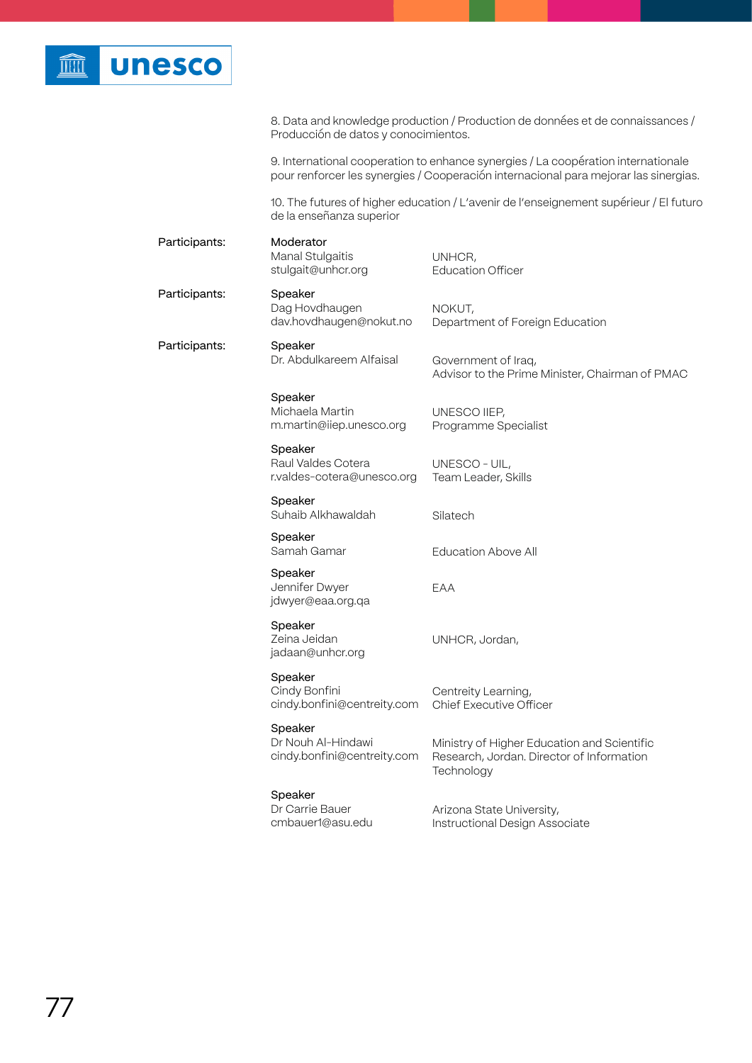8. Data and knowledge production / Production de données et de connaissances / Producción de datos y conocimientos.

9. International cooperation to enhance synergies / La coopération internationale pour renforcer les synergies / Cooperación internacional para mejorar las sinergias.

10. The futures of higher education / L'avenir de l'enseignement supérieur / El futuro de la enseñanza superior

| | | |
|---|---|---|
| Participants: | Moderator<br>Manal Stulgaitis<br>stulgait@unhcr.org | UNHCR,<br>Education Officer |
| Participants: | Speaker<br>Dag Hovdhaugen<br>dav.hovdhaugen@nokut.no | NOKUT,<br>Department of Foreign Education |
| Participants: | Speaker<br>Dr. Abdulkareem Alfaisal | Government of Iraq,<br>Advisor to the Prime Minister, Chairman of PMAC |
| | Speaker<br>Michaela Martin<br>m.martin@iiep.unesco.org | UNESCO IIEP,<br>Programme Specialist |
| | Speaker<br>Raul Valdes Cotera<br>r.valdes-cotera@unesco.org | UNESCO - UIL,<br>Team Leader, Skills |
| | Speaker<br>Suhaib Alkhawaldah | Silatech |
| | Speaker<br>Samah Gamar | Education Above All |
| | Speaker<br>Jennifer Dwyer<br>jdwyer@eaa.org.qa | EAA |
| | Speaker<br>Zeina Jeidan<br>jadaan@unhcr.org | UNHCR, Jordan, |
| | Speaker<br>Cindy Bonfini<br>cindy.bonfini@centreity.com | Centreity Learning,<br>Chief Executive Officer |
| | Speaker<br>Dr Nouh Al-Hindawi<br>cindy.bonfini@centreity.com | Ministry of Higher Education and Scientific Research, Jordan. Director of Information Technology |
| | Speaker<br>Dr Carrie Bauer<br>cmbauer1@asu.edu | Arizona State University,<br>Instructional Design Associate |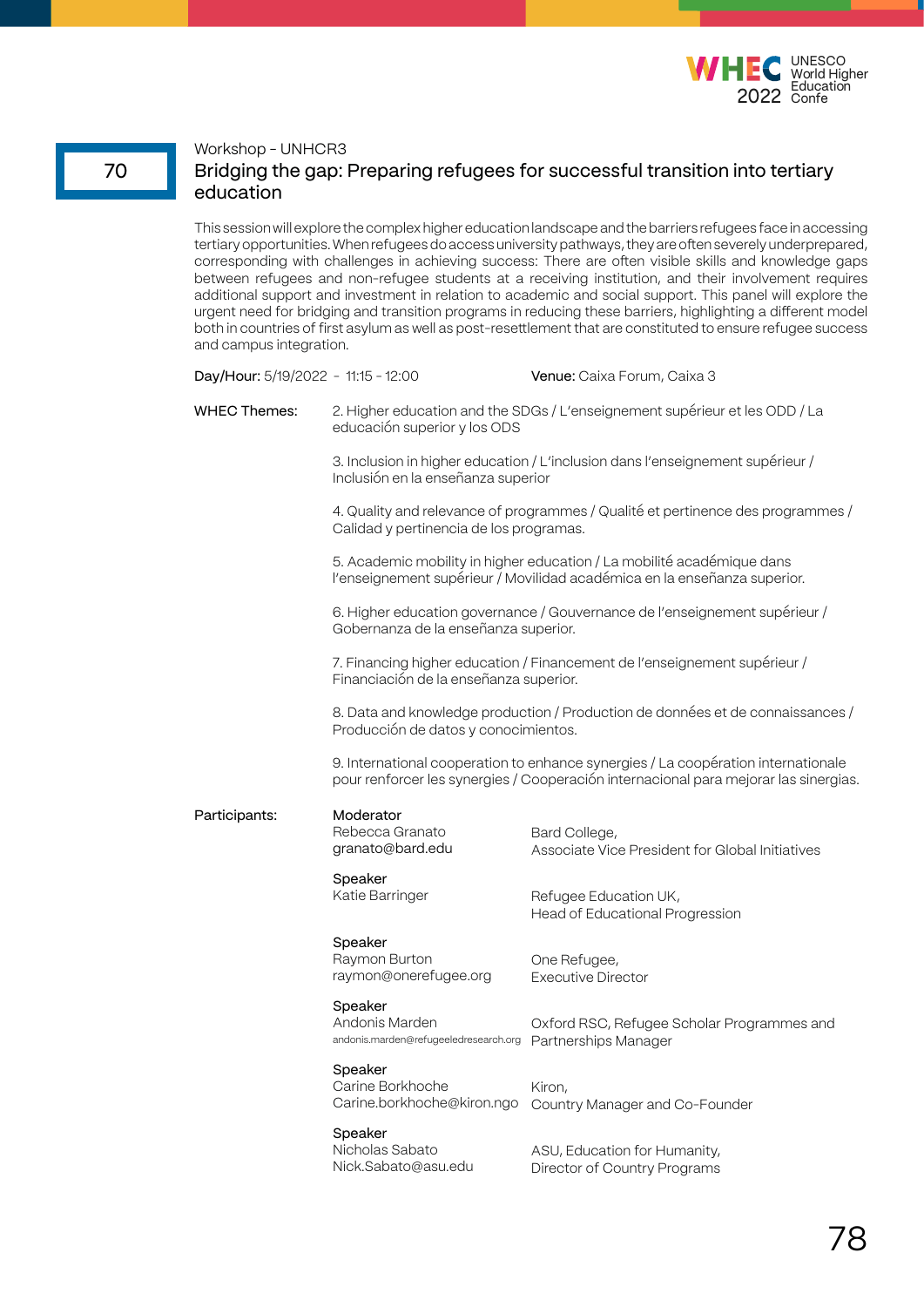70

Workshop - UNHCR3

## Bridging the gap: Preparing refugees for successful transition into tertiary education

This session will explore the complex higher education landscape and the barriers refugees face in accessing tertiary opportunities. When refugees do access university pathways, they are often severely underprepared, corresponding with challenges in achieving success: There are often visible skills and knowledge gaps between refugees and non-refugee students at a receiving institution, and their involvement requires additional support and investment in relation to academic and social support. This panel will explore the urgent need for bridging and transition programs in reducing these barriers, highlighting a different model both in countries of first asylum as well as post-resettlement that are constituted to ensure refugee success and campus integration.

**Day/Hour:** 5/19/2022 - 11:15 - 12:00 **Venue:** Caixa Forum, Caixa 3

**WHEC Themes:**

2. Higher education and the SDGs / L'enseignement supérieur et les ODD / La educación superior y los ODS

3. Inclusion in higher education / L'inclusion dans l'enseignement supérieur / Inclusión en la enseñanza superior

4. Quality and relevance of programmes / Qualité et pertinence des programmes / Calidad y pertinencia de los programas.

5. Academic mobility in higher education / La mobilité académique dans l'enseignement supérieur / Movilidad académica en la enseñanza superior.

6. Higher education governance / Gouvernance de l'enseignement supérieur / Gobernanza de la enseñanza superior.

7. Financing higher education / Financement de l'enseignement supérieur / Financiación de la enseñanza superior.

8. Data and knowledge production / Production de données et de connaissances / Producción de datos y conocimientos.

9. International cooperation to enhance synergies / La coopération internationale pour renforcer les synergies / Cooperación internacional para mejorar las sinergias.

**Participants:**

Moderator
Rebecca Granato
granato@bard.edu
Bard College,
Associate Vice President for Global Initiatives

Speaker
Katie Barringer
Refugee Education UK,
Head of Educational Progression

Speaker
Raymon Burton
raymon@onerefugee.org
One Refugee,
Executive Director

Speaker
Andonis Marden
andonis.marden@refugeeledresearch.org
Oxford RSC, Refugee Scholar Programmes and Partnerships Manager

Speaker
Carine Borkhoche
Carine.borkhoche@kiron.ngo
Kiron,
Country Manager and Co-Founder

Speaker
Nicholas Sabato
Nick.Sabato@asu.edu
ASU, Education for Humanity,
Director of Country Programs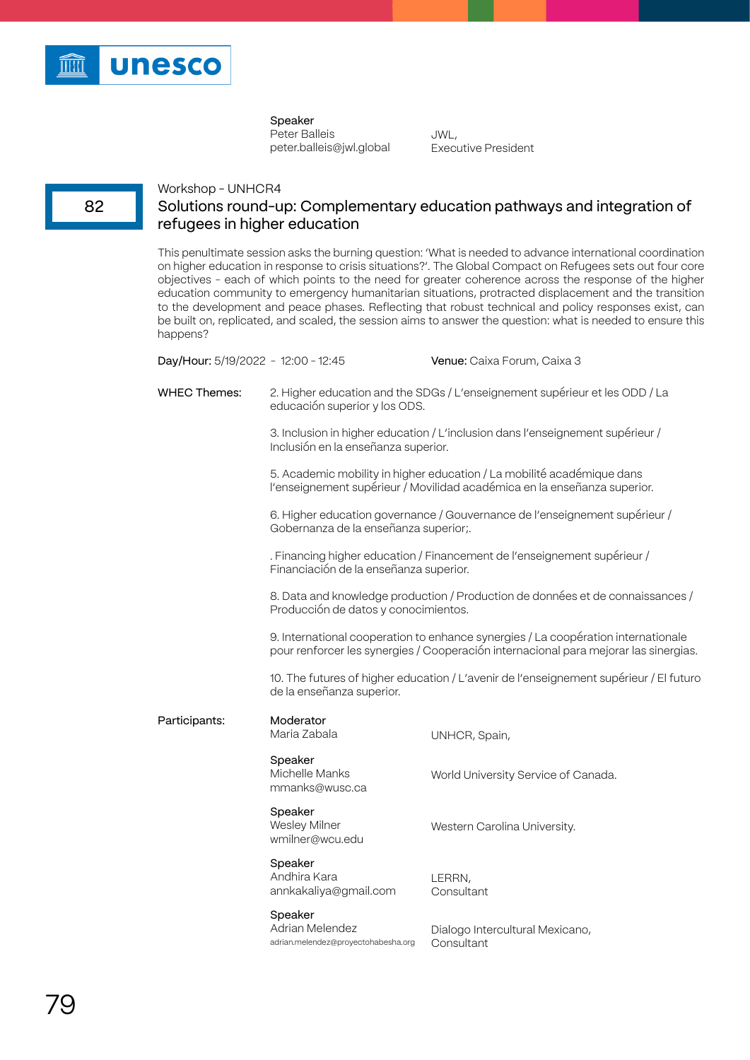Speaker
Peter Balleis
peter.balleis@jwl.global

JWL,
Executive President

82

Workshop - UNHCR4

## Solutions round-up: Complementary education pathways and integration of refugees in higher education

This penultimate session asks the burning question: 'What is needed to advance international coordination on higher education in response to crisis situations?'. The Global Compact on Refugees sets out four core objectives - each of which points to the need for greater coherence across the response of the higher education community to emergency humanitarian situations, protracted displacement and the transition to the development and peace phases. Reflecting that robust technical and policy responses exist, can be built on, replicated, and scaled, the session aims to answer the question: what is needed to ensure this happens?

**Day/Hour:** 5/19/2022 - 12:00 - 12:45

**Venue:** Caixa Forum, Caixa 3

**WHEC Themes:**

2. Higher education and the SDGs / L'enseignement supérieur et les ODD / La educación superior y los ODS.

3. Inclusion in higher education / L'inclusion dans l'enseignement supérieur / Inclusión en la enseñanza superior.

5. Academic mobility in higher education / La mobilité académique dans l'enseignement supérieur / Movilidad académica en la enseñanza superior.

6. Higher education governance / Gouvernance de l'enseignement supérieur / Gobernanza de la enseñanza superior;.

. Financing higher education / Financement de l'enseignement supérieur / Financiación de la enseñanza superior.

8. Data and knowledge production / Production de données et de connaissances / Producción de datos y conocimientos.

9. International cooperation to enhance synergies / La coopération internationale pour renforcer les synergies / Cooperación internacional para mejorar las sinergias.

10. The futures of higher education / L'avenir de l'enseignement supérieur / El futuro de la enseñanza superior.

**Participants:**

Moderator
Maria Zabala

UNHCR, Spain,

Speaker
Michelle Manks
mmanks@wusc.ca

World University Service of Canada.

Speaker
Wesley Milner
wmilner@wcu.edu

Western Carolina University.

Speaker
Andhira Kara
annkakaliya@gmail.com

LERRN,
Consultant

Speaker
Adrian Melendez
adrian.melendez@proyectohabesha.org

Dialogo Intercultural Mexicano,
Consultant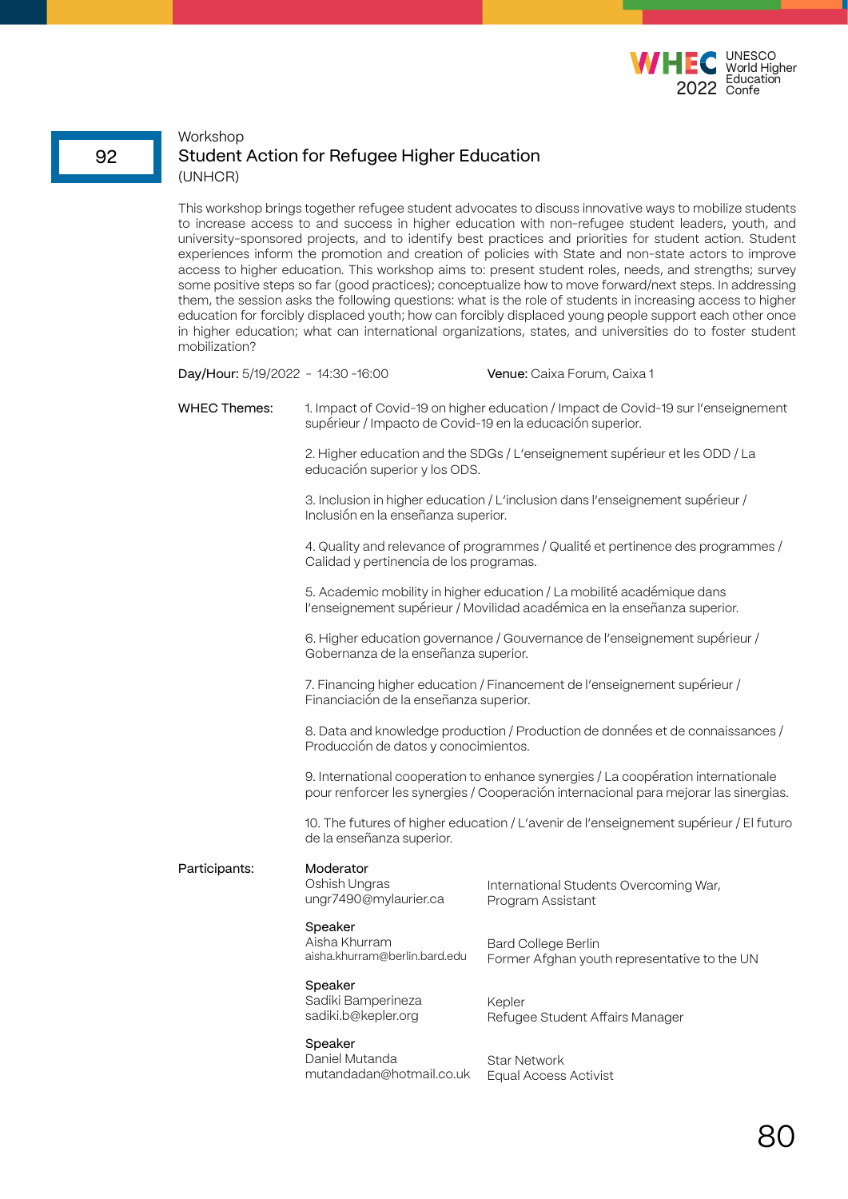92

Workshop

## Student Action for Refugee Higher Education

(UNHCR)

This workshop brings together refugee student advocates to discuss innovative ways to mobilize students to increase access to and success in higher education with non-refugee student leaders, youth, and university-sponsored projects, and to identify best practices and priorities for student action. Student experiences inform the promotion and creation of policies with State and non-state actors to improve access to higher education. This workshop aims to: present student roles, needs, and strengths; survey some positive steps so far (good practices); conceptualize how to move forward/next steps. In addressing them, the session asks the following questions: what is the role of students in increasing access to higher education for forcibly displaced youth; how can forcibly displaced young people support each other once in higher education; what can international organizations, states, and universities do to foster student mobilization?

**Day/Hour:** 5/19/2022 - 14:30 -16:00

**Venue:** Caixa Forum, Caixa 1

**WHEC Themes:**

1. Impact of Covid-19 on higher education / Impact de Covid-19 sur l'enseignement supérieur / Impacto de Covid-19 en la educación superior.
2. Higher education and the SDGs / L'enseignement supérieur et les ODD / La educación superior y los ODS.
3. Inclusion in higher education / L'inclusion dans l'enseignement supérieur / Inclusión en la enseñanza superior.
4. Quality and relevance of programmes / Qualité et pertinence des programmes / Calidad y pertinencia de los programas.
5. Academic mobility in higher education / La mobilité académique dans l'enseignement supérieur / Movilidad académica en la enseñanza superior.
6. Higher education governance / Gouvernance de l'enseignement supérieur / Gobernanza de la enseñanza superior.
7. Financing higher education / Financement de l'enseignement supérieur / Financiación de la enseñanza superior.
8. Data and knowledge production / Production de données et de connaissances / Producción de datos y conocimientos.
9. International cooperation to enhance synergies / La coopération internationale pour renforcer les synergies / Cooperación internacional para mejorar las sinergias.
10. The futures of higher education / L'avenir de l'enseignement supérieur / El futuro de la enseñanza superior.

**Participants:**

Moderator
Oshish Ungras
ungr7490@mylaurier.ca
International Students Overcoming War, Program Assistant

Speaker
Aisha Khurram
aisha.khurram@berlin.bard.edu
Bard College Berlin
Former Afghan youth representative to the UN

Speaker
Sadiki Bamperineza
sadiki.b@kepler.org
Kepler
Refugee Student Affairs Manager

Speaker
Daniel Mutanda
mutandadan@hotmail.co.uk
Star Network
Equal Access Activist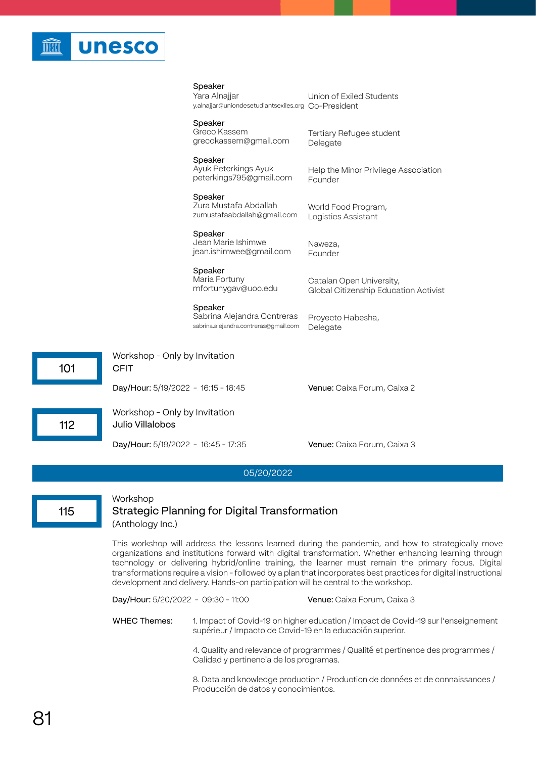Speaker
Yara Alnajjar
y.alnajjar@uniondesetudiantsexiles.org

Union of Exiled Students
Co-President

Speaker
Greco Kassem
grecokassem@gmail.com

Tertiary Refugee student
Delegate

Speaker
Ayuk Peterkings Ayuk
peterkings795@gmail.com

Help the Minor Privilege Association
Founder

Speaker
Zura Mustafa Abdallah
zumustafaabdallah@gmail.com

World Food Program,
Logistics Assistant

Speaker
Jean Marie Ishimwe
jean.ishimwee@gmail.com

Naweza,
Founder

Speaker
Maria Fortuny
mfortunygav@uoc.edu

Catalan Open University,
Global Citizenship Education Activist

Speaker
Sabrina Alejandra Contreras
sabrina.alejandra.contreras@gmail.com

Proyecto Habesha,
Delegate

## 101

Workshop - Only by Invitation
CFIT

**Day/Hour:** 5/19/2022 - 16:15 - 16:45

**Venue:** Caixa Forum, Caixa 2

## 112

Workshop - Only by Invitation
Julio Villalobos

**Day/Hour:** 5/19/2022 - 16:45 - 17:35

**Venue:** Caixa Forum, Caixa 3

## 05/20/2022

## 115

Workshop
### Strategic Planning for Digital Transformation
(Anthology Inc.)

This workshop will address the lessons learned during the pandemic, and how to strategically move organizations and institutions forward with digital transformation. Whether enhancing learning through technology or delivering hybrid/online training, the learner must remain the primary focus. Digital transformations require a vision - followed by a plan that incorporates best practices for digital instructional development and delivery. Hands-on participation will be central to the workshop.

**Day/Hour:** 5/20/2022 - 09:30 - 11:00

**Venue:** Caixa Forum, Caixa 3

WHEC Themes:

1. Impact of Covid-19 on higher education / Impact de Covid-19 sur l'enseignement supérieur / Impacto de Covid-19 en la educación superior.

4. Quality and relevance of programmes / Qualité et pertinence des programmes / Calidad y pertinencia de los programas.

8. Data and knowledge production / Production de données et de connaissances / Producción de datos y conocimientos.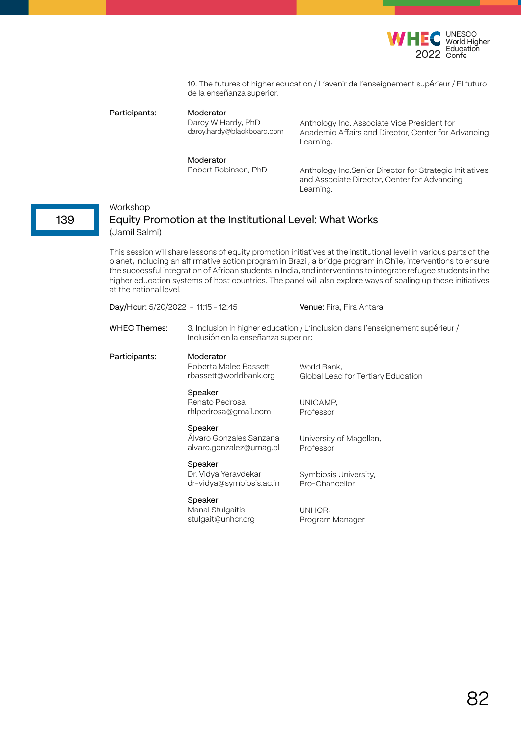10. The futures of higher education / L'avenir de l'enseignement supérieur / El futuro de la enseñanza superior.

| | | |
|---|---|---|
| Participants: | Moderator<br>Darcy W Hardy, PhD<br>darcy.hardy@blackboard.com | Anthology Inc. Associate Vice President for Academic Affairs and Director, Center for Advancing Learning. |
| | Moderator<br>Robert Robinson, PhD | Anthology Inc.Senior Director for Strategic Initiatives and Associate Director, Center for Advancing Learning. |

**139**

Workshop

## Equity Promotion at the Institutional Level: What Works

(Jamil Salmi)

This session will share lessons of equity promotion initiatives at the institutional level in various parts of the planet, including an affirmative action program in Brazil, a bridge program in Chile, interventions to ensure the successful integration of African students in India, and interventions to integrate refugee students in the higher education systems of host countries. The panel will also explore ways of scaling up these initiatives at the national level.

**Day/Hour:** 5/20/2022 - 11:15 - 12:45 **Venue:** Fira, Fira Antara

**WHEC Themes:** 3. Inclusion in higher education / L'inclusion dans l'enseignement supérieur / Inclusión en la enseñanza superior;

| | | |
|---|---|---|
| Participants: | Moderator<br>Roberta Malee Bassett<br>rbassett@worldbank.org | World Bank,<br>Global Lead for Tertiary Education |
| | Speaker<br>Renato Pedrosa<br>rhlpedrosa@gmail.com | UNICAMP,<br>Professor |
| | Speaker<br>Álvaro Gonzales Sanzana<br>alvaro.gonzalez@umag.cl | University of Magellan,<br>Professor |
| | Speaker<br>Dr. Vidya Yeravdekar<br>dr-vidya@symbiosis.ac.in | Symbiosis University,<br>Pro-Chancellor |
| | Speaker<br>Manal Stulgaitis<br>stulgait@unhcr.org | UNHCR,<br>Program Manager |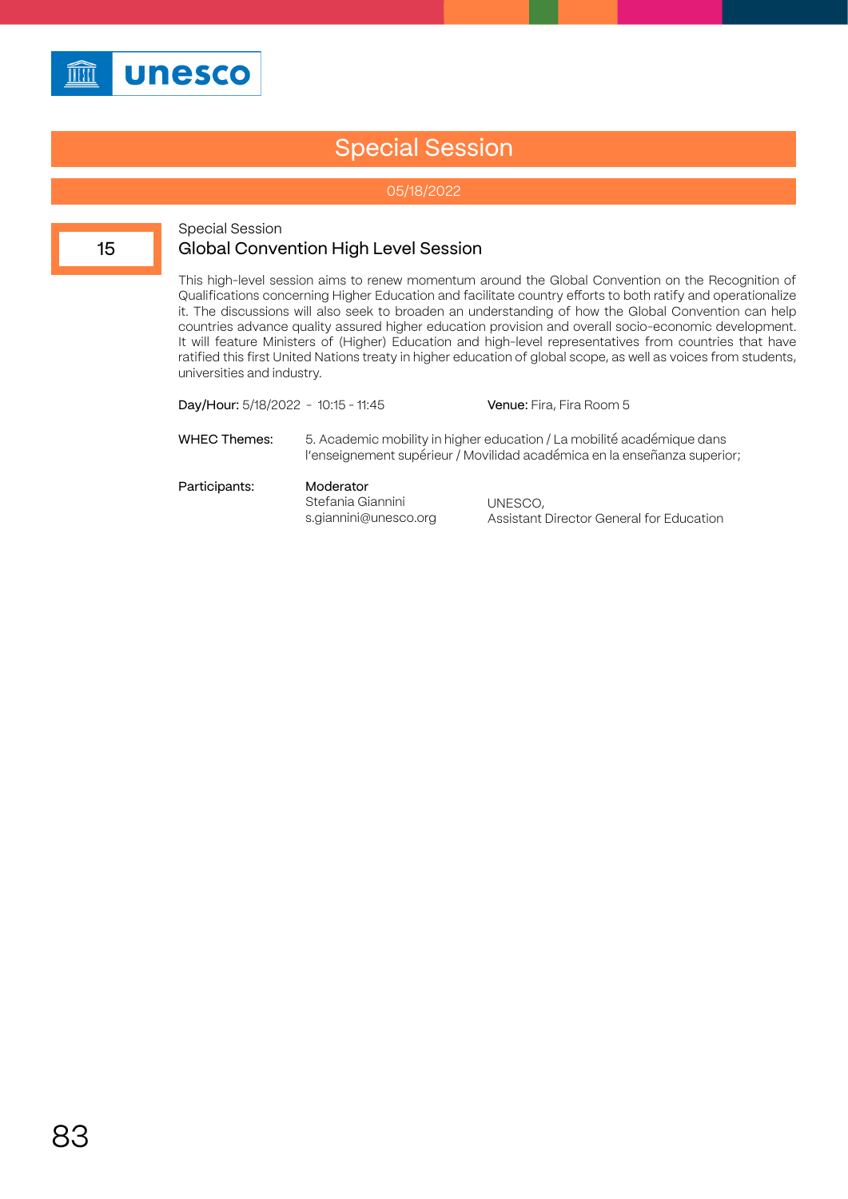# Special Session

05/18/2022

**15**

Special Session

## Global Convention High Level Session

This high-level session aims to renew momentum around the Global Convention on the Recognition of Qualifications concerning Higher Education and facilitate country efforts to both ratify and operationalize it. The discussions will also seek to broaden an understanding of how the Global Convention can help countries advance quality assured higher education provision and overall socio-economic development. It will feature Ministers of (Higher) Education and high-level representatives from countries that have ratified this first United Nations treaty in higher education of global scope, as well as voices from students, universities and industry.

**Day/Hour:** 5/18/2022 - 10:15 - 11:45

**Venue:** Fira, Fira Room 5

**WHEC Themes:** 5. Academic mobility in higher education / La mobilité académique dans l'enseignement supérieur / Movilidad académica en la enseñanza superior;

**Participants:**

Moderator
Stefania Giannini
s.giannini@unesco.org
UNESCO,
Assistant Director General for Education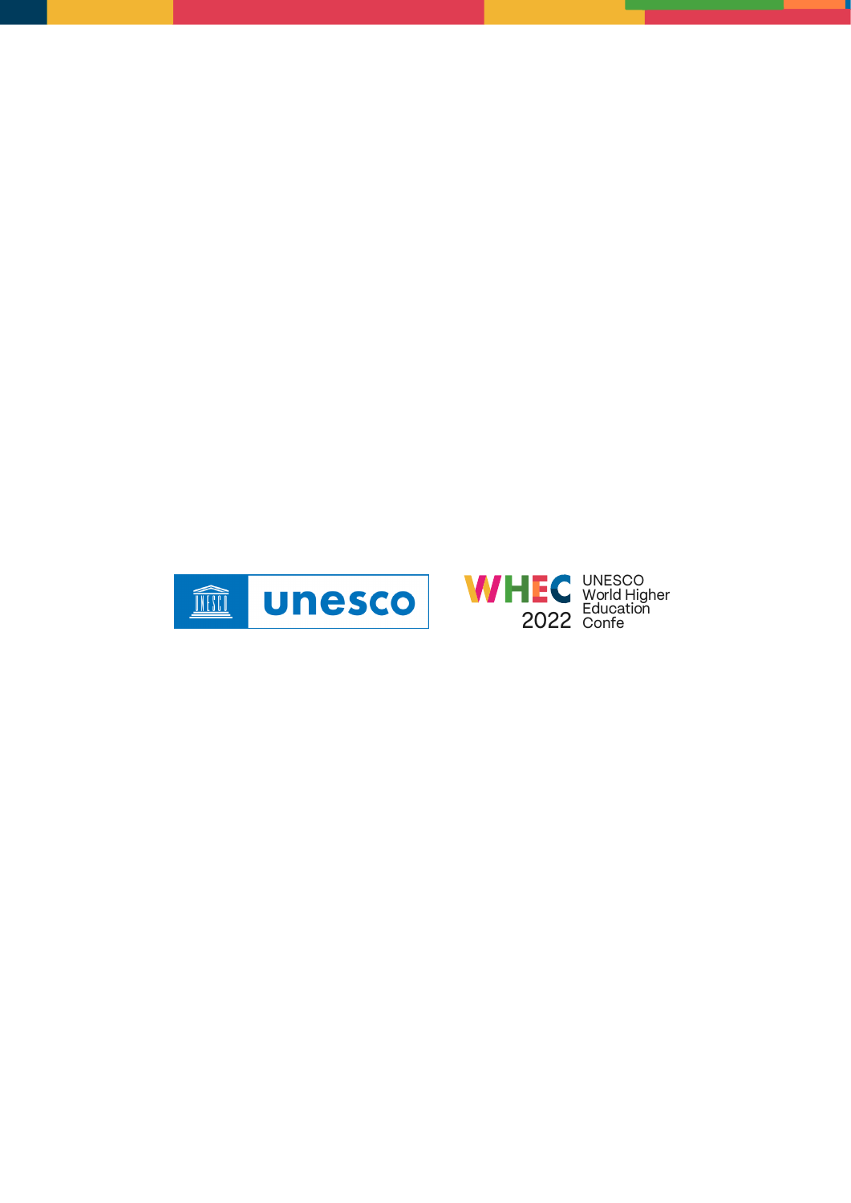unesco

WHEC 2022 UNESCO World Higher Education Confe